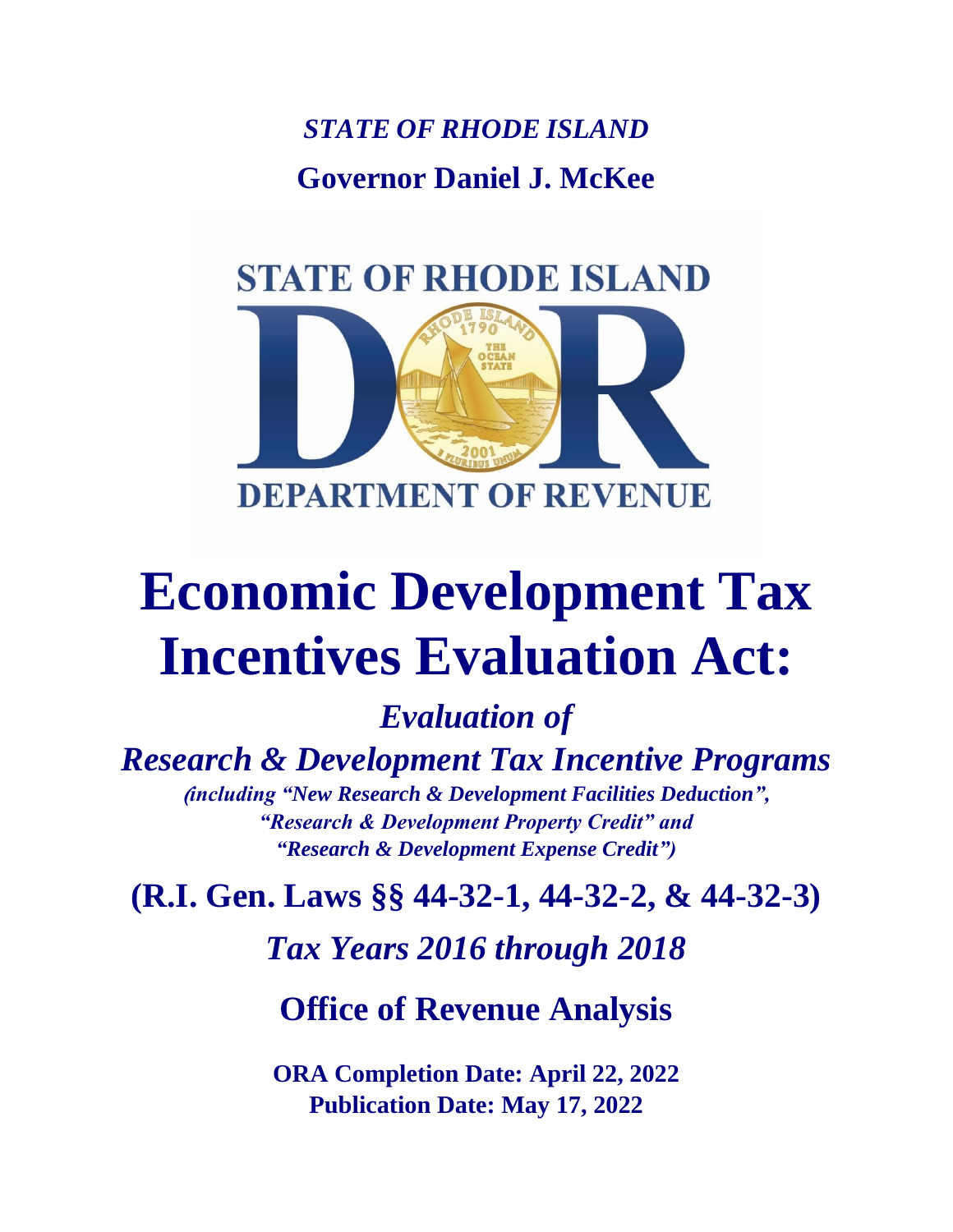*STATE OF RHODE ISLAND*

**Governor Daniel J. McKee**

STATE OF RHODE ISLAND

DEPARTMENT OF REVENUE

# Economic Development Tax Incentives Evaluation Act:

## *Evaluation of Research & Development Tax Incentive Programs*

***(including "New Research & Development Facilities Deduction", "Research & Development Property Credit" and "Research & Development Expense Credit")***

## (R.I. Gen. Laws §§ 44-32-1, 44-32-2, & 44-32-3)

## *Tax Years 2016 through 2018*

## Office of Revenue Analysis

**ORA Completion Date: April 22, 2022**
**Publication Date: May 17, 2022**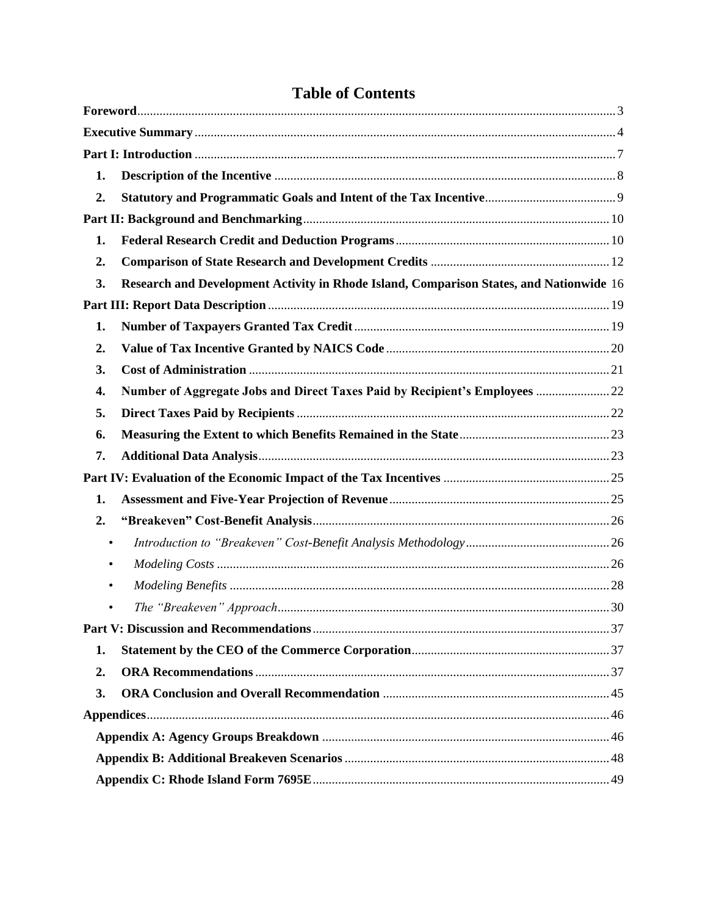# Table of Contents

**Foreword** ... 3

**Executive Summary** ... 4

**Part I: Introduction** ... 7

1. **Description of the Incentive** ... 8
2. **Statutory and Programmatic Goals and Intent of the Tax Incentive** ... 9

**Part II: Background and Benchmarking** ... 10

1. **Federal Research Credit and Deduction Programs** ... 10
2. **Comparison of State Research and Development Credits** ... 12
3. **Research and Development Activity in Rhode Island, Comparison States, and Nationwide** 16

**Part III: Report Data Description** ... 19

1. **Number of Taxpayers Granted Tax Credit** ... 19
2. **Value of Tax Incentive Granted by NAICS Code** ... 20
3. **Cost of Administration** ... 21
4. **Number of Aggregate Jobs and Direct Taxes Paid by Recipient's Employees** ... 22
5. **Direct Taxes Paid by Recipients** ... 22
6. **Measuring the Extent to which Benefits Remained in the State** ... 23
7. **Additional Data Analysis** ... 23

**Part IV: Evaluation of the Economic Impact of the Tax Incentives** ... 25

1. **Assessment and Five-Year Projection of Revenue** ... 25
2. **"Breakeven" Cost-Benefit Analysis** ... 26
   - *Introduction to "Breakeven" Cost-Benefit Analysis Methodology* ... 26
   - *Modeling Costs* ... 26
   - *Modeling Benefits* ... 28
   - *The "Breakeven" Approach* ... 30

**Part V: Discussion and Recommendations** ... 37

1. **Statement by the CEO of the Commerce Corporation** ... 37
2. **ORA Recommendations** ... 37
3. **ORA Conclusion and Overall Recommendation** ... 45

**Appendices** ... 46

**Appendix A: Agency Groups Breakdown** ... 46

**Appendix B: Additional Breakeven Scenarios** ... 48

**Appendix C: Rhode Island Form 7695E** ... 49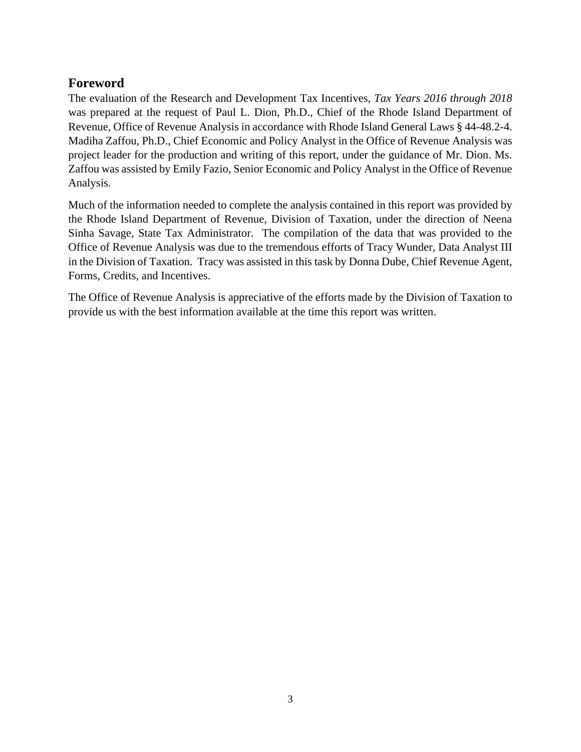## Foreword

The evaluation of the Research and Development Tax Incentives, *Tax Years 2016 through 2018* was prepared at the request of Paul L. Dion, Ph.D., Chief of the Rhode Island Department of Revenue, Office of Revenue Analysis in accordance with Rhode Island General Laws § 44-48.2-4. Madiha Zaffou, Ph.D., Chief Economic and Policy Analyst in the Office of Revenue Analysis was project leader for the production and writing of this report, under the guidance of Mr. Dion. Ms. Zaffou was assisted by Emily Fazio, Senior Economic and Policy Analyst in the Office of Revenue Analysis.

Much of the information needed to complete the analysis contained in this report was provided by the Rhode Island Department of Revenue, Division of Taxation, under the direction of Neena Sinha Savage, State Tax Administrator. The compilation of the data that was provided to the Office of Revenue Analysis was due to the tremendous efforts of Tracy Wunder, Data Analyst III in the Division of Taxation. Tracy was assisted in this task by Donna Dube, Chief Revenue Agent, Forms, Credits, and Incentives.

The Office of Revenue Analysis is appreciative of the efforts made by the Division of Taxation to provide us with the best information available at the time this report was written.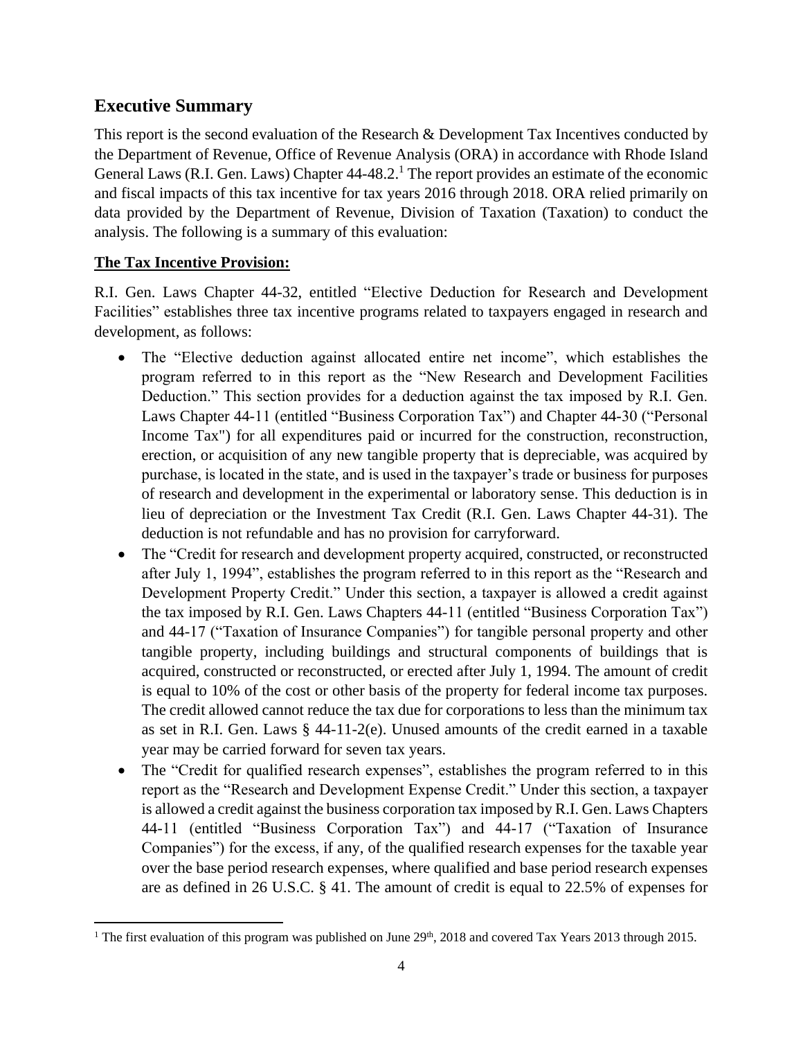## Executive Summary

This report is the second evaluation of the Research & Development Tax Incentives conducted by the Department of Revenue, Office of Revenue Analysis (ORA) in accordance with Rhode Island General Laws (R.I. Gen. Laws) Chapter 44-48.2.[1] The report provides an estimate of the economic and fiscal impacts of this tax incentive for tax years 2016 through 2018. ORA relied primarily on data provided by the Department of Revenue, Division of Taxation (Taxation) to conduct the analysis. The following is a summary of this evaluation:

**The Tax Incentive Provision:**

R.I. Gen. Laws Chapter 44-32, entitled "Elective Deduction for Research and Development Facilities" establishes three tax incentive programs related to taxpayers engaged in research and development, as follows:

- The "Elective deduction against allocated entire net income", which establishes the program referred to in this report as the "New Research and Development Facilities Deduction." This section provides for a deduction against the tax imposed by R.I. Gen. Laws Chapter 44-11 (entitled "Business Corporation Tax") and Chapter 44-30 ("Personal Income Tax") for all expenditures paid or incurred for the construction, reconstruction, erection, or acquisition of any new tangible property that is depreciable, was acquired by purchase, is located in the state, and is used in the taxpayer's trade or business for purposes of research and development in the experimental or laboratory sense. This deduction is in lieu of depreciation or the Investment Tax Credit (R.I. Gen. Laws Chapter 44-31). The deduction is not refundable and has no provision for carryforward.
- The "Credit for research and development property acquired, constructed, or reconstructed after July 1, 1994", establishes the program referred to in this report as the "Research and Development Property Credit." Under this section, a taxpayer is allowed a credit against the tax imposed by R.I. Gen. Laws Chapters 44-11 (entitled "Business Corporation Tax") and 44-17 ("Taxation of Insurance Companies") for tangible personal property and other tangible property, including buildings and structural components of buildings that is acquired, constructed or reconstructed, or erected after July 1, 1994. The amount of credit is equal to 10% of the cost or other basis of the property for federal income tax purposes. The credit allowed cannot reduce the tax due for corporations to less than the minimum tax as set in R.I. Gen. Laws § 44-11-2(e). Unused amounts of the credit earned in a taxable year may be carried forward for seven tax years.
- The "Credit for qualified research expenses", establishes the program referred to in this report as the "Research and Development Expense Credit." Under this section, a taxpayer is allowed a credit against the business corporation tax imposed by R.I. Gen. Laws Chapters 44-11 (entitled "Business Corporation Tax") and 44-17 ("Taxation of Insurance Companies") for the excess, if any, of the qualified research expenses for the taxable year over the base period research expenses, where qualified and base period research expenses are as defined in 26 U.S.C. § 41. The amount of credit is equal to 22.5% of expenses for

[1] The first evaluation of this program was published on June 29th, 2018 and covered Tax Years 2013 through 2015.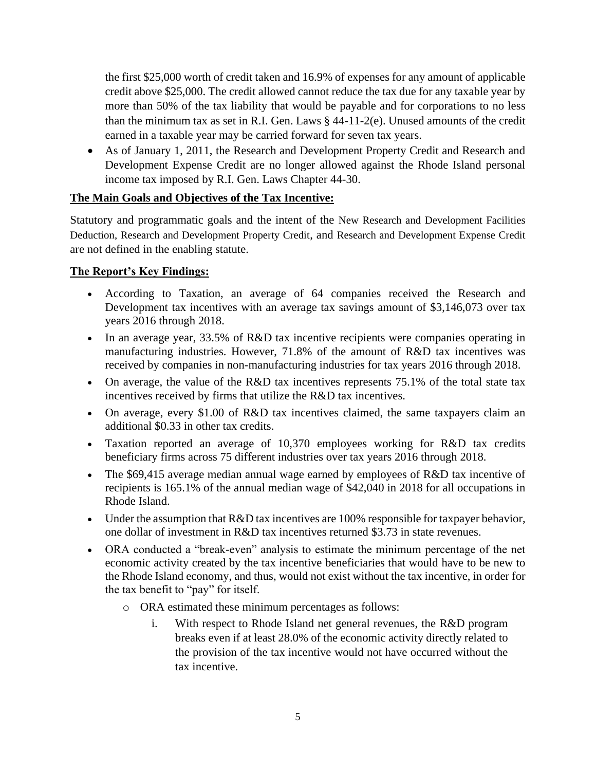the first $25,000 worth of credit taken and 16.9% of expenses for any amount of applicable credit above $25,000. The credit allowed cannot reduce the tax due for any taxable year by more than 50% of the tax liability that would be payable and for corporations to no less than the minimum tax as set in R.I. Gen. Laws § 44-11-2(e). Unused amounts of the credit earned in a taxable year may be carried forward for seven tax years.

- As of January 1, 2011, the Research and Development Property Credit and Research and Development Expense Credit are no longer allowed against the Rhode Island personal income tax imposed by R.I. Gen. Laws Chapter 44-30.

**The Main Goals and Objectives of the Tax Incentive:**

Statutory and programmatic goals and the intent of the New Research and Development Facilities Deduction, Research and Development Property Credit, and Research and Development Expense Credit are not defined in the enabling statute.

**The Report's Key Findings:**

- According to Taxation, an average of 64 companies received the Research and Development tax incentives with an average tax savings amount of $3,146,073 over tax years 2016 through 2018.
- In an average year, 33.5% of R&D tax incentive recipients were companies operating in manufacturing industries. However, 71.8% of the amount of R&D tax incentives was received by companies in non-manufacturing industries for tax years 2016 through 2018.
- On average, the value of the R&D tax incentives represents 75.1% of the total state tax incentives received by firms that utilize the R&D tax incentives.
- On average, every $1.00 of R&D tax incentives claimed, the same taxpayers claim an additional $0.33 in other tax credits.
- Taxation reported an average of 10,370 employees working for R&D tax credits beneficiary firms across 75 different industries over tax years 2016 through 2018.
- The $69,415 average median annual wage earned by employees of R&D tax incentive of recipients is 165.1% of the annual median wage of $42,040 in 2018 for all occupations in Rhode Island.
- Under the assumption that R&D tax incentives are 100% responsible for taxpayer behavior, one dollar of investment in R&D tax incentives returned $3.73 in state revenues.
- ORA conducted a "break-even" analysis to estimate the minimum percentage of the net economic activity created by the tax incentive beneficiaries that would have to be new to the Rhode Island economy, and thus, would not exist without the tax incentive, in order for the tax benefit to "pay" for itself.
  - ORA estimated these minimum percentages as follows:
    1. With respect to Rhode Island net general revenues, the R&D program breaks even if at least 28.0% of the economic activity directly related to the provision of the tax incentive would not have occurred without the tax incentive.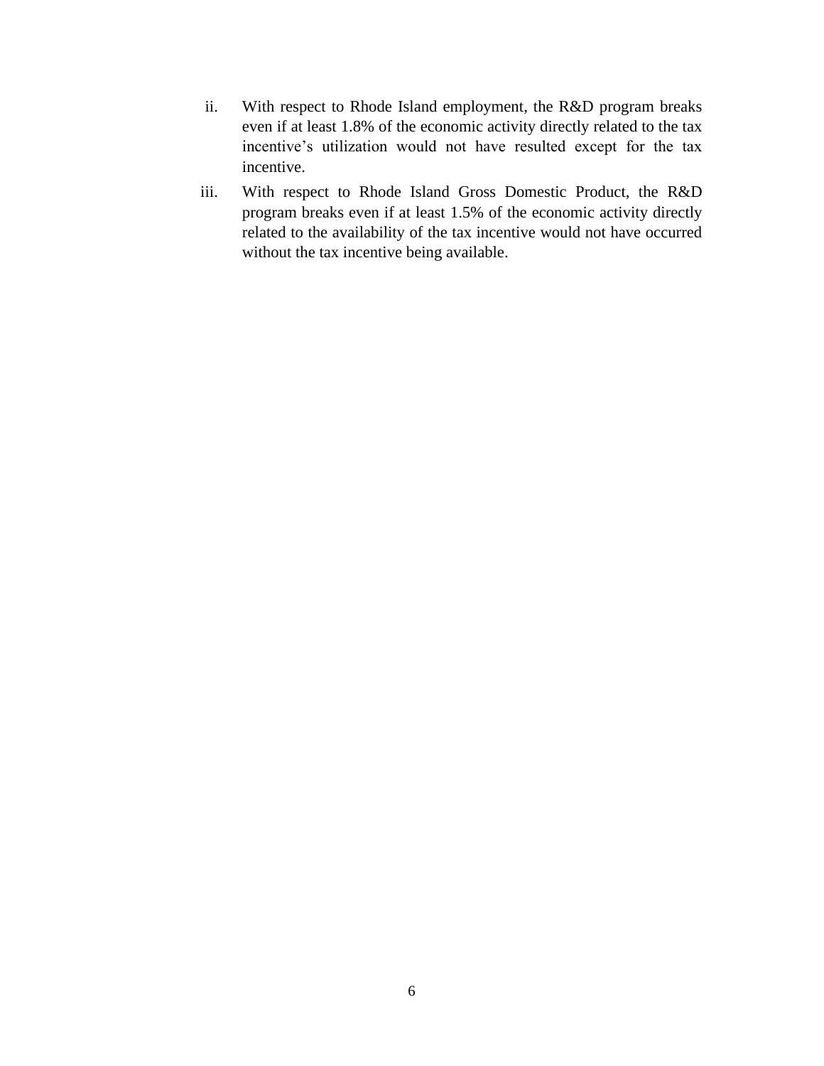ii. With respect to Rhode Island employment, the R&D program breaks even if at least 1.8% of the economic activity directly related to the tax incentive's utilization would not have resulted except for the tax incentive.

iii. With respect to Rhode Island Gross Domestic Product, the R&D program breaks even if at least 1.5% of the economic activity directly related to the availability of the tax incentive would not have occurred without the tax incentive being available.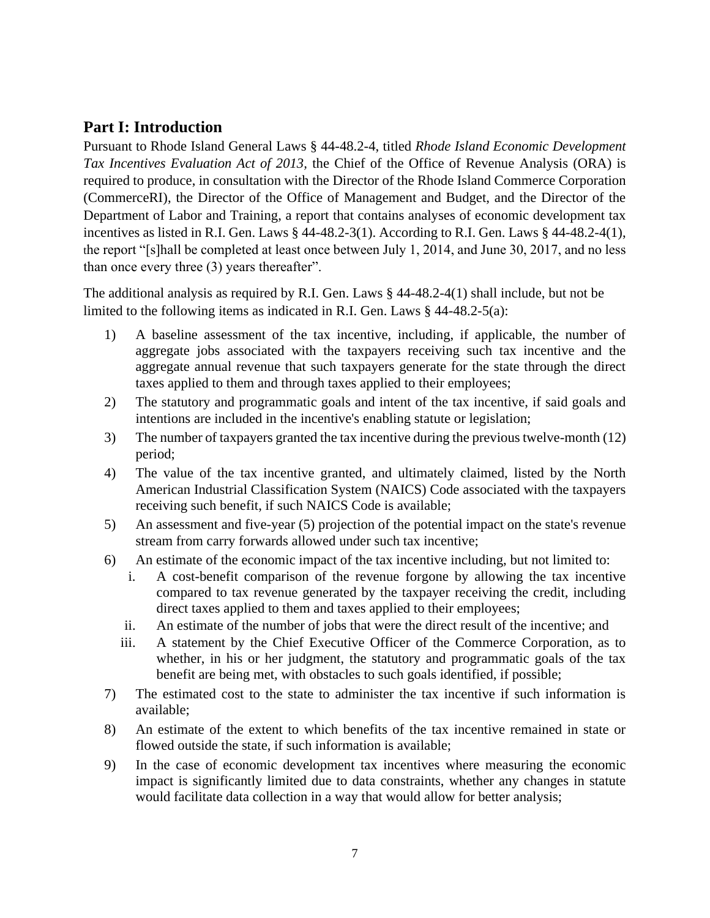## Part I: Introduction

Pursuant to Rhode Island General Laws § 44-48.2-4, titled *Rhode Island Economic Development Tax Incentives Evaluation Act of 2013,* the Chief of the Office of Revenue Analysis (ORA) is required to produce, in consultation with the Director of the Rhode Island Commerce Corporation (CommerceRI), the Director of the Office of Management and Budget, and the Director of the Department of Labor and Training, a report that contains analyses of economic development tax incentives as listed in R.I. Gen. Laws § 44-48.2-3(1). According to R.I. Gen. Laws § 44-48.2-4(1), the report "[s]hall be completed at least once between July 1, 2014, and June 30, 2017, and no less than once every three (3) years thereafter".

The additional analysis as required by R.I. Gen. Laws § 44-48.2-4(1) shall include, but not be limited to the following items as indicated in R.I. Gen. Laws § 44-48.2-5(a):

1) A baseline assessment of the tax incentive, including, if applicable, the number of aggregate jobs associated with the taxpayers receiving such tax incentive and the aggregate annual revenue that such taxpayers generate for the state through the direct taxes applied to them and through taxes applied to their employees;
2) The statutory and programmatic goals and intent of the tax incentive, if said goals and intentions are included in the incentive's enabling statute or legislation;
3) The number of taxpayers granted the tax incentive during the previous twelve-month (12) period;
4) The value of the tax incentive granted, and ultimately claimed, listed by the North American Industrial Classification System (NAICS) Code associated with the taxpayers receiving such benefit, if such NAICS Code is available;
5) An assessment and five-year (5) projection of the potential impact on the state's revenue stream from carry forwards allowed under such tax incentive;
6) An estimate of the economic impact of the tax incentive including, but not limited to:
   i. A cost-benefit comparison of the revenue forgone by allowing the tax incentive compared to tax revenue generated by the taxpayer receiving the credit, including direct taxes applied to them and taxes applied to their employees;
   ii. An estimate of the number of jobs that were the direct result of the incentive; and
   iii. A statement by the Chief Executive Officer of the Commerce Corporation, as to whether, in his or her judgment, the statutory and programmatic goals of the tax benefit are being met, with obstacles to such goals identified, if possible;
7) The estimated cost to the state to administer the tax incentive if such information is available;
8) An estimate of the extent to which benefits of the tax incentive remained in state or flowed outside the state, if such information is available;
9) In the case of economic development tax incentives where measuring the economic impact is significantly limited due to data constraints, whether any changes in statute would facilitate data collection in a way that would allow for better analysis;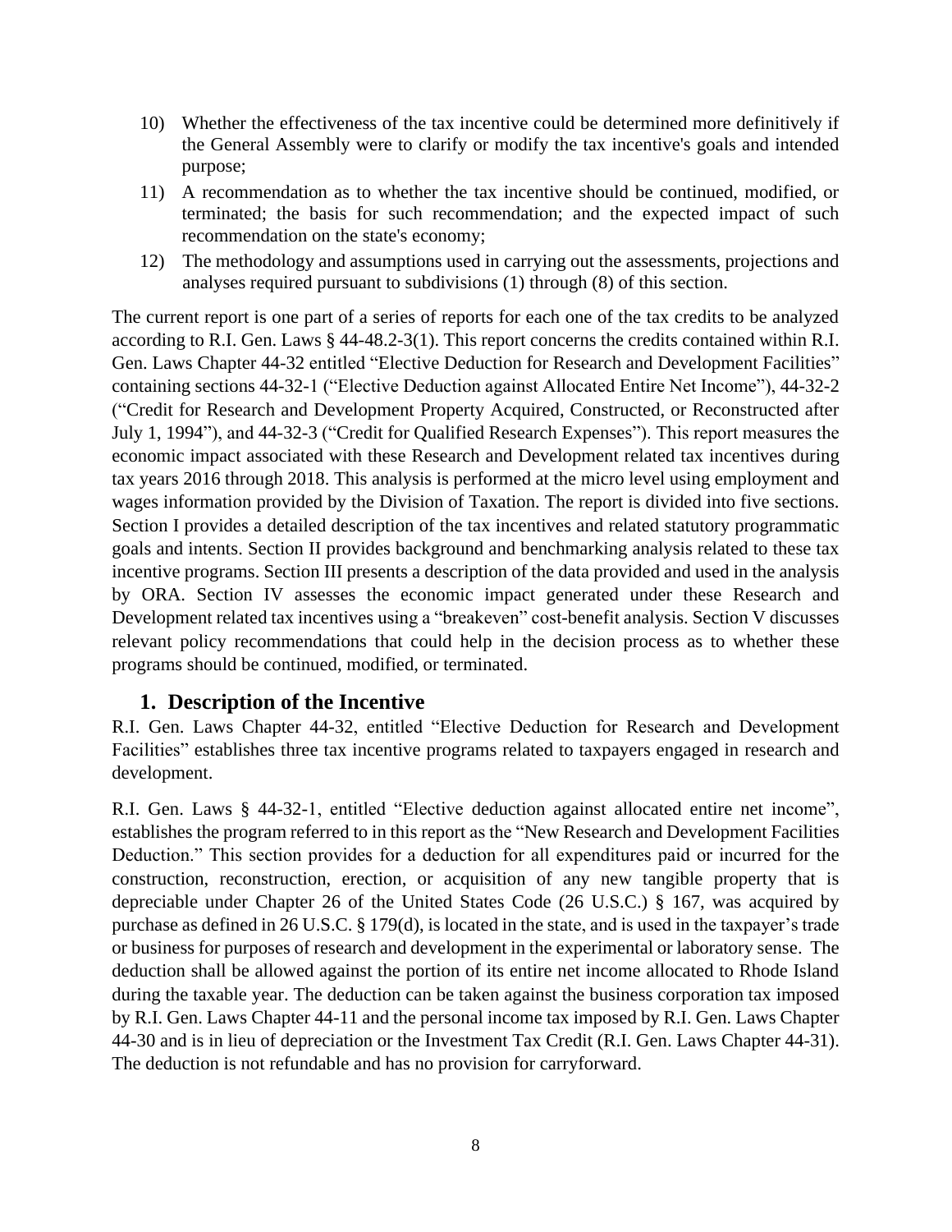10) Whether the effectiveness of the tax incentive could be determined more definitively if the General Assembly were to clarify or modify the tax incentive's goals and intended purpose;
11) A recommendation as to whether the tax incentive should be continued, modified, or terminated; the basis for such recommendation; and the expected impact of such recommendation on the state's economy;
12) The methodology and assumptions used in carrying out the assessments, projections and analyses required pursuant to subdivisions (1) through (8) of this section.

The current report is one part of a series of reports for each one of the tax credits to be analyzed according to R.I. Gen. Laws § 44-48.2-3(1). This report concerns the credits contained within R.I. Gen. Laws Chapter 44-32 entitled "Elective Deduction for Research and Development Facilities" containing sections 44-32-1 ("Elective Deduction against Allocated Entire Net Income"), 44-32-2 ("Credit for Research and Development Property Acquired, Constructed, or Reconstructed after July 1, 1994"), and 44-32-3 ("Credit for Qualified Research Expenses"). This report measures the economic impact associated with these Research and Development related tax incentives during tax years 2016 through 2018. This analysis is performed at the micro level using employment and wages information provided by the Division of Taxation. The report is divided into five sections. Section I provides a detailed description of the tax incentives and related statutory programmatic goals and intents. Section II provides background and benchmarking analysis related to these tax incentive programs. Section III presents a description of the data provided and used in the analysis by ORA. Section IV assesses the economic impact generated under these Research and Development related tax incentives using a "breakeven" cost-benefit analysis. Section V discusses relevant policy recommendations that could help in the decision process as to whether these programs should be continued, modified, or terminated.

## 1. Description of the Incentive

R.I. Gen. Laws Chapter 44-32, entitled "Elective Deduction for Research and Development Facilities" establishes three tax incentive programs related to taxpayers engaged in research and development.

R.I. Gen. Laws § 44-32-1, entitled "Elective deduction against allocated entire net income", establishes the program referred to in this report as the "New Research and Development Facilities Deduction." This section provides for a deduction for all expenditures paid or incurred for the construction, reconstruction, erection, or acquisition of any new tangible property that is depreciable under Chapter 26 of the United States Code (26 U.S.C.) § 167, was acquired by purchase as defined in 26 U.S.C. § 179(d), is located in the state, and is used in the taxpayer's trade or business for purposes of research and development in the experimental or laboratory sense. The deduction shall be allowed against the portion of its entire net income allocated to Rhode Island during the taxable year. The deduction can be taken against the business corporation tax imposed by R.I. Gen. Laws Chapter 44-11 and the personal income tax imposed by R.I. Gen. Laws Chapter 44-30 and is in lieu of depreciation or the Investment Tax Credit (R.I. Gen. Laws Chapter 44-31). The deduction is not refundable and has no provision for carryforward.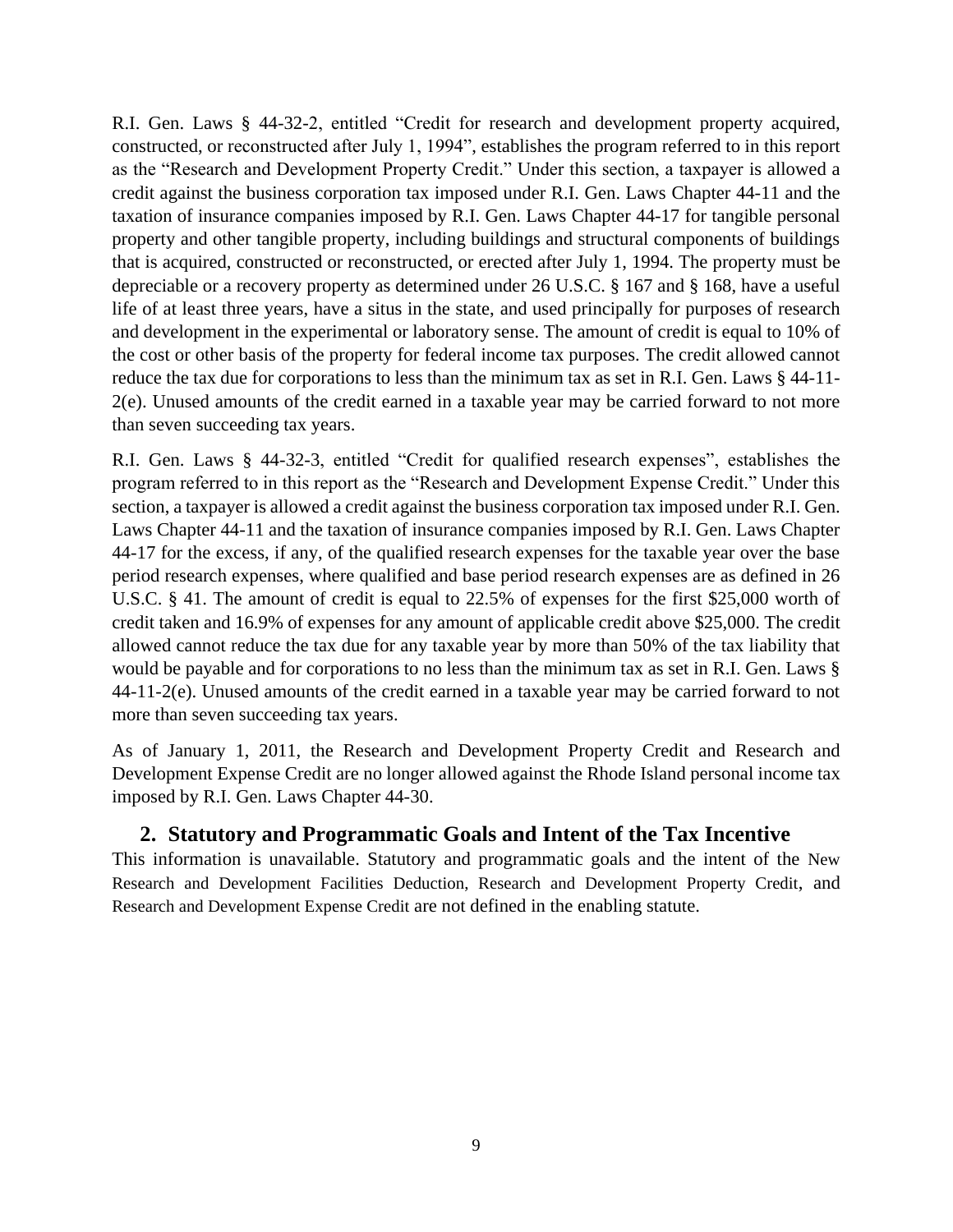R.I. Gen. Laws § 44-32-2, entitled "Credit for research and development property acquired, constructed, or reconstructed after July 1, 1994", establishes the program referred to in this report as the "Research and Development Property Credit." Under this section, a taxpayer is allowed a credit against the business corporation tax imposed under R.I. Gen. Laws Chapter 44-11 and the taxation of insurance companies imposed by R.I. Gen. Laws Chapter 44-17 for tangible personal property and other tangible property, including buildings and structural components of buildings that is acquired, constructed or reconstructed, or erected after July 1, 1994. The property must be depreciable or a recovery property as determined under 26 U.S.C. § 167 and § 168, have a useful life of at least three years, have a situs in the state, and used principally for purposes of research and development in the experimental or laboratory sense. The amount of credit is equal to 10% of the cost or other basis of the property for federal income tax purposes. The credit allowed cannot reduce the tax due for corporations to less than the minimum tax as set in R.I. Gen. Laws § 44-11-2(e). Unused amounts of the credit earned in a taxable year may be carried forward to not more than seven succeeding tax years.

R.I. Gen. Laws § 44-32-3, entitled "Credit for qualified research expenses", establishes the program referred to in this report as the "Research and Development Expense Credit." Under this section, a taxpayer is allowed a credit against the business corporation tax imposed under R.I. Gen. Laws Chapter 44-11 and the taxation of insurance companies imposed by R.I. Gen. Laws Chapter 44-17 for the excess, if any, of the qualified research expenses for the taxable year over the base period research expenses, where qualified and base period research expenses are as defined in 26 U.S.C. § 41. The amount of credit is equal to 22.5% of expenses for the first $25,000 worth of credit taken and 16.9% of expenses for any amount of applicable credit above $25,000. The credit allowed cannot reduce the tax due for any taxable year by more than 50% of the tax liability that would be payable and for corporations to no less than the minimum tax as set in R.I. Gen. Laws § 44-11-2(e). Unused amounts of the credit earned in a taxable year may be carried forward to not more than seven succeeding tax years.

As of January 1, 2011, the Research and Development Property Credit and Research and Development Expense Credit are no longer allowed against the Rhode Island personal income tax imposed by R.I. Gen. Laws Chapter 44-30.

## 2. Statutory and Programmatic Goals and Intent of the Tax Incentive

This information is unavailable. Statutory and programmatic goals and the intent of the New Research and Development Facilities Deduction, Research and Development Property Credit, and Research and Development Expense Credit are not defined in the enabling statute.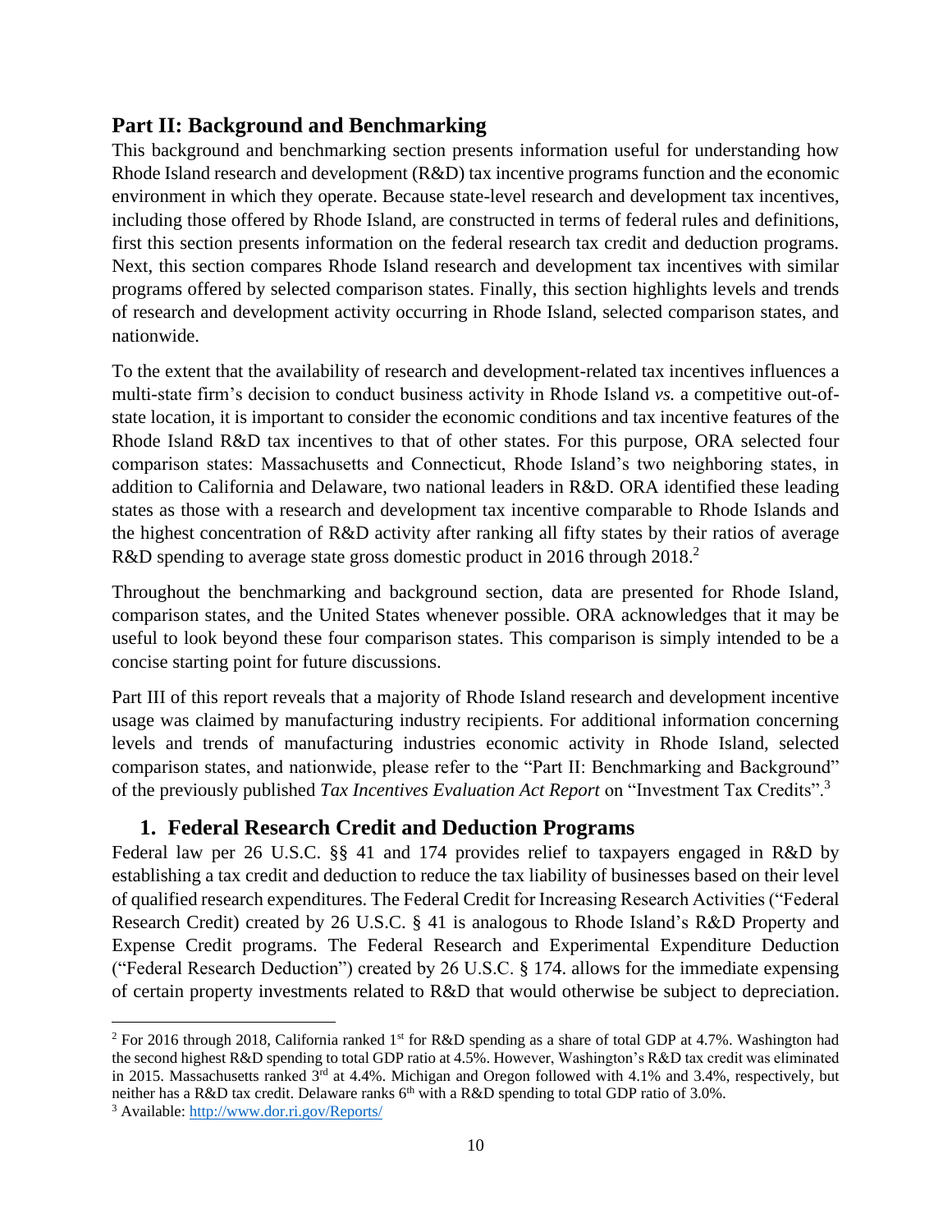## Part II: Background and Benchmarking

This background and benchmarking section presents information useful for understanding how Rhode Island research and development (R&D) tax incentive programs function and the economic environment in which they operate. Because state-level research and development tax incentives, including those offered by Rhode Island, are constructed in terms of federal rules and definitions, first this section presents information on the federal research tax credit and deduction programs. Next, this section compares Rhode Island research and development tax incentives with similar programs offered by selected comparison states. Finally, this section highlights levels and trends of research and development activity occurring in Rhode Island, selected comparison states, and nationwide.

To the extent that the availability of research and development-related tax incentives influences a multi-state firm's decision to conduct business activity in Rhode Island *vs.* a competitive out-of-state location, it is important to consider the economic conditions and tax incentive features of the Rhode Island R&D tax incentives to that of other states. For this purpose, ORA selected four comparison states: Massachusetts and Connecticut, Rhode Island's two neighboring states, in addition to California and Delaware, two national leaders in R&D. ORA identified these leading states as those with a research and development tax incentive comparable to Rhode Islands and the highest concentration of R&D activity after ranking all fifty states by their ratios of average R&D spending to average state gross domestic product in 2016 through 2018.[2]

Throughout the benchmarking and background section, data are presented for Rhode Island, comparison states, and the United States whenever possible. ORA acknowledges that it may be useful to look beyond these four comparison states. This comparison is simply intended to be a concise starting point for future discussions.

Part III of this report reveals that a majority of Rhode Island research and development incentive usage was claimed by manufacturing industry recipients. For additional information concerning levels and trends of manufacturing industries economic activity in Rhode Island, selected comparison states, and nationwide, please refer to the "Part II: Benchmarking and Background" of the previously published *Tax Incentives Evaluation Act Report* on "Investment Tax Credits".[3]

### 1. Federal Research Credit and Deduction Programs

Federal law per 26 U.S.C. §§ 41 and 174 provides relief to taxpayers engaged in R&D by establishing a tax credit and deduction to reduce the tax liability of businesses based on their level of qualified research expenditures. The Federal Credit for Increasing Research Activities ("Federal Research Credit) created by 26 U.S.C. § 41 is analogous to Rhode Island's R&D Property and Expense Credit programs. The Federal Research and Experimental Expenditure Deduction ("Federal Research Deduction") created by 26 U.S.C. § 174. allows for the immediate expensing of certain property investments related to R&D that would otherwise be subject to depreciation.

---

[2] For 2016 through 2018, California ranked 1st for R&D spending as a share of total GDP at 4.7%. Washington had the second highest R&D spending to total GDP ratio at 4.5%. However, Washington's R&D tax credit was eliminated in 2015. Massachusetts ranked 3rd at 4.4%. Michigan and Oregon followed with 4.1% and 3.4%, respectively, but neither has a R&D tax credit. Delaware ranks 6th with a R&D spending to total GDP ratio of 3.0%.

[3] Available: http://www.dor.ri.gov/Reports/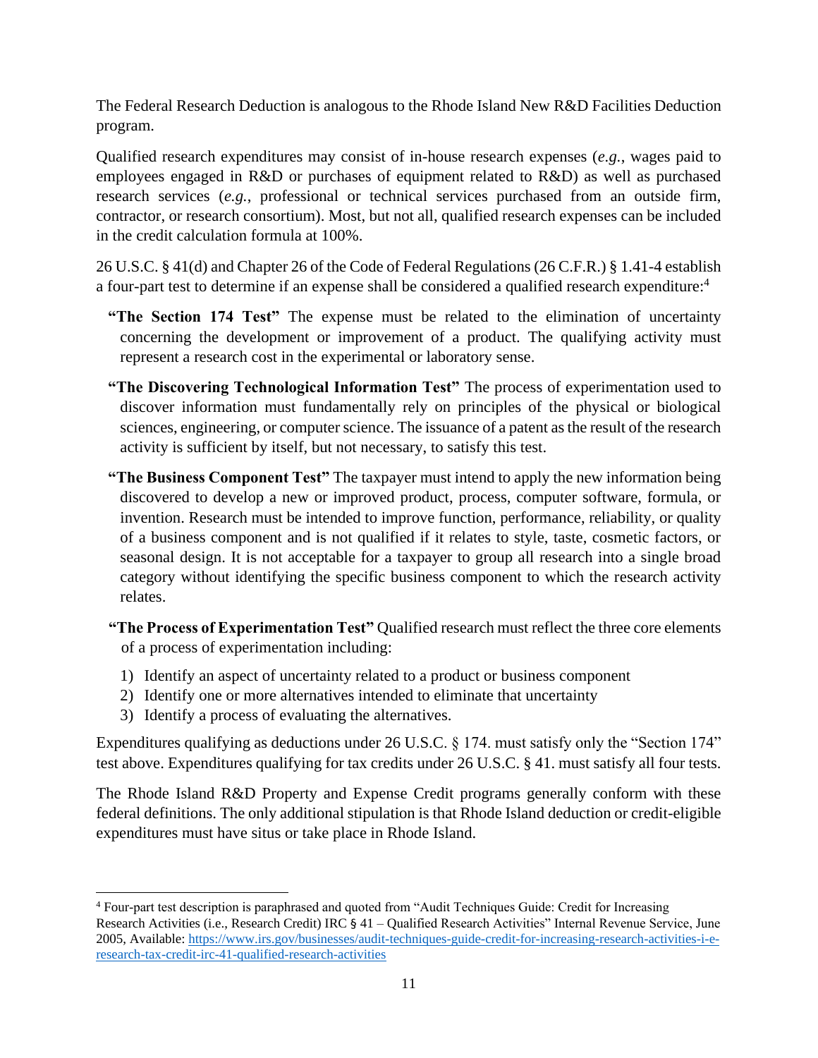The Federal Research Deduction is analogous to the Rhode Island New R&D Facilities Deduction program.

Qualified research expenditures may consist of in-house research expenses (*e.g.*, wages paid to employees engaged in R&D or purchases of equipment related to R&D) as well as purchased research services (*e.g.*, professional or technical services purchased from an outside firm, contractor, or research consortium). Most, but not all, qualified research expenses can be included in the credit calculation formula at 100%.

26 U.S.C. § 41(d) and Chapter 26 of the Code of Federal Regulations (26 C.F.R.) § 1.41-4 establish a four-part test to determine if an expense shall be considered a qualified research expenditure:[4]

**"The Section 174 Test"** The expense must be related to the elimination of uncertainty concerning the development or improvement of a product. The qualifying activity must represent a research cost in the experimental or laboratory sense.

**"The Discovering Technological Information Test"** The process of experimentation used to discover information must fundamentally rely on principles of the physical or biological sciences, engineering, or computer science. The issuance of a patent as the result of the research activity is sufficient by itself, but not necessary, to satisfy this test.

**"The Business Component Test"** The taxpayer must intend to apply the new information being discovered to develop a new or improved product, process, computer software, formula, or invention. Research must be intended to improve function, performance, reliability, or quality of a business component and is not qualified if it relates to style, taste, cosmetic factors, or seasonal design. It is not acceptable for a taxpayer to group all research into a single broad category without identifying the specific business component to which the research activity relates.

**"The Process of Experimentation Test"** Qualified research must reflect the three core elements of a process of experimentation including:

1) Identify an aspect of uncertainty related to a product or business component
2) Identify one or more alternatives intended to eliminate that uncertainty
3) Identify a process of evaluating the alternatives.

Expenditures qualifying as deductions under 26 U.S.C. § 174. must satisfy only the "Section 174" test above. Expenditures qualifying for tax credits under 26 U.S.C. § 41. must satisfy all four tests.

The Rhode Island R&D Property and Expense Credit programs generally conform with these federal definitions. The only additional stipulation is that Rhode Island deduction or credit-eligible expenditures must have situs or take place in Rhode Island.

---

[4] Four-part test description is paraphrased and quoted from "Audit Techniques Guide: Credit for Increasing Research Activities (i.e., Research Credit) IRC § 41 – Qualified Research Activities" Internal Revenue Service, June 2005, Available: https://www.irs.gov/businesses/audit-techniques-guide-credit-for-increasing-research-activities-i-e-research-tax-credit-irc-41-qualified-research-activities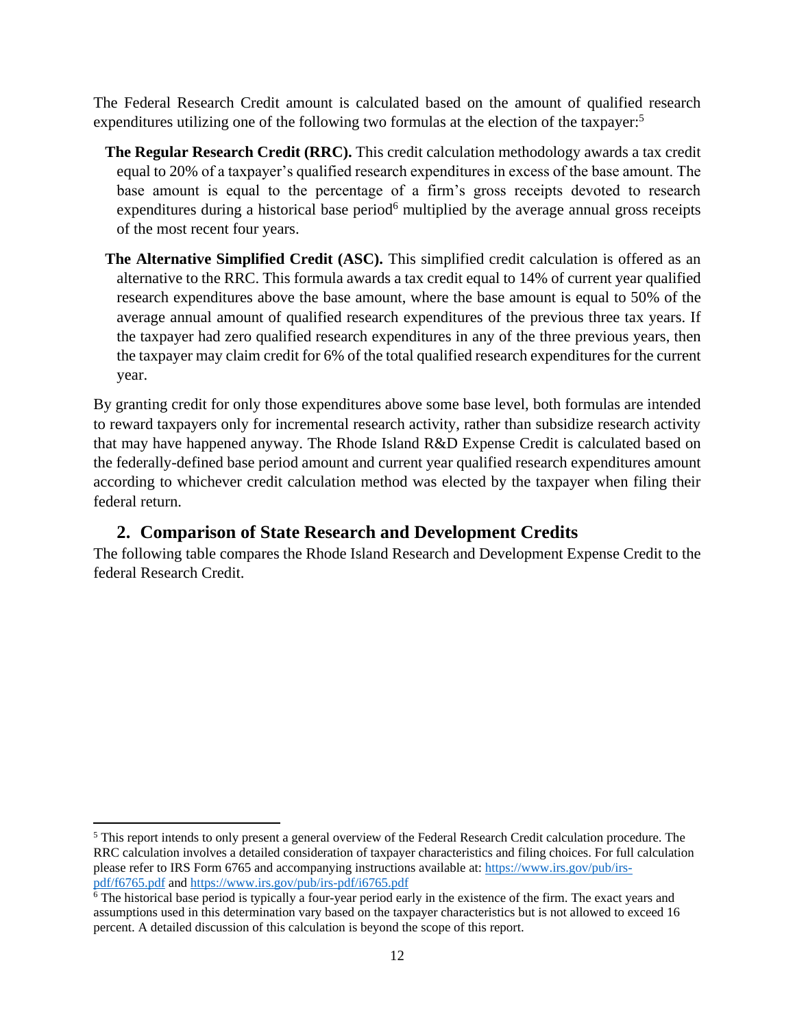The Federal Research Credit amount is calculated based on the amount of qualified research expenditures utilizing one of the following two formulas at the election of the taxpayer:[5]

**The Regular Research Credit (RRC).** This credit calculation methodology awards a tax credit equal to 20% of a taxpayer's qualified research expenditures in excess of the base amount. The base amount is equal to the percentage of a firm's gross receipts devoted to research expenditures during a historical base period[6] multiplied by the average annual gross receipts of the most recent four years.

**The Alternative Simplified Credit (ASC).** This simplified credit calculation is offered as an alternative to the RRC. This formula awards a tax credit equal to 14% of current year qualified research expenditures above the base amount, where the base amount is equal to 50% of the average annual amount of qualified research expenditures of the previous three tax years. If the taxpayer had zero qualified research expenditures in any of the three previous years, then the taxpayer may claim credit for 6% of the total qualified research expenditures for the current year.

By granting credit for only those expenditures above some base level, both formulas are intended to reward taxpayers only for incremental research activity, rather than subsidize research activity that may have happened anyway. The Rhode Island R&D Expense Credit is calculated based on the federally-defined base period amount and current year qualified research expenditures amount according to whichever credit calculation method was elected by the taxpayer when filing their federal return.

## 2. Comparison of State Research and Development Credits

The following table compares the Rhode Island Research and Development Expense Credit to the federal Research Credit.

---

[5] This report intends to only present a general overview of the Federal Research Credit calculation procedure. The RRC calculation involves a detailed consideration of taxpayer characteristics and filing choices. For full calculation please refer to IRS Form 6765 and accompanying instructions available at: https://www.irs.gov/pub/irs-pdf/f6765.pdf and https://www.irs.gov/pub/irs-pdf/i6765.pdf

[6] The historical base period is typically a four-year period early in the existence of the firm. The exact years and assumptions used in this determination vary based on the taxpayer characteristics but is not allowed to exceed 16 percent. A detailed discussion of this calculation is beyond the scope of this report.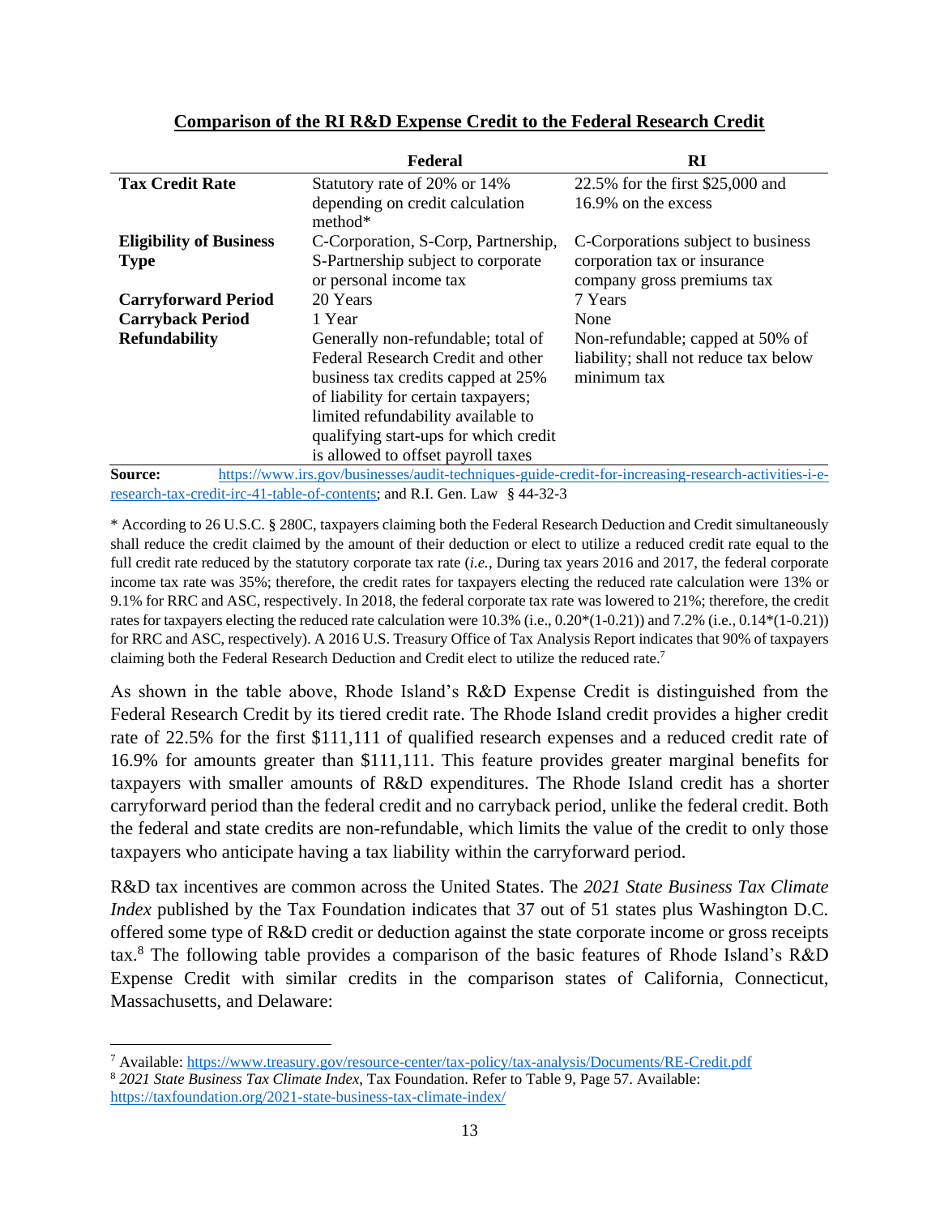**Comparison of the RI R&D Expense Credit to the Federal Research Credit**

| | Federal | RI |
|---|---|---|
| **Tax Credit Rate** | Statutory rate of 20% or 14% depending on credit calculation method* | 22.5% for the first $25,000 and 16.9% on the excess |
| **Eligibility of Business Type** | C-Corporation, S-Corp, Partnership, S-Partnership subject to corporate or personal income tax | C-Corporations subject to business corporation tax or insurance company gross premiums tax |
| **Carryforward Period** | 20 Years | 7 Years |
| **Carryback Period** | 1 Year | None |
| **Refundability** | Generally non-refundable; total of Federal Research Credit and other business tax credits capped at 25% of liability for certain taxpayers; limited refundability available to qualifying start-ups for which credit is allowed to offset payroll taxes | Non-refundable; capped at 50% of liability; shall not reduce tax below minimum tax |

**Source:** https://www.irs.gov/businesses/audit-techniques-guide-credit-for-increasing-research-activities-i-e-research-tax-credit-irc-41-table-of-contents; and R.I. Gen. Law § 44-32-3

\* According to 26 U.S.C. § 280C, taxpayers claiming both the Federal Research Deduction and Credit simultaneously shall reduce the credit claimed by the amount of their deduction or elect to utilize a reduced credit rate equal to the full credit rate reduced by the statutory corporate tax rate (*i.e.*, During tax years 2016 and 2017, the federal corporate income tax rate was 35%; therefore, the credit rates for taxpayers electing the reduced rate calculation were 13% or 9.1% for RRC and ASC, respectively. In 2018, the federal corporate tax rate was lowered to 21%; therefore, the credit rates for taxpayers electing the reduced rate calculation were 10.3% (i.e., 0.20*(1-0.21)) and 7.2% (i.e., 0.14*(1-0.21)) for RRC and ASC, respectively). A 2016 U.S. Treasury Office of Tax Analysis Report indicates that 90% of taxpayers claiming both the Federal Research Deduction and Credit elect to utilize the reduced rate.[7]

As shown in the table above, Rhode Island's R&D Expense Credit is distinguished from the Federal Research Credit by its tiered credit rate. The Rhode Island credit provides a higher credit rate of 22.5% for the first $111,111 of qualified research expenses and a reduced credit rate of 16.9% for amounts greater than $111,111. This feature provides greater marginal benefits for taxpayers with smaller amounts of R&D expenditures. The Rhode Island credit has a shorter carryforward period than the federal credit and no carryback period, unlike the federal credit. Both the federal and state credits are non-refundable, which limits the value of the credit to only those taxpayers who anticipate having a tax liability within the carryforward period.

R&D tax incentives are common across the United States. The *2021 State Business Tax Climate Index* published by the Tax Foundation indicates that 37 out of 51 states plus Washington D.C. offered some type of R&D credit or deduction against the state corporate income or gross receipts tax.[8] The following table provides a comparison of the basic features of Rhode Island's R&D Expense Credit with similar credits in the comparison states of California, Connecticut, Massachusetts, and Delaware:

---

[7] Available: https://www.treasury.gov/resource-center/tax-policy/tax-analysis/Documents/RE-Credit.pdf

[8] *2021 State Business Tax Climate Index*, Tax Foundation. Refer to Table 9, Page 57. Available: https://taxfoundation.org/2021-state-business-tax-climate-index/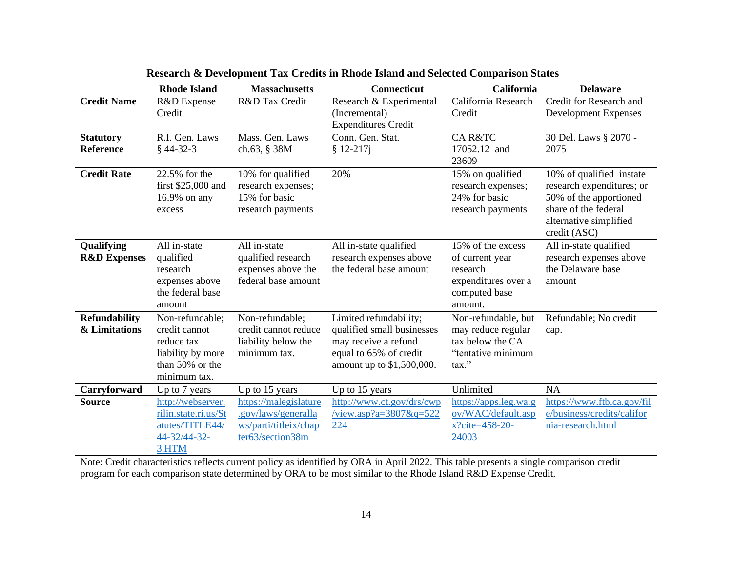## Research & Development Tax Credits in Rhode Island and Selected Comparison States

| | Rhode Island | Massachusetts | Connecticut | California | Delaware |
|---|---|---|---|---|---|
| **Credit Name** | R&D Expense Credit | R&D Tax Credit | Research & Experimental (Incremental) Expenditures Credit | California Research Credit | Credit for Research and Development Expenses |
| **Statutory Reference** | R.I. Gen. Laws § 44-32-3 | Mass. Gen. Laws ch.63, § 38M | Conn. Gen. Stat. § 12-217j | CA R&TC 17052.12 and 23609 | 30 Del. Laws § 2070 - 2075 |
| **Credit Rate** | 22.5% for the first $25,000 and 16.9% on any excess | 10% for qualified research expenses; 15% for basic research payments | 20% | 15% on qualified research expenses; 24% for basic research payments | 10% of qualified instate research expenditures; or 50% of the apportioned share of the federal alternative simplified credit (ASC) |
| **Qualifying R&D Expenses** | All in-state qualified research expenses above the federal base amount | All in-state qualified research expenses above the federal base amount | All in-state qualified research expenses above the federal base amount | 15% of the excess of current year research expenditures over a computed base amount. | All in-state qualified research expenses above the Delaware base amount |
| **Refundability & Limitations** | Non-refundable; credit cannot reduce tax liability by more than 50% or the minimum tax. | Non-refundable; credit cannot reduce liability below the minimum tax. | Limited refundability; qualified small businesses may receive a refund equal to 65% of credit amount up to $1,500,000. | Non-refundable, but may reduce regular tax below the CA "tentative minimum tax." | Refundable; No credit cap. |
| **Carryforward** | Up to 7 years | Up to 15 years | Up to 15 years | Unlimited | NA |
| **Source** | http://webserver.rilin.state.ri.us/Statutes/TITLE44/44-32/44-32-3.HTM | https://malegislature.gov/laws/generallaws/parti/titleix/chapter63/section38m | http://www.ct.gov/drs/cwp/view.asp?a=3807&q=522224 | https://apps.leg.wa.gov/WAC/default.aspx?cite=458-20-24003 | https://www.ftb.ca.gov/file/business/credits/california-research.html |

Note: Credit characteristics reflects current policy as identified by ORA in April 2022. This table presents a single comparison credit program for each comparison state determined by ORA to be most similar to the Rhode Island R&D Expense Credit.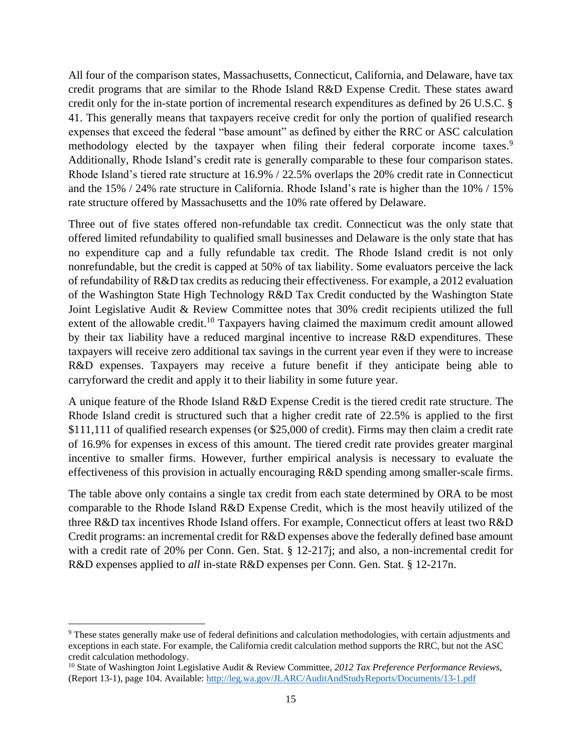All four of the comparison states, Massachusetts, Connecticut, California, and Delaware, have tax credit programs that are similar to the Rhode Island R&D Expense Credit. These states award credit only for the in-state portion of incremental research expenditures as defined by 26 U.S.C. § 41. This generally means that taxpayers receive credit for only the portion of qualified research expenses that exceed the federal "base amount" as defined by either the RRC or ASC calculation methodology elected by the taxpayer when filing their federal corporate income taxes.[9] Additionally, Rhode Island's credit rate is generally comparable to these four comparison states. Rhode Island's tiered rate structure at 16.9% / 22.5% overlaps the 20% credit rate in Connecticut and the 15% / 24% rate structure in California. Rhode Island's rate is higher than the 10% / 15% rate structure offered by Massachusetts and the 10% rate offered by Delaware.

Three out of five states offered non-refundable tax credit. Connecticut was the only state that offered limited refundability to qualified small businesses and Delaware is the only state that has no expenditure cap and a fully refundable tax credit. The Rhode Island credit is not only nonrefundable, but the credit is capped at 50% of tax liability. Some evaluators perceive the lack of refundability of R&D tax credits as reducing their effectiveness. For example, a 2012 evaluation of the Washington State High Technology R&D Tax Credit conducted by the Washington State Joint Legislative Audit & Review Committee notes that 30% credit recipients utilized the full extent of the allowable credit.[10] Taxpayers having claimed the maximum credit amount allowed by their tax liability have a reduced marginal incentive to increase R&D expenditures. These taxpayers will receive zero additional tax savings in the current year even if they were to increase R&D expenses. Taxpayers may receive a future benefit if they anticipate being able to carryforward the credit and apply it to their liability in some future year.

A unique feature of the Rhode Island R&D Expense Credit is the tiered credit rate structure. The Rhode Island credit is structured such that a higher credit rate of 22.5% is applied to the first $111,111 of qualified research expenses (or $25,000 of credit). Firms may then claim a credit rate of 16.9% for expenses in excess of this amount. The tiered credit rate provides greater marginal incentive to smaller firms. However, further empirical analysis is necessary to evaluate the effectiveness of this provision in actually encouraging R&D spending among smaller-scale firms.

The table above only contains a single tax credit from each state determined by ORA to be most comparable to the Rhode Island R&D Expense Credit, which is the most heavily utilized of the three R&D tax incentives Rhode Island offers. For example, Connecticut offers at least two R&D Credit programs: an incremental credit for R&D expenses above the federally defined base amount with a credit rate of 20% per Conn. Gen. Stat. § 12-217j; and also, a non-incremental credit for R&D expenses applied to *all* in-state R&D expenses per Conn. Gen. Stat. § 12-217n.

---

[9] These states generally make use of federal definitions and calculation methodologies, with certain adjustments and exceptions in each state. For example, the California credit calculation method supports the RRC, but not the ASC credit calculation methodology.

[10] State of Washington Joint Legislative Audit & Review Committee, *2012 Tax Preference Performance Reviews*, (Report 13-1), page 104. Available: http://leg.wa.gov/JLARC/AuditAndStudyReports/Documents/13-1.pdf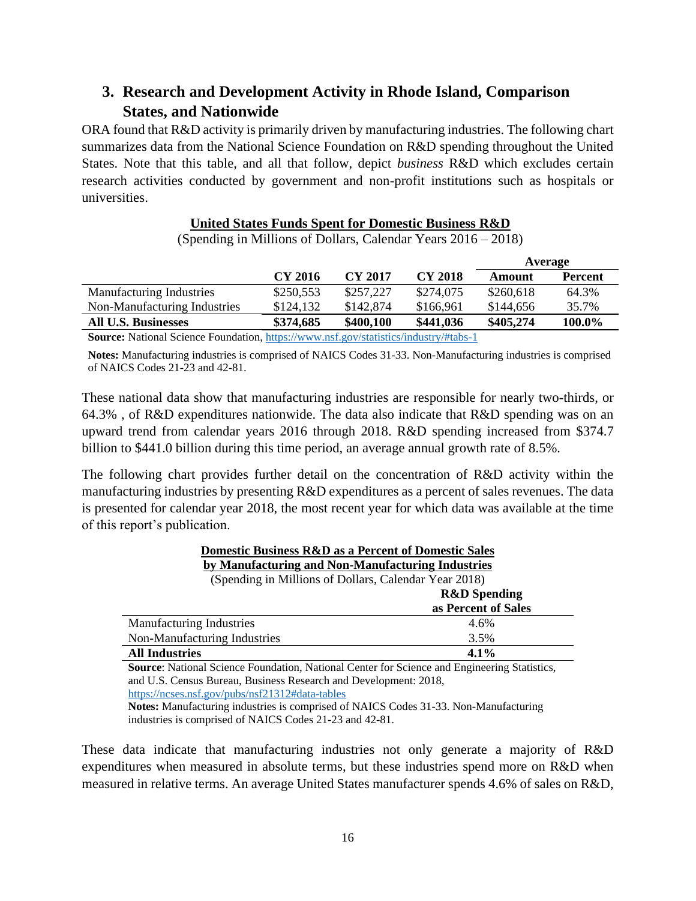## 3. Research and Development Activity in Rhode Island, Comparison States, and Nationwide

ORA found that R&D activity is primarily driven by manufacturing industries. The following chart summarizes data from the National Science Foundation on R&D spending throughout the United States. Note that this table, and all that follow, depict *business* R&D which excludes certain research activities conducted by government and non-profit institutions such as hospitals or universities.

**United States Funds Spent for Domestic Business R&D**

(Spending in Millions of Dollars, Calendar Years 2016 – 2018)

| | | | | Average | |
|---|---|---|---|---|---|
| | **CY 2016** | **CY 2017** | **CY 2018** | **Amount** | **Percent** |
| Manufacturing Industries | $250,553 | $257,227 | $274,075 | $260,618 | 64.3% |
| Non-Manufacturing Industries | $124,132 | $142,874 | $166,961 | $144,656 | 35.7% |
| **All U.S. Businesses** | **$374,685** | **$400,100** | **$441,036** | **$405,274** | **100.0%** |

**Source:** National Science Foundation, https://www.nsf.gov/statistics/industry/#tabs-1

**Notes:** Manufacturing industries is comprised of NAICS Codes 31-33. Non-Manufacturing industries is comprised of NAICS Codes 21-23 and 42-81.

These national data show that manufacturing industries are responsible for nearly two-thirds, or 64.3% , of R&D expenditures nationwide. The data also indicate that R&D spending was on an upward trend from calendar years 2016 through 2018. R&D spending increased from $374.7 billion to $441.0 billion during this time period, an average annual growth rate of 8.5%.

The following chart provides further detail on the concentration of R&D activity within the manufacturing industries by presenting R&D expenditures as a percent of sales revenues. The data is presented for calendar year 2018, the most recent year for which data was available at the time of this report's publication.

**Domestic Business R&D as a Percent of Domestic Sales by Manufacturing and Non-Manufacturing Industries**

(Spending in Millions of Dollars, Calendar Year 2018)

| | **R&D Spending as Percent of Sales** |
|---|---|
| Manufacturing Industries | 4.6% |
| Non-Manufacturing Industries | 3.5% |
| **All Industries** | **4.1%** |

**Source**: National Science Foundation, National Center for Science and Engineering Statistics, and U.S. Census Bureau, Business Research and Development: 2018, https://ncses.nsf.gov/pubs/nsf21312#data-tables

**Notes:** Manufacturing industries is comprised of NAICS Codes 31-33. Non-Manufacturing industries is comprised of NAICS Codes 21-23 and 42-81.

These data indicate that manufacturing industries not only generate a majority of R&D expenditures when measured in absolute terms, but these industries spend more on R&D when measured in relative terms. An average United States manufacturer spends 4.6% of sales on R&D,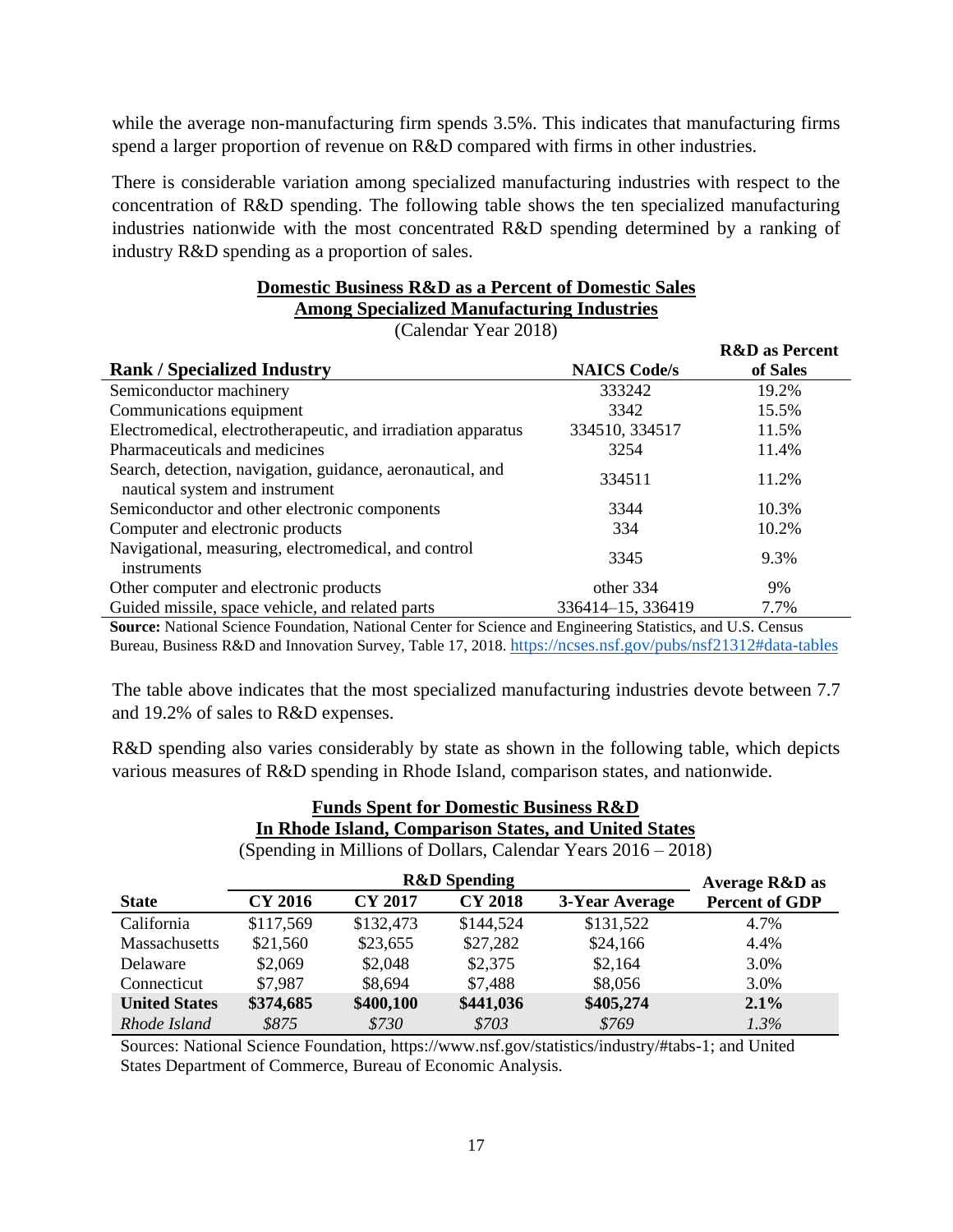while the average non-manufacturing firm spends 3.5%. This indicates that manufacturing firms spend a larger proportion of revenue on R&D compared with firms in other industries.

There is considerable variation among specialized manufacturing industries with respect to the concentration of R&D spending. The following table shows the ten specialized manufacturing industries nationwide with the most concentrated R&D spending determined by a ranking of industry R&D spending as a proportion of sales.

**Domestic Business R&D as a Percent of Domestic Sales**
**Among Specialized Manufacturing Industries**
(Calendar Year 2018)

| Rank / Specialized Industry | NAICS Code/s | R&D as Percent of Sales |
|---|---|---|
| Semiconductor machinery | 333242 | 19.2% |
| Communications equipment | 3342 | 15.5% |
| Electromedical, electrotherapeutic, and irradiation apparatus | 334510, 334517 | 11.5% |
| Pharmaceuticals and medicines | 3254 | 11.4% |
| Search, detection, navigation, guidance, aeronautical, and nautical system and instrument | 334511 | 11.2% |
| Semiconductor and other electronic components | 3344 | 10.3% |
| Computer and electronic products | 334 | 10.2% |
| Navigational, measuring, electromedical, and control instruments | 3345 | 9.3% |
| Other computer and electronic products | other 334 | 9% |
| Guided missile, space vehicle, and related parts | 336414–15, 336419 | 7.7% |

**Source:** National Science Foundation, National Center for Science and Engineering Statistics, and U.S. Census Bureau, Business R&D and Innovation Survey, Table 17, 2018. https://ncses.nsf.gov/pubs/nsf21312#data-tables

The table above indicates that the most specialized manufacturing industries devote between 7.7 and 19.2% of sales to R&D expenses.

R&D spending also varies considerably by state as shown in the following table, which depicts various measures of R&D spending in Rhode Island, comparison states, and nationwide.

**Funds Spent for Domestic Business R&D**
**In Rhode Island, Comparison States, and United States**
(Spending in Millions of Dollars, Calendar Years 2016 – 2018)

| | R&D Spending | | | | Average R&D as |
|---|---|---|---|---|---|
| **State** | **CY 2016** | **CY 2017** | **CY 2018** | **3-Year Average** | **Percent of GDP** |
| California | $117,569 | $132,473 | $144,524 | $131,522 | 4.7% |
| Massachusetts | $21,560 | $23,655 | $27,282 | $24,166 | 4.4% |
| Delaware | $2,069 | $2,048 | $2,375 | $2,164 | 3.0% |
| Connecticut | $7,987 | $8,694 | $7,488 | $8,056 | 3.0% |
| **United States** | **$374,685** | **$400,100** | **$441,036** | **$405,274** | **2.1%** |
| *Rhode Island* | *$875* | *$730* | *$703* | *$769* | *1.3%* |

Sources: National Science Foundation, https://www.nsf.gov/statistics/industry/#tabs-1; and United States Department of Commerce, Bureau of Economic Analysis.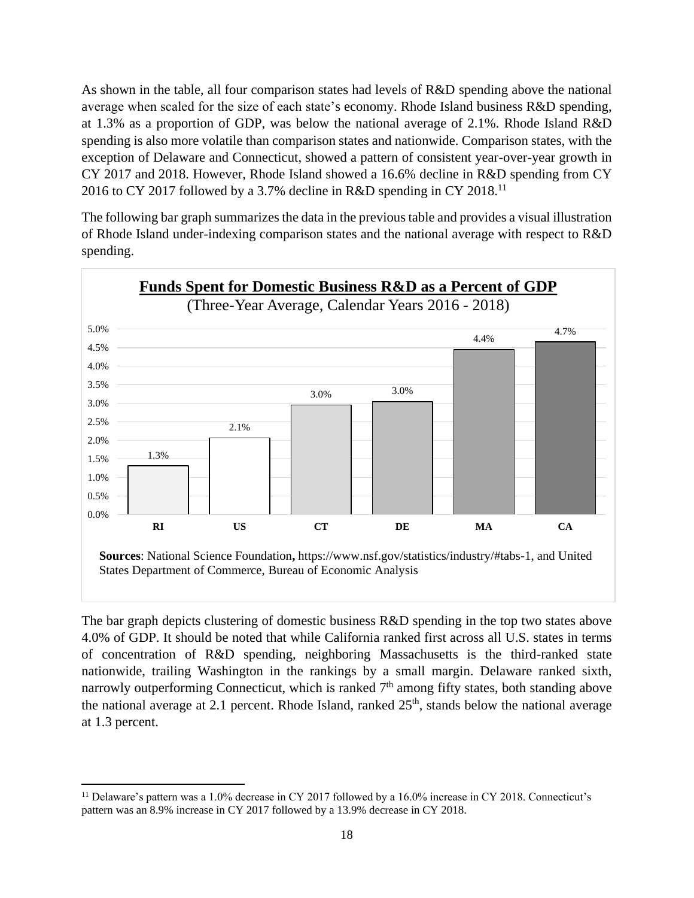As shown in the table, all four comparison states had levels of R&D spending above the national average when scaled for the size of each state's economy. Rhode Island business R&D spending, at 1.3% as a proportion of GDP, was below the national average of 2.1%. Rhode Island R&D spending is also more volatile than comparison states and nationwide. Comparison states, with the exception of Delaware and Connecticut, showed a pattern of consistent year-over-year growth in CY 2017 and 2018. However, Rhode Island showed a 16.6% decline in R&D spending from CY 2016 to CY 2017 followed by a 3.7% decline in R&D spending in CY 2018.[11]

The following bar graph summarizes the data in the previous table and provides a visual illustration of Rhode Island under-indexing comparison states and the national average with respect to R&D spending.

**Funds Spent for Domestic Business R&D as a Percent of GDP**

(Three-Year Average, Calendar Years 2016 - 2018)

| RI | US | CT | DE | MA | CA |
|---|---|---|---|---|---|
| 1.3% | 2.1% | 3.0% | 3.0% | 4.4% | 4.7% |

**Sources**: National Science Foundation**,** https://www.nsf.gov/statistics/industry/#tabs-1, and United States Department of Commerce, Bureau of Economic Analysis

The bar graph depicts clustering of domestic business R&D spending in the top two states above 4.0% of GDP. It should be noted that while California ranked first across all U.S. states in terms of concentration of R&D spending, neighboring Massachusetts is the third-ranked state nationwide, trailing Washington in the rankings by a small margin. Delaware ranked sixth, narrowly outperforming Connecticut, which is ranked 7th among fifty states, both standing above the national average at 2.1 percent. Rhode Island, ranked 25th, stands below the national average at 1.3 percent.

[11] Delaware's pattern was a 1.0% decrease in CY 2017 followed by a 16.0% increase in CY 2018. Connecticut's pattern was an 8.9% increase in CY 2017 followed by a 13.9% decrease in CY 2018.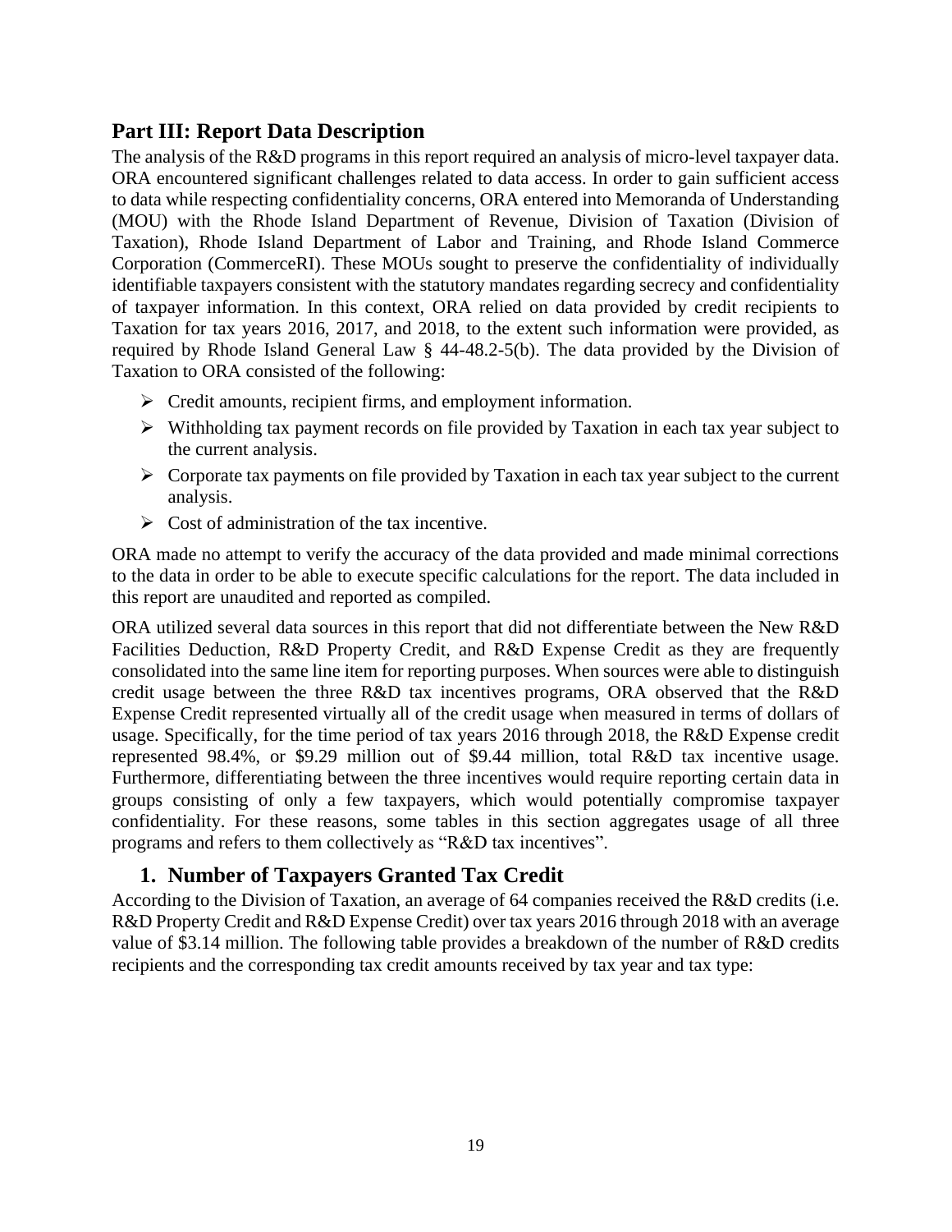## Part III: Report Data Description

The analysis of the R&D programs in this report required an analysis of micro-level taxpayer data. ORA encountered significant challenges related to data access. In order to gain sufficient access to data while respecting confidentiality concerns, ORA entered into Memoranda of Understanding (MOU) with the Rhode Island Department of Revenue, Division of Taxation (Division of Taxation), Rhode Island Department of Labor and Training, and Rhode Island Commerce Corporation (CommerceRI). These MOUs sought to preserve the confidentiality of individually identifiable taxpayers consistent with the statutory mandates regarding secrecy and confidentiality of taxpayer information. In this context, ORA relied on data provided by credit recipients to Taxation for tax years 2016, 2017, and 2018, to the extent such information were provided, as required by Rhode Island General Law § 44-48.2-5(b). The data provided by the Division of Taxation to ORA consisted of the following:

- Credit amounts, recipient firms, and employment information.
- Withholding tax payment records on file provided by Taxation in each tax year subject to the current analysis.
- Corporate tax payments on file provided by Taxation in each tax year subject to the current analysis.
- Cost of administration of the tax incentive.

ORA made no attempt to verify the accuracy of the data provided and made minimal corrections to the data in order to be able to execute specific calculations for the report. The data included in this report are unaudited and reported as compiled.

ORA utilized several data sources in this report that did not differentiate between the New R&D Facilities Deduction, R&D Property Credit, and R&D Expense Credit as they are frequently consolidated into the same line item for reporting purposes. When sources were able to distinguish credit usage between the three R&D tax incentives programs, ORA observed that the R&D Expense Credit represented virtually all of the credit usage when measured in terms of dollars of usage. Specifically, for the time period of tax years 2016 through 2018, the R&D Expense credit represented 98.4%, or $9.29 million out of $9.44 million, total R&D tax incentive usage. Furthermore, differentiating between the three incentives would require reporting certain data in groups consisting of only a few taxpayers, which would potentially compromise taxpayer confidentiality. For these reasons, some tables in this section aggregates usage of all three programs and refers to them collectively as "R&D tax incentives".

### 1. Number of Taxpayers Granted Tax Credit

According to the Division of Taxation, an average of 64 companies received the R&D credits (i.e. R&D Property Credit and R&D Expense Credit) over tax years 2016 through 2018 with an average value of $3.14 million. The following table provides a breakdown of the number of R&D credits recipients and the corresponding tax credit amounts received by tax year and tax type: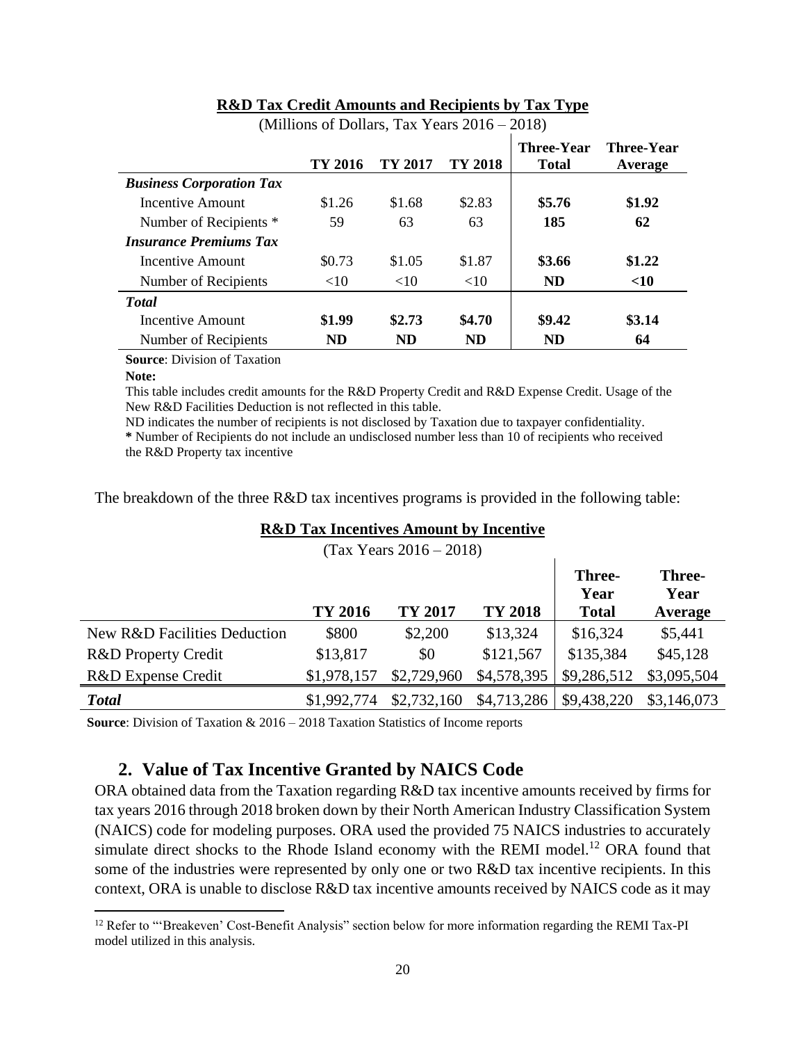**R&D Tax Credit Amounts and Recipients by Tax Type**

(Millions of Dollars, Tax Years 2016 – 2018)

| | TY 2016 | TY 2017 | TY 2018 | Three-Year Total | Three-Year Average |
|---|---|---|---|---|---|
| ***Business Corporation Tax*** | | | | | |
| Incentive Amount | $1.26 | $1.68 | $2.83 | **$5.76** | **$1.92** |
| Number of Recipients * | 59 | 63 | 63 | **185** | **62** |
| ***Insurance Premiums Tax*** | | | | | |
| Incentive Amount | $0.73 | $1.05 | $1.87 | **$3.66** | **$1.22** |
| Number of Recipients | <10 | <10 | <10 | **ND** | **<10** |
| ***Total*** | | | | | |
| Incentive Amount | **$1.99** | **$2.73** | **$4.70** | **$9.42** | **$3.14** |
| Number of Recipients | **ND** | **ND** | **ND** | **ND** | **64** |

**Source**: Division of Taxation

**Note:**

This table includes credit amounts for the R&D Property Credit and R&D Expense Credit. Usage of the New R&D Facilities Deduction is not reflected in this table.

ND indicates the number of recipients is not disclosed by Taxation due to taxpayer confidentiality.

**\*** Number of Recipients do not include an undisclosed number less than 10 of recipients who received the R&D Property tax incentive

The breakdown of the three R&D tax incentives programs is provided in the following table:

**R&D Tax Incentives Amount by Incentive**

(Tax Years 2016 – 2018)

| | TY 2016 | TY 2017 | TY 2018 | Three-Year Total | Three-Year Average |
|---|---|---|---|---|---|
| New R&D Facilities Deduction | $800 | $2,200 | $13,324 | $16,324 | $5,441 |
| R&D Property Credit | $13,817 | $0 | $121,567 | $135,384 | $45,128 |
| R&D Expense Credit | $1,978,157 | $2,729,960 | $4,578,395 | $9,286,512 | $3,095,504 |
| ***Total*** | $1,992,774 | $2,732,160 | $4,713,286 | $9,438,220 | $3,146,073 |

**Source**: Division of Taxation & 2016 – 2018 Taxation Statistics of Income reports

## 2. Value of Tax Incentive Granted by NAICS Code

ORA obtained data from the Taxation regarding R&D tax incentive amounts received by firms for tax years 2016 through 2018 broken down by their North American Industry Classification System (NAICS) code for modeling purposes. ORA used the provided 75 NAICS industries to accurately simulate direct shocks to the Rhode Island economy with the REMI model.[12] ORA found that some of the industries were represented by only one or two R&D tax incentive recipients. In this context, ORA is unable to disclose R&D tax incentive amounts received by NAICS code as it may

[12] Refer to "'Breakeven' Cost-Benefit Analysis" section below for more information regarding the REMI Tax-PI model utilized in this analysis.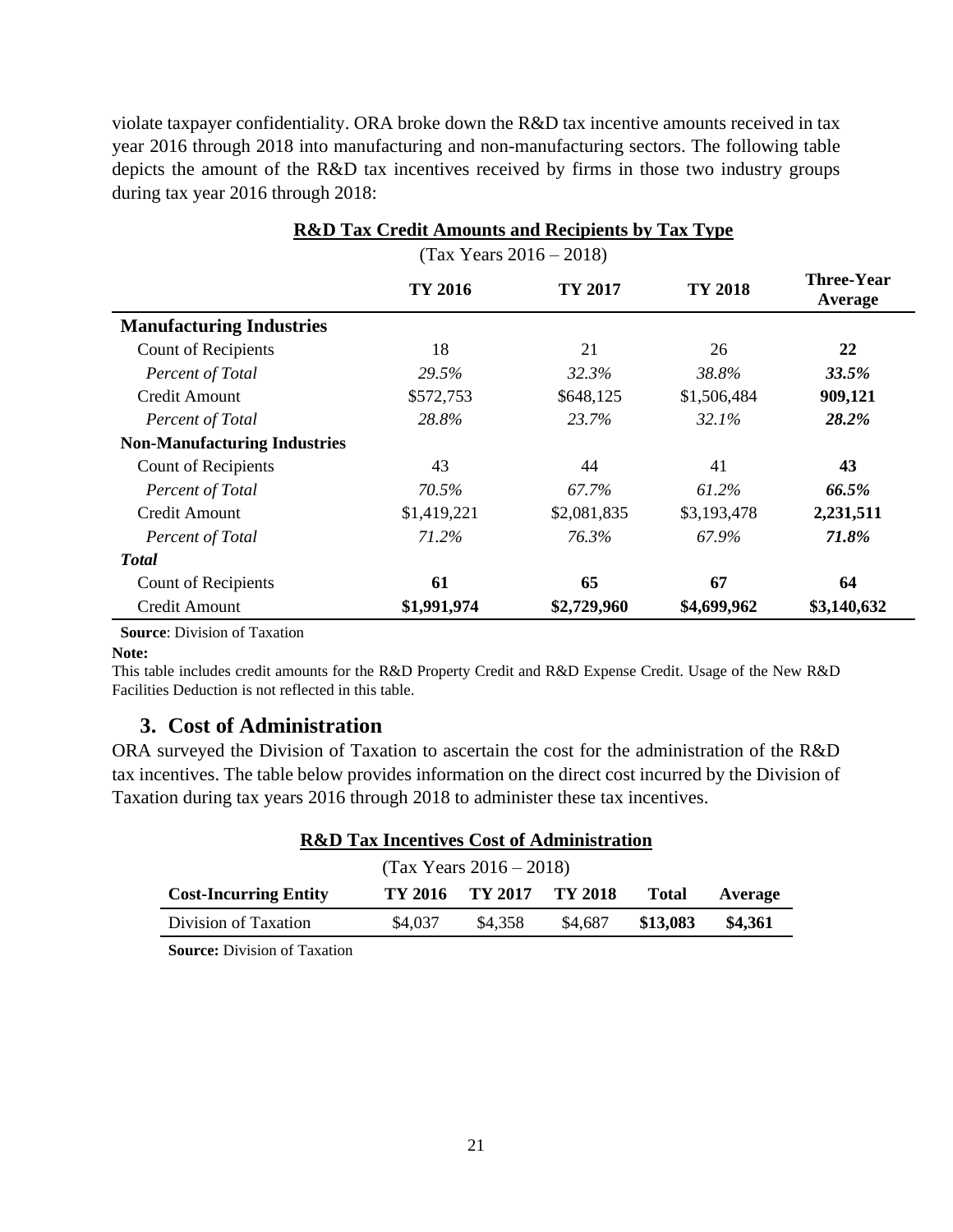violate taxpayer confidentiality. ORA broke down the R&D tax incentive amounts received in tax year 2016 through 2018 into manufacturing and non-manufacturing sectors. The following table depicts the amount of the R&D tax incentives received by firms in those two industry groups during tax year 2016 through 2018:

**R&D Tax Credit Amounts and Recipients by Tax Type**

(Tax Years 2016 – 2018)

| | TY 2016 | TY 2017 | TY 2018 | Three-Year Average |
|---|---|---|---|---|
| **Manufacturing Industries** | | | | |
| Count of Recipients | 18 | 21 | 26 | **22** |
| *Percent of Total* | *29.5%* | *32.3%* | *38.8%* | ***33.5%*** |
| Credit Amount | $572,753 | $648,125 | $1,506,484 | **909,121** |
| *Percent of Total* | *28.8%* | *23.7%* | *32.1%* | ***28.2%*** |
| **Non-Manufacturing Industries** | | | | |
| Count of Recipients | 43 | 44 | 41 | **43** |
| *Percent of Total* | *70.5%* | *67.7%* | *61.2%* | ***66.5%*** |
| Credit Amount | $1,419,221 | $2,081,835 | $3,193,478 | **2,231,511** |
| *Percent of Total* | *71.2%* | *76.3%* | *67.9%* | ***71.8%*** |
| ***Total*** | | | | |
| Count of Recipients | **61** | **65** | **67** | **64** |
| Credit Amount | **$1,991,974** | **$2,729,960** | **$4,699,962** | **$3,140,632** |

**Source**: Division of Taxation

**Note:**

This table includes credit amounts for the R&D Property Credit and R&D Expense Credit. Usage of the New R&D Facilities Deduction is not reflected in this table.

### 3. Cost of Administration

ORA surveyed the Division of Taxation to ascertain the cost for the administration of the R&D tax incentives. The table below provides information on the direct cost incurred by the Division of Taxation during tax years 2016 through 2018 to administer these tax incentives.

**R&D Tax Incentives Cost of Administration**

(Tax Years 2016 – 2018)

| Cost-Incurring Entity | TY 2016 | TY 2017 | TY 2018 | Total | Average |
|---|---|---|---|---|---|
| Division of Taxation | $4,037 | $4,358 | $4,687 | **$13,083** | **$4,361** |

**Source:** Division of Taxation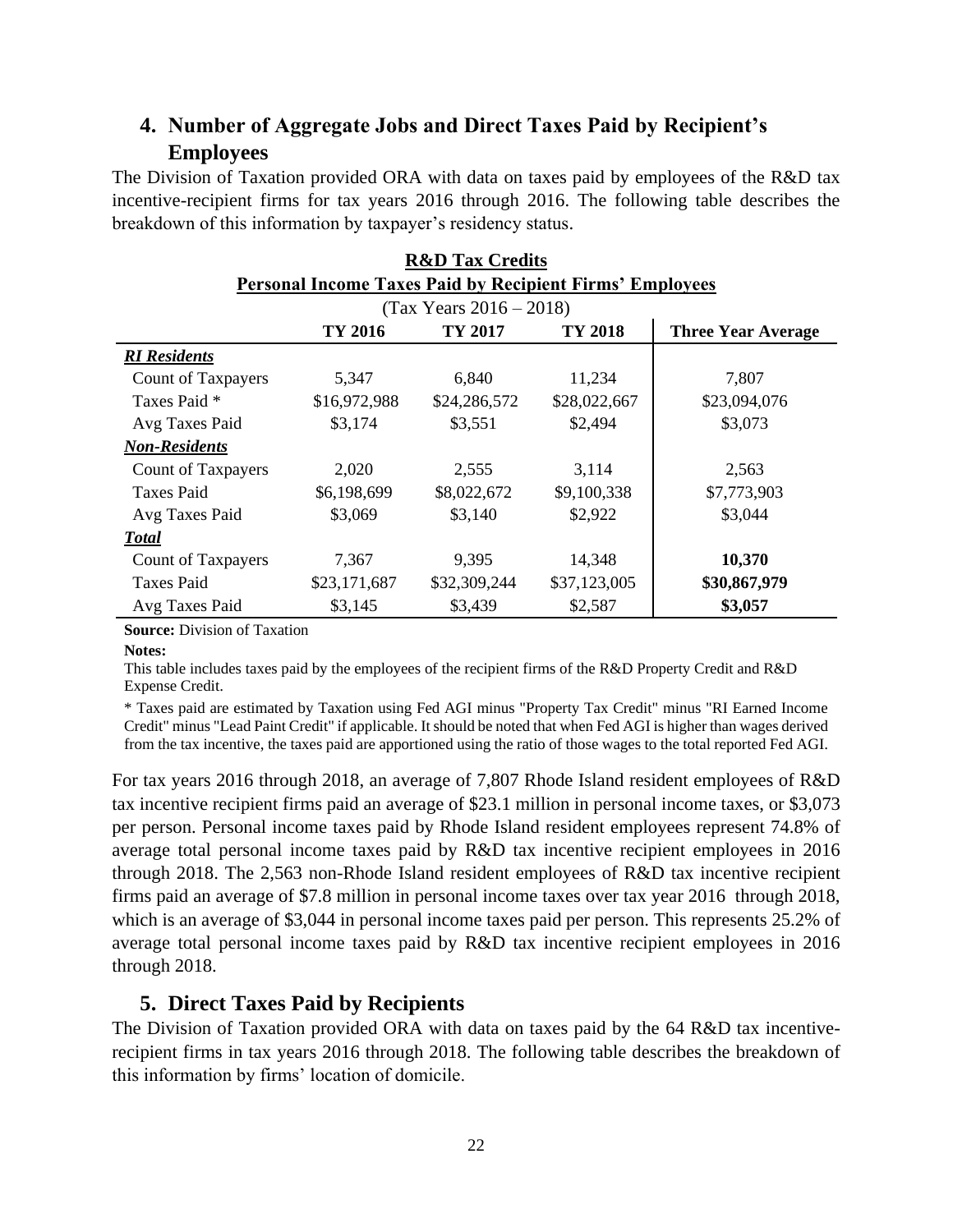## 4. Number of Aggregate Jobs and Direct Taxes Paid by Recipient's Employees

The Division of Taxation provided ORA with data on taxes paid by employees of the R&D tax incentive-recipient firms for tax years 2016 through 2016. The following table describes the breakdown of this information by taxpayer's residency status.

**R&D Tax Credits**

**Personal Income Taxes Paid by Recipient Firms' Employees**

(Tax Years 2016 – 2018)

| | TY 2016 | TY 2017 | TY 2018 | Three Year Average |
|---|---|---|---|---|
| ***RI Residents*** | | | | |
| Count of Taxpayers | 5,347 | 6,840 | 11,234 | 7,807 |
| Taxes Paid * | $16,972,988 | $24,286,572 | $28,022,667 | $23,094,076 |
| Avg Taxes Paid | $3,174 | $3,551 | $2,494 | $3,073 |
| ***Non-Residents*** | | | | |
| Count of Taxpayers | 2,020 | 2,555 | 3,114 | 2,563 |
| Taxes Paid | $6,198,699 | $8,022,672 | $9,100,338 | $7,773,903 |
| Avg Taxes Paid | $3,069 | $3,140 | $2,922 | $3,044 |
| ***Total*** | | | | |
| Count of Taxpayers | 7,367 | 9,395 | 14,348 | **10,370** |
| Taxes Paid | $23,171,687 | $32,309,244 | $37,123,005 | **$30,867,979** |
| Avg Taxes Paid | $3,145 | $3,439 | $2,587 | **$3,057** |

**Source:** Division of Taxation

**Notes:**

This table includes taxes paid by the employees of the recipient firms of the R&D Property Credit and R&D Expense Credit.

* Taxes paid are estimated by Taxation using Fed AGI minus "Property Tax Credit" minus "RI Earned Income Credit" minus "Lead Paint Credit" if applicable. It should be noted that when Fed AGI is higher than wages derived from the tax incentive, the taxes paid are apportioned using the ratio of those wages to the total reported Fed AGI.

For tax years 2016 through 2018, an average of 7,807 Rhode Island resident employees of R&D tax incentive recipient firms paid an average of $23.1 million in personal income taxes, or $3,073 per person. Personal income taxes paid by Rhode Island resident employees represent 74.8% of average total personal income taxes paid by R&D tax incentive recipient employees in 2016 through 2018. The 2,563 non-Rhode Island resident employees of R&D tax incentive recipient firms paid an average of $7.8 million in personal income taxes over tax year 2016 through 2018, which is an average of $3,044 in personal income taxes paid per person. This represents 25.2% of average total personal income taxes paid by R&D tax incentive recipient employees in 2016 through 2018.

## 5. Direct Taxes Paid by Recipients

The Division of Taxation provided ORA with data on taxes paid by the 64 R&D tax incentive-recipient firms in tax years 2016 through 2018. The following table describes the breakdown of this information by firms' location of domicile.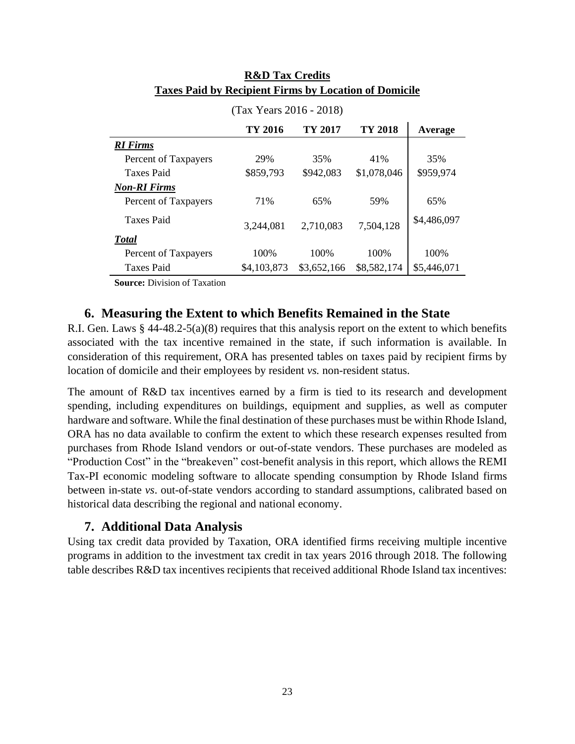**R&D Tax Credits**
**Taxes Paid by Recipient Firms by Location of Domicile**

(Tax Years 2016 - 2018)

| | TY 2016 | TY 2017 | TY 2018 | Average |
|---|---|---|---|---|
| ***RI Firms*** | | | | |
| Percent of Taxpayers | 29% | 35% | 41% | 35% |
| Taxes Paid | $859,793 | $942,083 | $1,078,046 | $959,974 |
| ***Non-RI Firms*** | | | | |
| Percent of Taxpayers | 71% | 65% | 59% | 65% |
| Taxes Paid | 3,244,081 | 2,710,083 | 7,504,128 | $4,486,097 |
| ***Total*** | | | | |
| Percent of Taxpayers | 100% | 100% | 100% | 100% |
| Taxes Paid | $4,103,873 | $3,652,166 | $8,582,174 | $5,446,071 |

**Source:** Division of Taxation

## 6. Measuring the Extent to which Benefits Remained in the State

R.I. Gen. Laws § 44-48.2-5(a)(8) requires that this analysis report on the extent to which benefits associated with the tax incentive remained in the state, if such information is available. In consideration of this requirement, ORA has presented tables on taxes paid by recipient firms by location of domicile and their employees by resident *vs.* non-resident status.

The amount of R&D tax incentives earned by a firm is tied to its research and development spending, including expenditures on buildings, equipment and supplies, as well as computer hardware and software. While the final destination of these purchases must be within Rhode Island, ORA has no data available to confirm the extent to which these research expenses resulted from purchases from Rhode Island vendors or out-of-state vendors. These purchases are modeled as "Production Cost" in the "breakeven" cost-benefit analysis in this report, which allows the REMI Tax-PI economic modeling software to allocate spending consumption by Rhode Island firms between in-state *vs*. out-of-state vendors according to standard assumptions, calibrated based on historical data describing the regional and national economy.

## 7. Additional Data Analysis

Using tax credit data provided by Taxation, ORA identified firms receiving multiple incentive programs in addition to the investment tax credit in tax years 2016 through 2018. The following table describes R&D tax incentives recipients that received additional Rhode Island tax incentives: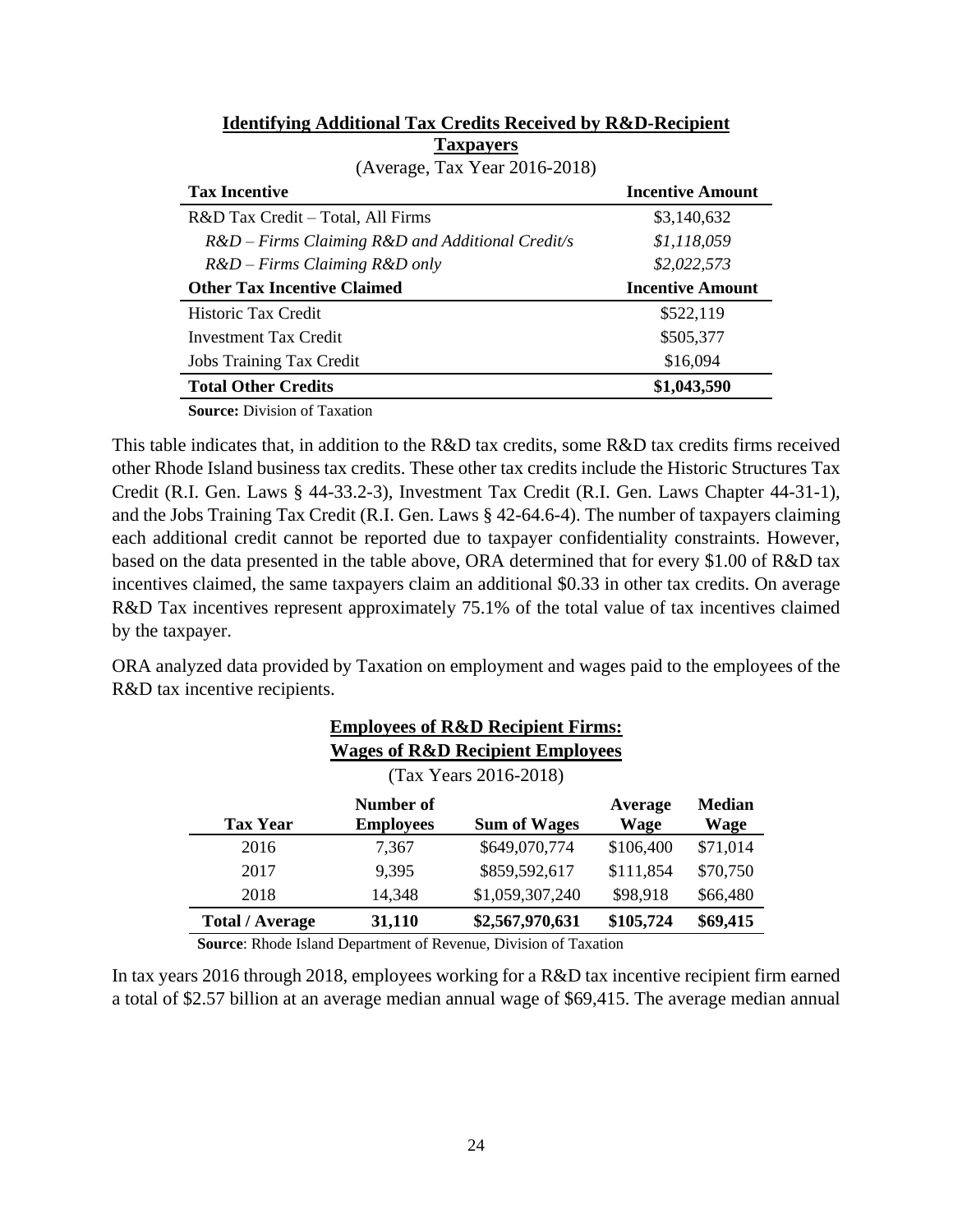**Identifying Additional Tax Credits Received by R&D-Recipient Taxpayers**

(Average, Tax Year 2016-2018)

| Tax Incentive | Incentive Amount |
|---|---|
| R&D Tax Credit – Total, All Firms | $3,140,632 |
| *R&D – Firms Claiming R&D and Additional Credit/s* | *$1,118,059* |
| *R&D – Firms Claiming R&D only* | *$2,022,573* |
| **Other Tax Incentive Claimed** | **Incentive Amount** |
| Historic Tax Credit | $522,119 |
| Investment Tax Credit | $505,377 |
| Jobs Training Tax Credit | $16,094 |
| **Total Other Credits** | **$1,043,590** |

**Source:** Division of Taxation

This table indicates that, in addition to the R&D tax credits, some R&D tax credits firms received other Rhode Island business tax credits. These other tax credits include the Historic Structures Tax Credit (R.I. Gen. Laws § 44-33.2-3), Investment Tax Credit (R.I. Gen. Laws Chapter 44-31-1), and the Jobs Training Tax Credit (R.I. Gen. Laws § 42-64.6-4). The number of taxpayers claiming each additional credit cannot be reported due to taxpayer confidentiality constraints. However, based on the data presented in the table above, ORA determined that for every $1.00 of R&D tax incentives claimed, the same taxpayers claim an additional $0.33 in other tax credits. On average R&D Tax incentives represent approximately 75.1% of the total value of tax incentives claimed by the taxpayer.

ORA analyzed data provided by Taxation on employment and wages paid to the employees of the R&D tax incentive recipients.

**Employees of R&D Recipient Firms: Wages of R&D Recipient Employees**

(Tax Years 2016-2018)

| Tax Year | Number of Employees | Sum of Wages | Average Wage | Median Wage |
|---|---|---|---|---|
| 2016 | 7,367 | $649,070,774 | $106,400 | $71,014 |
| 2017 | 9,395 | $859,592,617 | $111,854 | $70,750 |
| 2018 | 14,348 | $1,059,307,240 | $98,918 | $66,480 |
| **Total / Average** | **31,110** | **$2,567,970,631** | **$105,724** | **$69,415** |

**Source**: Rhode Island Department of Revenue, Division of Taxation

In tax years 2016 through 2018, employees working for a R&D tax incentive recipient firm earned a total of $2.57 billion at an average median annual wage of $69,415. The average median annual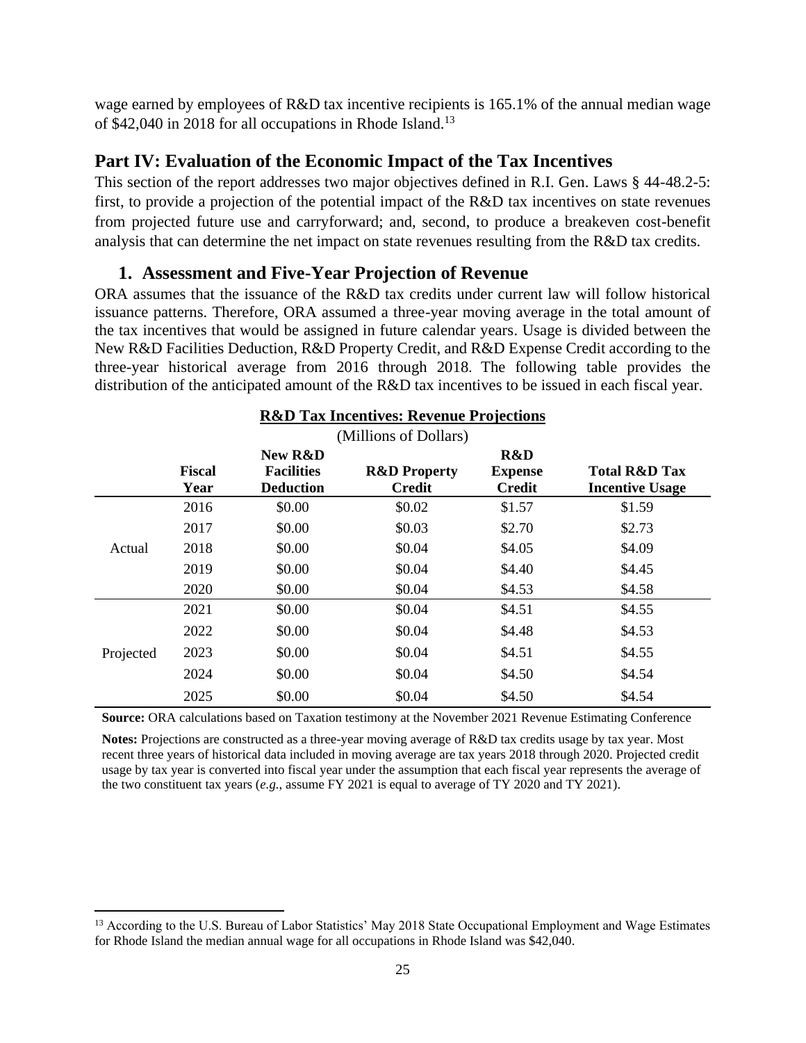wage earned by employees of R&D tax incentive recipients is 165.1% of the annual median wage of $42,040 in 2018 for all occupations in Rhode Island.[13]

## Part IV: Evaluation of the Economic Impact of the Tax Incentives

This section of the report addresses two major objectives defined in R.I. Gen. Laws § 44-48.2-5: first, to provide a projection of the potential impact of the R&D tax incentives on state revenues from projected future use and carryforward; and, second, to produce a breakeven cost-benefit analysis that can determine the net impact on state revenues resulting from the R&D tax credits.

### 1. Assessment and Five-Year Projection of Revenue

ORA assumes that the issuance of the R&D tax credits under current law will follow historical issuance patterns. Therefore, ORA assumed a three-year moving average in the total amount of the tax incentives that would be assigned in future calendar years. Usage is divided between the New R&D Facilities Deduction, R&D Property Credit, and R&D Expense Credit according to the three-year historical average from 2016 through 2018. The following table provides the distribution of the anticipated amount of the R&D tax incentives to be issued in each fiscal year.

**R&D Tax Incentives: Revenue Projections**

(Millions of Dollars)

| | Fiscal Year | New R&D Facilities Deduction | R&D Property Credit | R&D Expense Credit | Total R&D Tax Incentive Usage |
|---|---|---|---|---|---|
| Actual | 2016 | $0.00 | $0.02 | $1.57 | $1.59 |
| | 2017 | $0.00 | $0.03 | $2.70 | $2.73 |
| | 2018 | $0.00 | $0.04 | $4.05 | $4.09 |
| | 2019 | $0.00 | $0.04 | $4.40 | $4.45 |
| | 2020 | $0.00 | $0.04 | $4.53 | $4.58 |
| Projected | 2021 | $0.00 | $0.04 | $4.51 | $4.55 |
| | 2022 | $0.00 | $0.04 | $4.48 | $4.53 |
| | 2023 | $0.00 | $0.04 | $4.51 | $4.55 |
| | 2024 | $0.00 | $0.04 | $4.50 | $4.54 |
| | 2025 | $0.00 | $0.04 | $4.50 | $4.54 |

**Source:** ORA calculations based on Taxation testimony at the November 2021 Revenue Estimating Conference

**Notes:** Projections are constructed as a three-year moving average of R&D tax credits usage by tax year. Most recent three years of historical data included in moving average are tax years 2018 through 2020. Projected credit usage by tax year is converted into fiscal year under the assumption that each fiscal year represents the average of the two constituent tax years (*e.g.*, assume FY 2021 is equal to average of TY 2020 and TY 2021).

[13] According to the U.S. Bureau of Labor Statistics' May 2018 State Occupational Employment and Wage Estimates for Rhode Island the median annual wage for all occupations in Rhode Island was $42,040.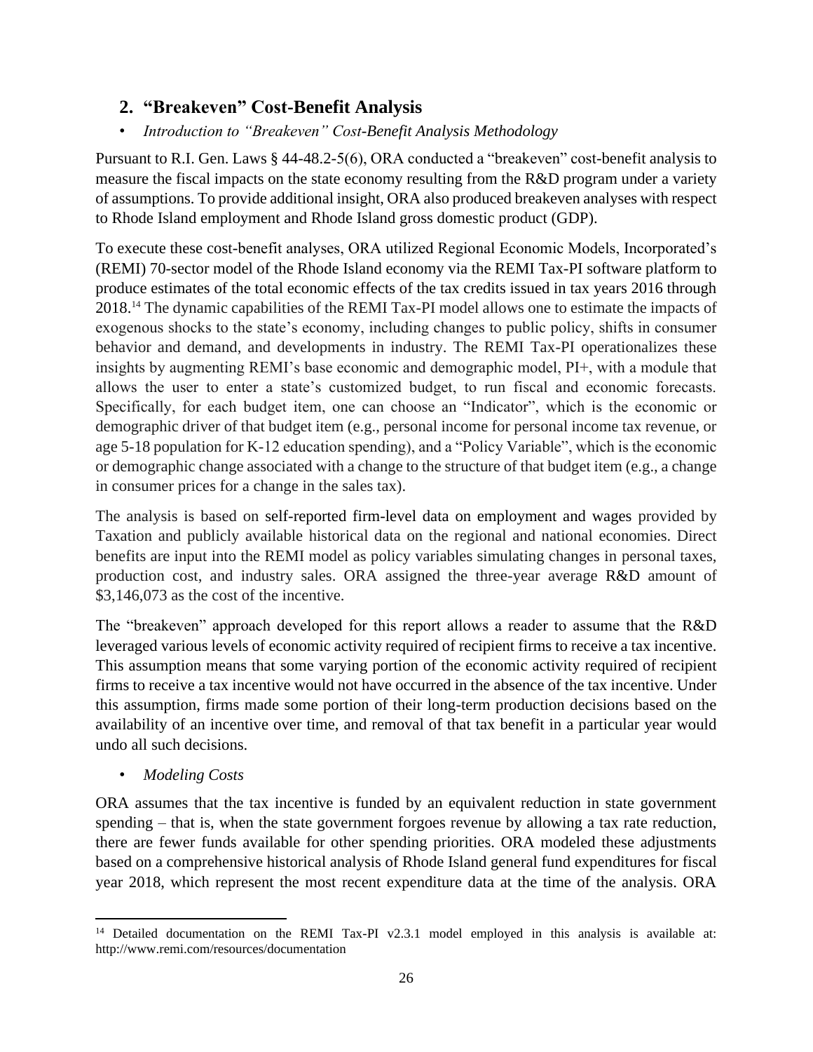## 2. "Breakeven" Cost-Benefit Analysis

- *Introduction to "Breakeven" Cost-Benefit Analysis Methodology*

Pursuant to R.I. Gen. Laws § 44-48.2-5(6), ORA conducted a "breakeven" cost-benefit analysis to measure the fiscal impacts on the state economy resulting from the R&D program under a variety of assumptions. To provide additional insight, ORA also produced breakeven analyses with respect to Rhode Island employment and Rhode Island gross domestic product (GDP).

To execute these cost-benefit analyses, ORA utilized Regional Economic Models, Incorporated's (REMI) 70-sector model of the Rhode Island economy via the REMI Tax-PI software platform to produce estimates of the total economic effects of the tax credits issued in tax years 2016 through 2018.[14] The dynamic capabilities of the REMI Tax-PI model allows one to estimate the impacts of exogenous shocks to the state's economy, including changes to public policy, shifts in consumer behavior and demand, and developments in industry. The REMI Tax-PI operationalizes these insights by augmenting REMI's base economic and demographic model, PI+, with a module that allows the user to enter a state's customized budget, to run fiscal and economic forecasts. Specifically, for each budget item, one can choose an "Indicator", which is the economic or demographic driver of that budget item (e.g., personal income for personal income tax revenue, or age 5-18 population for K-12 education spending), and a "Policy Variable", which is the economic or demographic change associated with a change to the structure of that budget item (e.g., a change in consumer prices for a change in the sales tax).

The analysis is based on self-reported firm-level data on employment and wages provided by Taxation and publicly available historical data on the regional and national economies. Direct benefits are input into the REMI model as policy variables simulating changes in personal taxes, production cost, and industry sales. ORA assigned the three-year average R&D amount of $3,146,073 as the cost of the incentive.

The "breakeven" approach developed for this report allows a reader to assume that the R&D leveraged various levels of economic activity required of recipient firms to receive a tax incentive. This assumption means that some varying portion of the economic activity required of recipient firms to receive a tax incentive would not have occurred in the absence of the tax incentive. Under this assumption, firms made some portion of their long-term production decisions based on the availability of an incentive over time, and removal of that tax benefit in a particular year would undo all such decisions.

- *Modeling Costs*

ORA assumes that the tax incentive is funded by an equivalent reduction in state government spending – that is, when the state government forgoes revenue by allowing a tax rate reduction, there are fewer funds available for other spending priorities. ORA modeled these adjustments based on a comprehensive historical analysis of Rhode Island general fund expenditures for fiscal year 2018, which represent the most recent expenditure data at the time of the analysis. ORA

[14] Detailed documentation on the REMI Tax-PI v2.3.1 model employed in this analysis is available at: http://www.remi.com/resources/documentation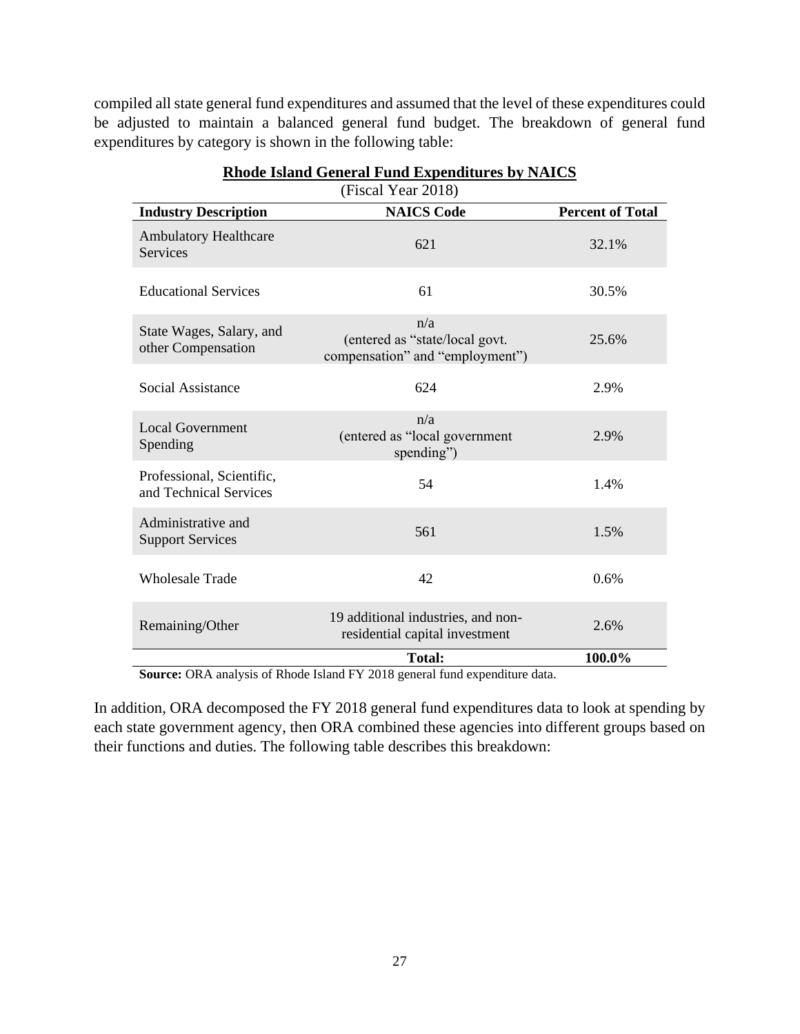compiled all state general fund expenditures and assumed that the level of these expenditures could be adjusted to maintain a balanced general fund budget. The breakdown of general fund expenditures by category is shown in the following table:

**Rhode Island General Fund Expenditures by NAICS**
(Fiscal Year 2018)

| Industry Description | NAICS Code | Percent of Total |
|---|---|---|
| Ambulatory Healthcare Services | 621 | 32.1% |
| Educational Services | 61 | 30.5% |
| State Wages, Salary, and other Compensation | n/a (entered as "state/local govt. compensation" and "employment") | 25.6% |
| Social Assistance | 624 | 2.9% |
| Local Government Spending | n/a (entered as "local government spending") | 2.9% |
| Professional, Scientific, and Technical Services | 54 | 1.4% |
| Administrative and Support Services | 561 | 1.5% |
| Wholesale Trade | 42 | 0.6% |
| Remaining/Other | 19 additional industries, and non-residential capital investment | 2.6% |
| | **Total:** | **100.0%** |

**Source:** ORA analysis of Rhode Island FY 2018 general fund expenditure data.

In addition, ORA decomposed the FY 2018 general fund expenditures data to look at spending by each state government agency, then ORA combined these agencies into different groups based on their functions and duties. The following table describes this breakdown: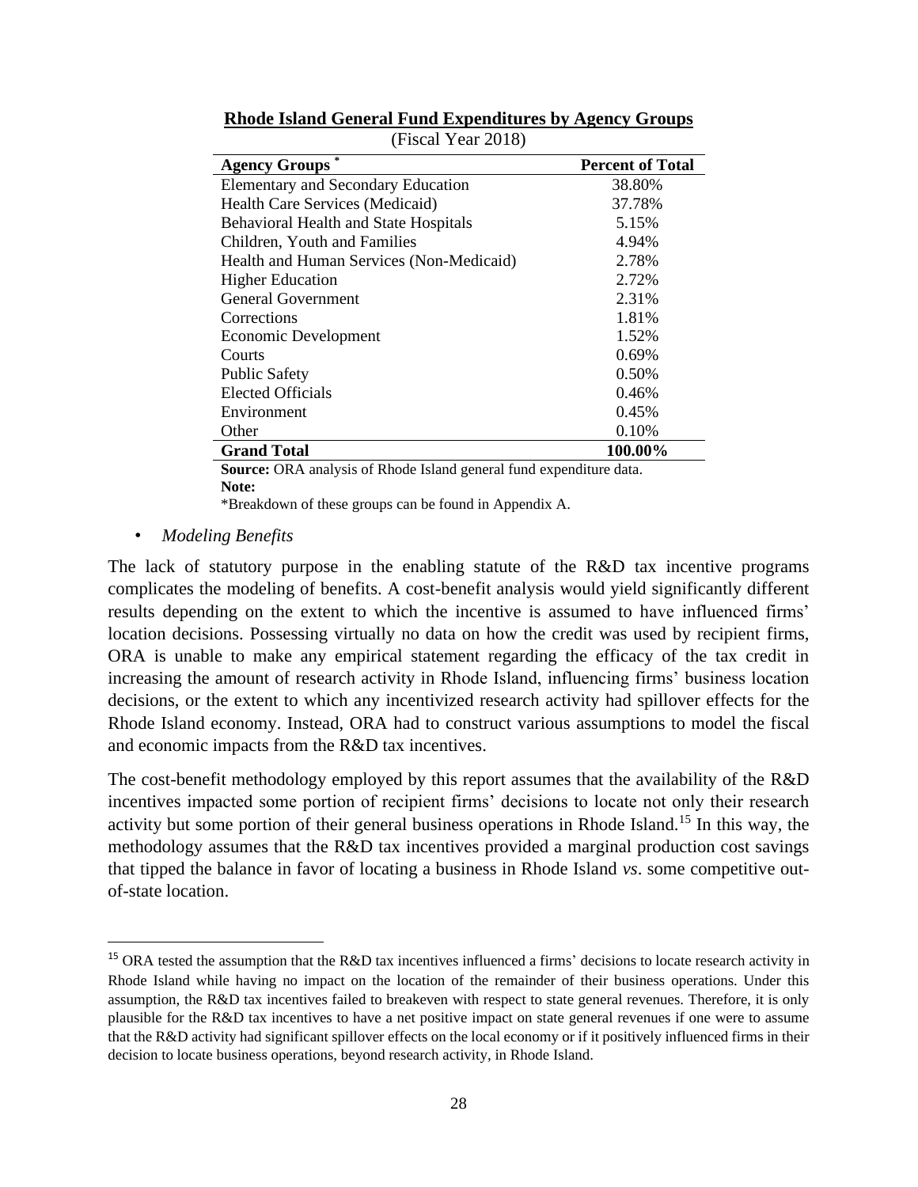**Rhode Island General Fund Expenditures by Agency Groups**
(Fiscal Year 2018)

| Agency Groups * | Percent of Total |
|---|---|
| Elementary and Secondary Education | 38.80% |
| Health Care Services (Medicaid) | 37.78% |
| Behavioral Health and State Hospitals | 5.15% |
| Children, Youth and Families | 4.94% |
| Health and Human Services (Non-Medicaid) | 2.78% |
| Higher Education | 2.72% |
| General Government | 2.31% |
| Corrections | 1.81% |
| Economic Development | 1.52% |
| Courts | 0.69% |
| Public Safety | 0.50% |
| Elected Officials | 0.46% |
| Environment | 0.45% |
| Other | 0.10% |
| **Grand Total** | **100.00%** |

**Source:** ORA analysis of Rhode Island general fund expenditure data.
**Note:**
*Breakdown of these groups can be found in Appendix A.

- *Modeling Benefits*

The lack of statutory purpose in the enabling statute of the R&D tax incentive programs complicates the modeling of benefits. A cost-benefit analysis would yield significantly different results depending on the extent to which the incentive is assumed to have influenced firms' location decisions. Possessing virtually no data on how the credit was used by recipient firms, ORA is unable to make any empirical statement regarding the efficacy of the tax credit in increasing the amount of research activity in Rhode Island, influencing firms' business location decisions, or the extent to which any incentivized research activity had spillover effects for the Rhode Island economy. Instead, ORA had to construct various assumptions to model the fiscal and economic impacts from the R&D tax incentives.

The cost-benefit methodology employed by this report assumes that the availability of the R&D incentives impacted some portion of recipient firms' decisions to locate not only their research activity but some portion of their general business operations in Rhode Island.[15] In this way, the methodology assumes that the R&D tax incentives provided a marginal production cost savings that tipped the balance in favor of locating a business in Rhode Island *vs*. some competitive out-of-state location.

[15] ORA tested the assumption that the R&D tax incentives influenced a firms' decisions to locate research activity in Rhode Island while having no impact on the location of the remainder of their business operations. Under this assumption, the R&D tax incentives failed to breakeven with respect to state general revenues. Therefore, it is only plausible for the R&D tax incentives to have a net positive impact on state general revenues if one were to assume that the R&D activity had significant spillover effects on the local economy or if it positively influenced firms in their decision to locate business operations, beyond research activity, in Rhode Island.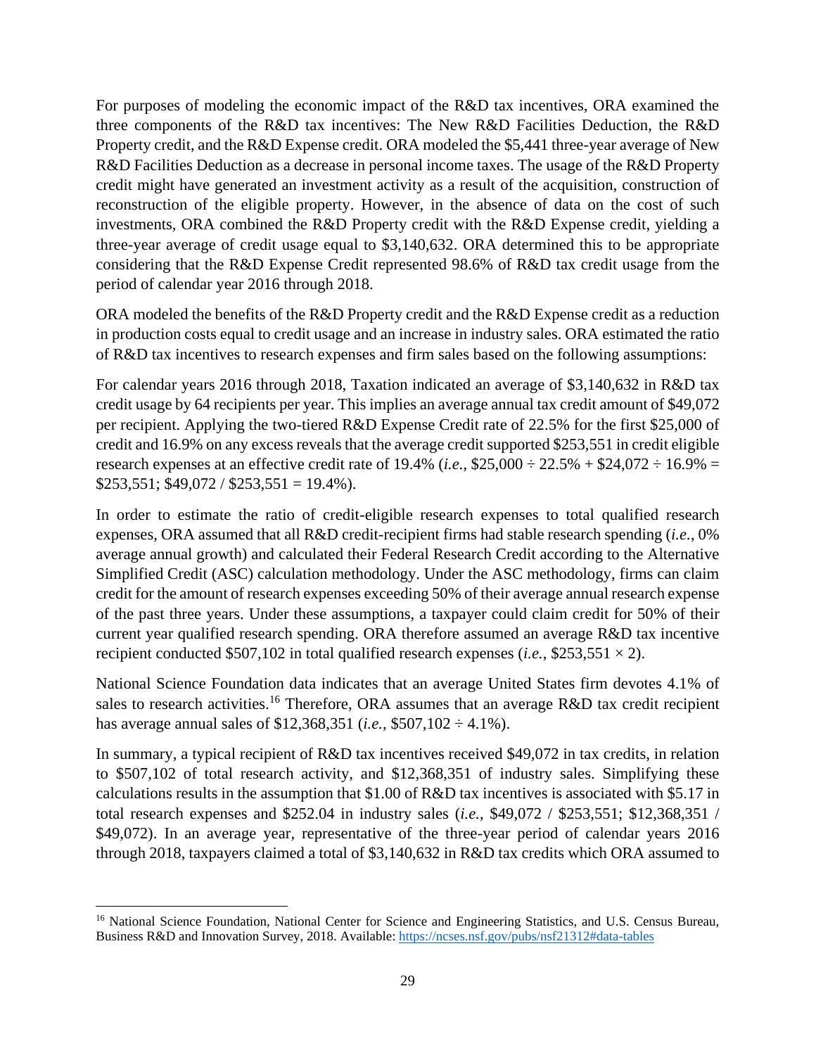For purposes of modeling the economic impact of the R&D tax incentives, ORA examined the three components of the R&D tax incentives: The New R&D Facilities Deduction, the R&D Property credit, and the R&D Expense credit. ORA modeled the $5,441 three-year average of New R&D Facilities Deduction as a decrease in personal income taxes. The usage of the R&D Property credit might have generated an investment activity as a result of the acquisition, construction of reconstruction of the eligible property. However, in the absence of data on the cost of such investments, ORA combined the R&D Property credit with the R&D Expense credit, yielding a three-year average of credit usage equal to $3,140,632. ORA determined this to be appropriate considering that the R&D Expense Credit represented 98.6% of R&D tax credit usage from the period of calendar year 2016 through 2018.

ORA modeled the benefits of the R&D Property credit and the R&D Expense credit as a reduction in production costs equal to credit usage and an increase in industry sales. ORA estimated the ratio of R&D tax incentives to research expenses and firm sales based on the following assumptions:

For calendar years 2016 through 2018, Taxation indicated an average of $3,140,632 in R&D tax credit usage by 64 recipients per year. This implies an average annual tax credit amount of $49,072 per recipient. Applying the two-tiered R&D Expense Credit rate of 22.5% for the first $25,000 of credit and 16.9% on any excess reveals that the average credit supported $253,551 in credit eligible research expenses at an effective credit rate of 19.4% (*i.e.*, $25,000 ÷ 22.5% + $24,072 ÷ 16.9% = $253,551; $49,072 / $253,551 = 19.4%).

In order to estimate the ratio of credit-eligible research expenses to total qualified research expenses, ORA assumed that all R&D credit-recipient firms had stable research spending (*i.e.*, 0% average annual growth) and calculated their Federal Research Credit according to the Alternative Simplified Credit (ASC) calculation methodology. Under the ASC methodology, firms can claim credit for the amount of research expenses exceeding 50% of their average annual research expense of the past three years. Under these assumptions, a taxpayer could claim credit for 50% of their current year qualified research spending. ORA therefore assumed an average R&D tax incentive recipient conducted $507,102 in total qualified research expenses (*i.e.*, $253,551 × 2).

National Science Foundation data indicates that an average United States firm devotes 4.1% of sales to research activities.[16] Therefore, ORA assumes that an average R&D tax credit recipient has average annual sales of $12,368,351 (*i.e.*, $507,102 ÷ 4.1%).

In summary, a typical recipient of R&D tax incentives received $49,072 in tax credits, in relation to $507,102 of total research activity, and $12,368,351 of industry sales. Simplifying these calculations results in the assumption that $1.00 of R&D tax incentives is associated with $5.17 in total research expenses and $252.04 in industry sales (*i.e.*, $49,072 / $253,551; $12,368,351 / $49,072). In an average year, representative of the three-year period of calendar years 2016 through 2018, taxpayers claimed a total of $3,140,632 in R&D tax credits which ORA assumed to

[16] National Science Foundation, National Center for Science and Engineering Statistics, and U.S. Census Bureau, Business R&D and Innovation Survey, 2018. Available: https://ncses.nsf.gov/pubs/nsf21312#data-tables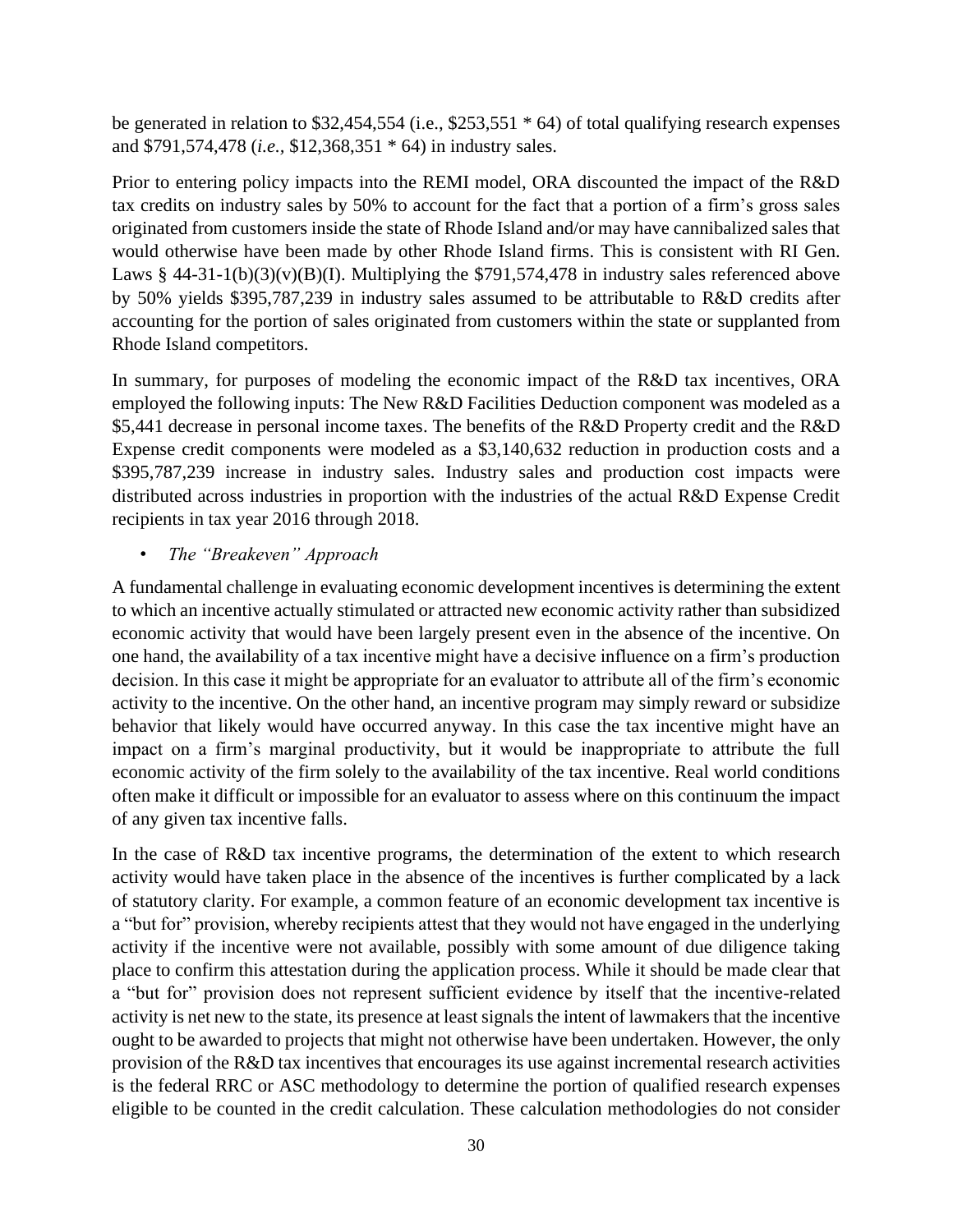be generated in relation to $32,454,554 (i.e., $253,551 * 64) of total qualifying research expenses and $791,574,478 (*i.e.*, $12,368,351 * 64) in industry sales.

Prior to entering policy impacts into the REMI model, ORA discounted the impact of the R&D tax credits on industry sales by 50% to account for the fact that a portion of a firm's gross sales originated from customers inside the state of Rhode Island and/or may have cannibalized sales that would otherwise have been made by other Rhode Island firms. This is consistent with RI Gen. Laws § 44-31-1(b)(3)(v)(B)(I). Multiplying the $791,574,478 in industry sales referenced above by 50% yields $395,787,239 in industry sales assumed to be attributable to R&D credits after accounting for the portion of sales originated from customers within the state or supplanted from Rhode Island competitors.

In summary, for purposes of modeling the economic impact of the R&D tax incentives, ORA employed the following inputs: The New R&D Facilities Deduction component was modeled as a $5,441 decrease in personal income taxes. The benefits of the R&D Property credit and the R&D Expense credit components were modeled as a $3,140,632 reduction in production costs and a $395,787,239 increase in industry sales. Industry sales and production cost impacts were distributed across industries in proportion with the industries of the actual R&D Expense Credit recipients in tax year 2016 through 2018.

- *The "Breakeven" Approach*

A fundamental challenge in evaluating economic development incentives is determining the extent to which an incentive actually stimulated or attracted new economic activity rather than subsidized economic activity that would have been largely present even in the absence of the incentive. On one hand, the availability of a tax incentive might have a decisive influence on a firm's production decision. In this case it might be appropriate for an evaluator to attribute all of the firm's economic activity to the incentive. On the other hand, an incentive program may simply reward or subsidize behavior that likely would have occurred anyway. In this case the tax incentive might have an impact on a firm's marginal productivity, but it would be inappropriate to attribute the full economic activity of the firm solely to the availability of the tax incentive. Real world conditions often make it difficult or impossible for an evaluator to assess where on this continuum the impact of any given tax incentive falls.

In the case of R&D tax incentive programs, the determination of the extent to which research activity would have taken place in the absence of the incentives is further complicated by a lack of statutory clarity. For example, a common feature of an economic development tax incentive is a "but for" provision, whereby recipients attest that they would not have engaged in the underlying activity if the incentive were not available, possibly with some amount of due diligence taking place to confirm this attestation during the application process. While it should be made clear that a "but for" provision does not represent sufficient evidence by itself that the incentive-related activity is net new to the state, its presence at least signals the intent of lawmakers that the incentive ought to be awarded to projects that might not otherwise have been undertaken. However, the only provision of the R&D tax incentives that encourages its use against incremental research activities is the federal RRC or ASC methodology to determine the portion of qualified research expenses eligible to be counted in the credit calculation. These calculation methodologies do not consider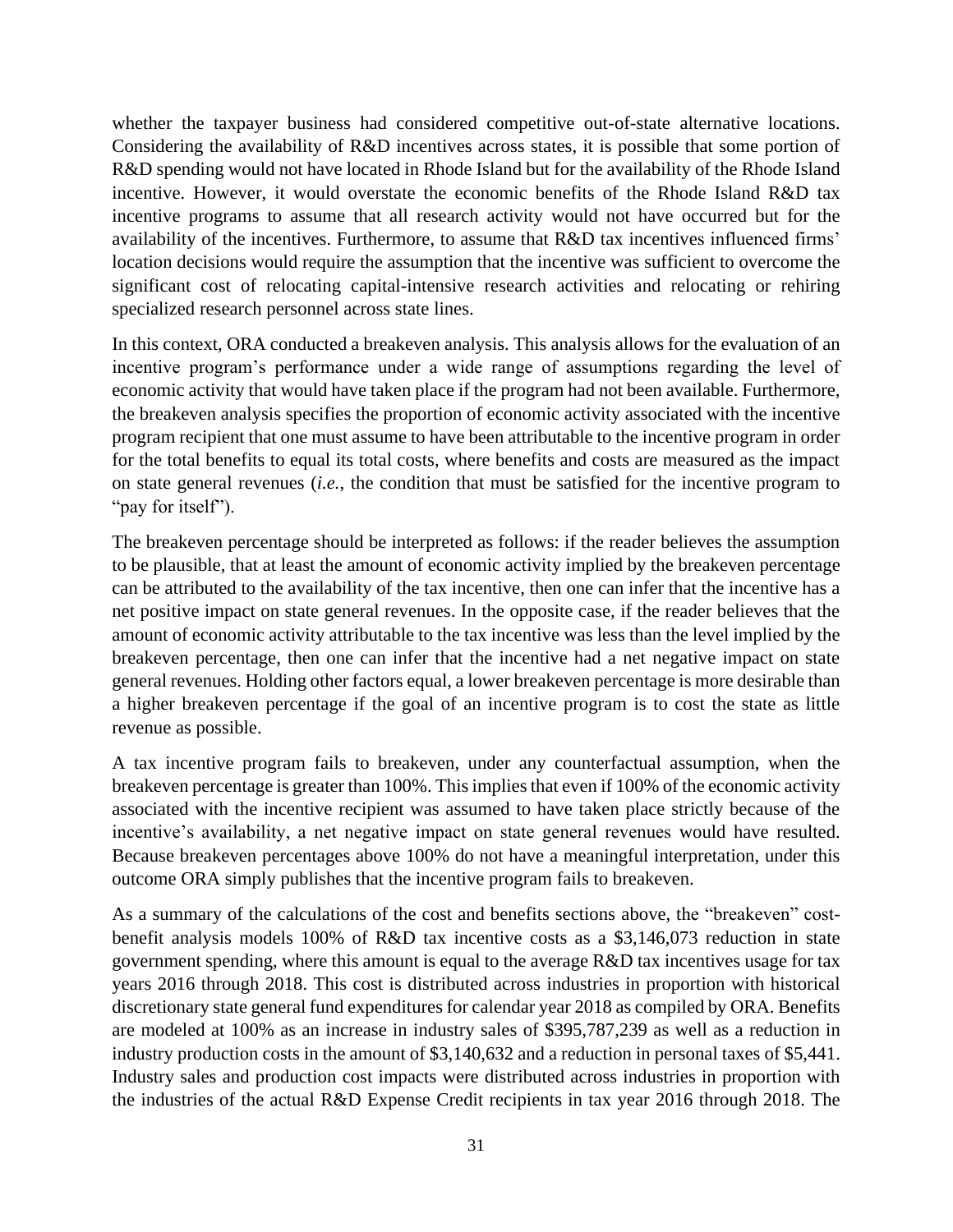whether the taxpayer business had considered competitive out-of-state alternative locations. Considering the availability of R&D incentives across states, it is possible that some portion of R&D spending would not have located in Rhode Island but for the availability of the Rhode Island incentive. However, it would overstate the economic benefits of the Rhode Island R&D tax incentive programs to assume that all research activity would not have occurred but for the availability of the incentives. Furthermore, to assume that R&D tax incentives influenced firms' location decisions would require the assumption that the incentive was sufficient to overcome the significant cost of relocating capital-intensive research activities and relocating or rehiring specialized research personnel across state lines.

In this context, ORA conducted a breakeven analysis. This analysis allows for the evaluation of an incentive program's performance under a wide range of assumptions regarding the level of economic activity that would have taken place if the program had not been available. Furthermore, the breakeven analysis specifies the proportion of economic activity associated with the incentive program recipient that one must assume to have been attributable to the incentive program in order for the total benefits to equal its total costs, where benefits and costs are measured as the impact on state general revenues (*i.e.*, the condition that must be satisfied for the incentive program to "pay for itself").

The breakeven percentage should be interpreted as follows: if the reader believes the assumption to be plausible, that at least the amount of economic activity implied by the breakeven percentage can be attributed to the availability of the tax incentive, then one can infer that the incentive has a net positive impact on state general revenues. In the opposite case, if the reader believes that the amount of economic activity attributable to the tax incentive was less than the level implied by the breakeven percentage, then one can infer that the incentive had a net negative impact on state general revenues. Holding other factors equal, a lower breakeven percentage is more desirable than a higher breakeven percentage if the goal of an incentive program is to cost the state as little revenue as possible.

A tax incentive program fails to breakeven, under any counterfactual assumption, when the breakeven percentage is greater than 100%. This implies that even if 100% of the economic activity associated with the incentive recipient was assumed to have taken place strictly because of the incentive's availability, a net negative impact on state general revenues would have resulted. Because breakeven percentages above 100% do not have a meaningful interpretation, under this outcome ORA simply publishes that the incentive program fails to breakeven.

As a summary of the calculations of the cost and benefits sections above, the "breakeven" cost-benefit analysis models 100% of R&D tax incentive costs as a $3,146,073 reduction in state government spending, where this amount is equal to the average R&D tax incentives usage for tax years 2016 through 2018. This cost is distributed across industries in proportion with historical discretionary state general fund expenditures for calendar year 2018 as compiled by ORA. Benefits are modeled at 100% as an increase in industry sales of $395,787,239 as well as a reduction in industry production costs in the amount of $3,140,632 and a reduction in personal taxes of $5,441. Industry sales and production cost impacts were distributed across industries in proportion with the industries of the actual R&D Expense Credit recipients in tax year 2016 through 2018. The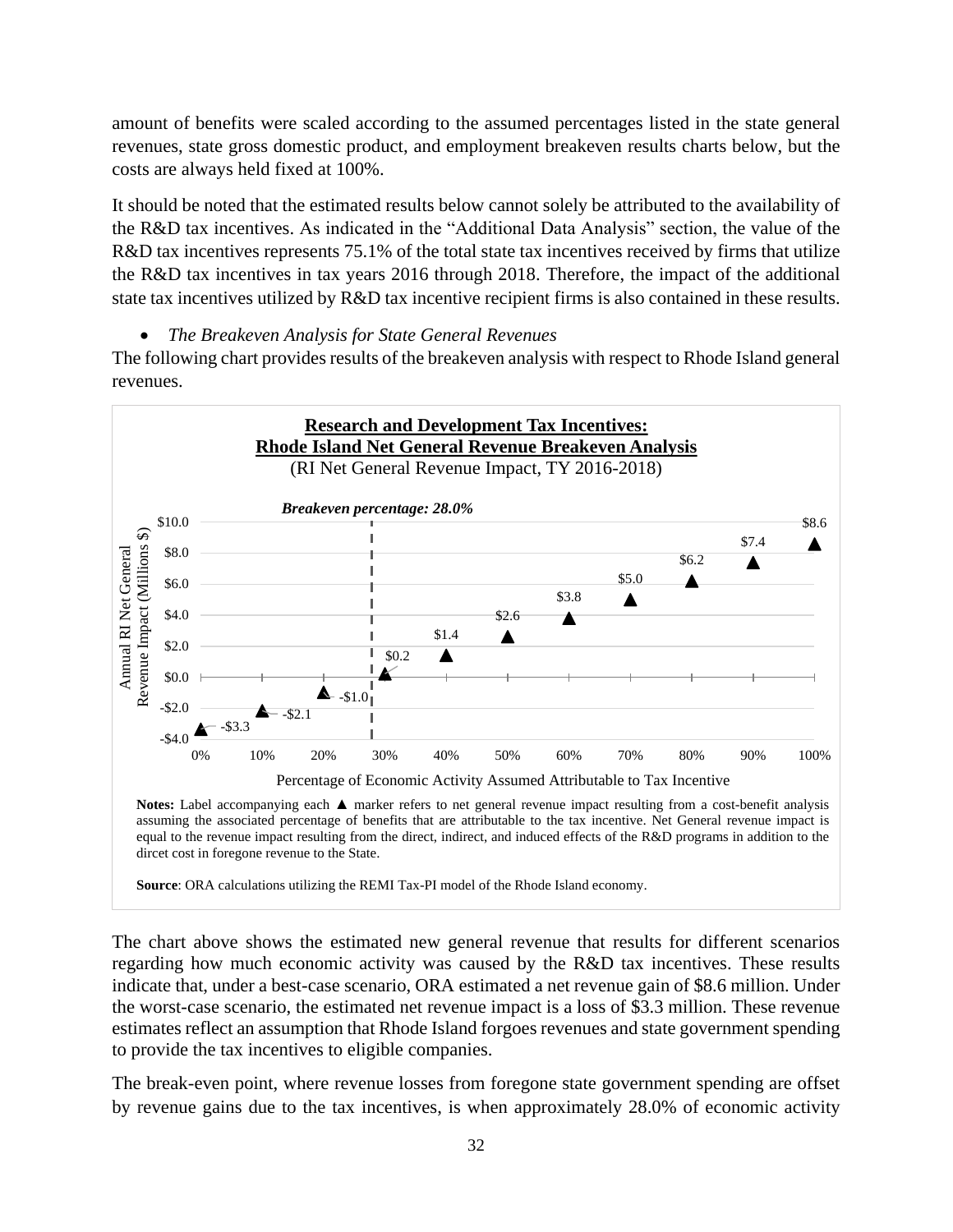amount of benefits were scaled according to the assumed percentages listed in the state general revenues, state gross domestic product, and employment breakeven results charts below, but the costs are always held fixed at 100%.

It should be noted that the estimated results below cannot solely be attributed to the availability of the R&D tax incentives. As indicated in the "Additional Data Analysis" section, the value of the R&D tax incentives represents 75.1% of the total state tax incentives received by firms that utilize the R&D tax incentives in tax years 2016 through 2018. Therefore, the impact of the additional state tax incentives utilized by R&D tax incentive recipient firms is also contained in these results.

- *The Breakeven Analysis for State General Revenues*

The following chart provides results of the breakeven analysis with respect to Rhode Island general revenues.

**Research and Development Tax Incentives:**
**Rhode Island Net General Revenue Breakeven Analysis**
(RI Net General Revenue Impact, TY 2016-2018)

*Breakeven percentage: 28.0%*

| Percentage of Economic Activity Assumed Attributable to Tax Incentive | Annual RI Net General Revenue Impact (Millions $) |
|---|---|
| 0% | -$3.3 |
| 10% | -$2.1 |
| 20% | -$1.0 |
| 30% | $0.2 |
| 40% | $1.4 |
| 50% | $2.6 |
| 60% | $3.8 |
| 70% | $5.0 |
| 80% | $6.2 |
| 90% | $7.4 |
| 100% | $8.6 |

**Notes:** Label accompanying each ▲ marker refers to net general revenue impact resulting from a cost-benefit analysis assuming the associated percentage of benefits that are attributable to the tax incentive. Net General revenue impact is equal to the revenue impact resulting from the direct, indirect, and induced effects of the R&D programs in addition to the dircet cost in foregone revenue to the State.

**Source**: ORA calculations utilizing the REMI Tax-PI model of the Rhode Island economy.

The chart above shows the estimated new general revenue that results for different scenarios regarding how much economic activity was caused by the R&D tax incentives. These results indicate that, under a best-case scenario, ORA estimated a net revenue gain of $8.6 million. Under the worst-case scenario, the estimated net revenue impact is a loss of $3.3 million. These revenue estimates reflect an assumption that Rhode Island forgoes revenues and state government spending to provide the tax incentives to eligible companies.

The break-even point, where revenue losses from foregone state government spending are offset by revenue gains due to the tax incentives, is when approximately 28.0% of economic activity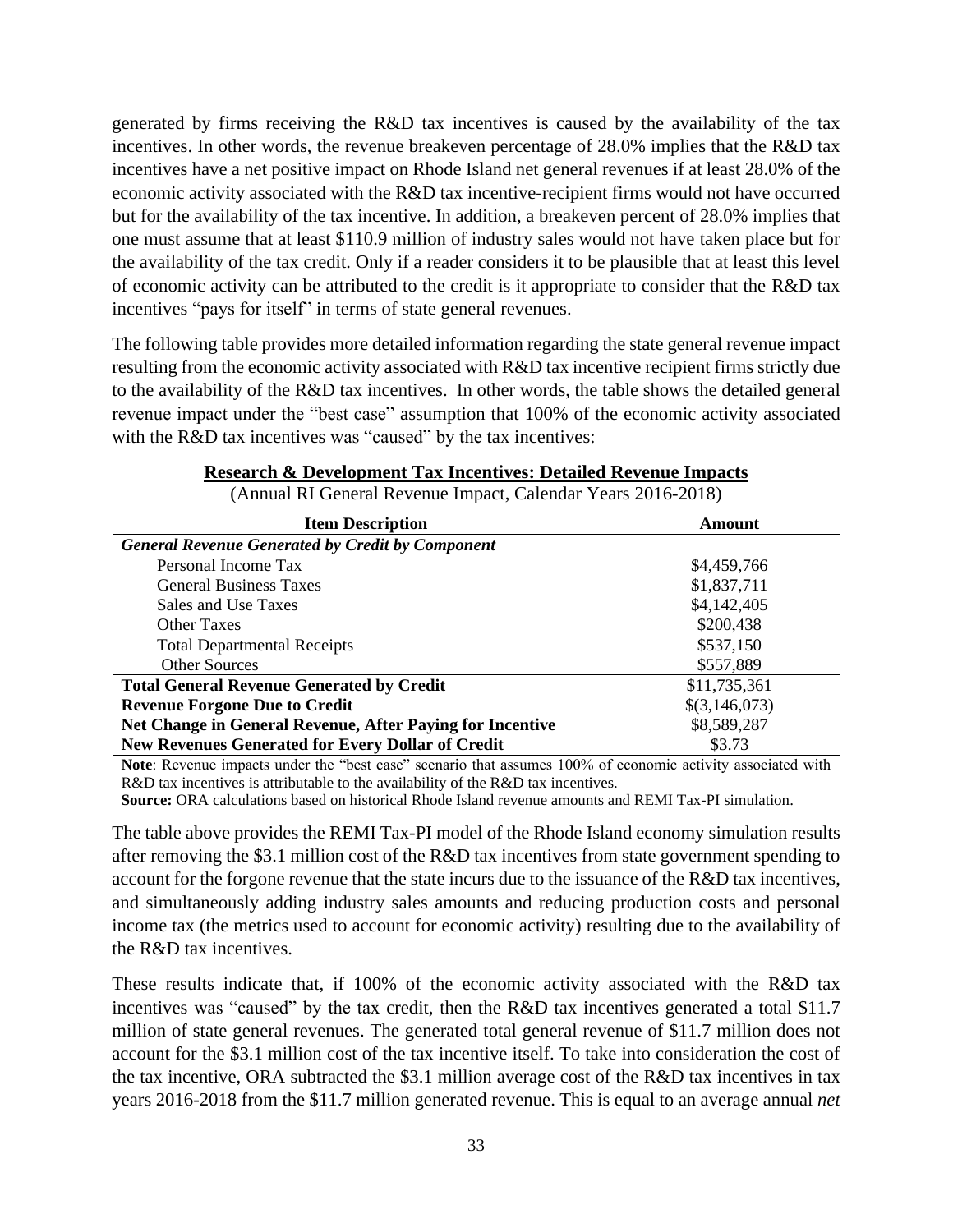generated by firms receiving the R&D tax incentives is caused by the availability of the tax incentives. In other words, the revenue breakeven percentage of 28.0% implies that the R&D tax incentives have a net positive impact on Rhode Island net general revenues if at least 28.0% of the economic activity associated with the R&D tax incentive-recipient firms would not have occurred but for the availability of the tax incentive. In addition, a breakeven percent of 28.0% implies that one must assume that at least $110.9 million of industry sales would not have taken place but for the availability of the tax credit. Only if a reader considers it to be plausible that at least this level of economic activity can be attributed to the credit is it appropriate to consider that the R&D tax incentives "pays for itself" in terms of state general revenues.

The following table provides more detailed information regarding the state general revenue impact resulting from the economic activity associated with R&D tax incentive recipient firms strictly due to the availability of the R&D tax incentives. In other words, the table shows the detailed general revenue impact under the "best case" assumption that 100% of the economic activity associated with the R&D tax incentives was "caused" by the tax incentives:

**Research & Development Tax Incentives: Detailed Revenue Impacts**

(Annual RI General Revenue Impact, Calendar Years 2016-2018)

| Item Description | Amount |
|---|---|
| ***General Revenue Generated by Credit by Component*** | |
| Personal Income Tax | $4,459,766 |
| General Business Taxes | $1,837,711 |
| Sales and Use Taxes | $4,142,405 |
| Other Taxes | $200,438 |
| Total Departmental Receipts | $537,150 |
| Other Sources | $557,889 |
| **Total General Revenue Generated by Credit** | $11,735,361 |
| **Revenue Forgone Due to Credit** | $(3,146,073) |
| **Net Change in General Revenue, After Paying for Incentive** | $8,589,287 |
| **New Revenues Generated for Every Dollar of Credit** | $3.73 |

**Note**: Revenue impacts under the "best case" scenario that assumes 100% of economic activity associated with R&D tax incentives is attributable to the availability of the R&D tax incentives.

**Source:** ORA calculations based on historical Rhode Island revenue amounts and REMI Tax-PI simulation.

The table above provides the REMI Tax-PI model of the Rhode Island economy simulation results after removing the $3.1 million cost of the R&D tax incentives from state government spending to account for the forgone revenue that the state incurs due to the issuance of the R&D tax incentives, and simultaneously adding industry sales amounts and reducing production costs and personal income tax (the metrics used to account for economic activity) resulting due to the availability of the R&D tax incentives.

These results indicate that, if 100% of the economic activity associated with the R&D tax incentives was "caused" by the tax credit, then the R&D tax incentives generated a total $11.7 million of state general revenues. The generated total general revenue of $11.7 million does not account for the $3.1 million cost of the tax incentive itself. To take into consideration the cost of the tax incentive, ORA subtracted the $3.1 million average cost of the R&D tax incentives in tax years 2016-2018 from the $11.7 million generated revenue. This is equal to an average annual *net*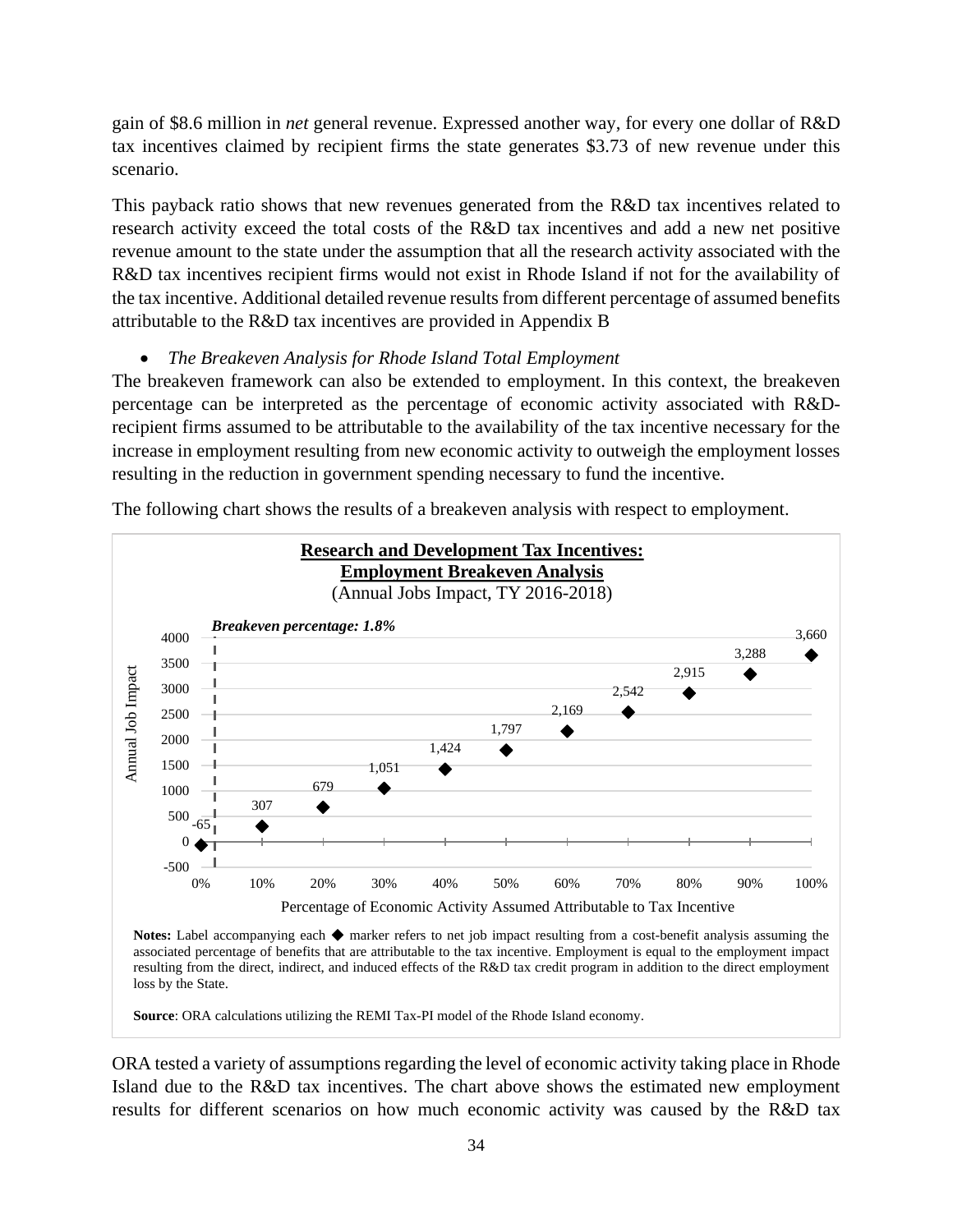gain of $8.6 million in *net* general revenue. Expressed another way, for every one dollar of R&D tax incentives claimed by recipient firms the state generates $3.73 of new revenue under this scenario.

This payback ratio shows that new revenues generated from the R&D tax incentives related to research activity exceed the total costs of the R&D tax incentives and add a new net positive revenue amount to the state under the assumption that all the research activity associated with the R&D tax incentives recipient firms would not exist in Rhode Island if not for the availability of the tax incentive. Additional detailed revenue results from different percentage of assumed benefits attributable to the R&D tax incentives are provided in Appendix B

- *The Breakeven Analysis for Rhode Island Total Employment*

The breakeven framework can also be extended to employment. In this context, the breakeven percentage can be interpreted as the percentage of economic activity associated with R&D-recipient firms assumed to be attributable to the availability of the tax incentive necessary for the increase in employment resulting from new economic activity to outweigh the employment losses resulting in the reduction in government spending necessary to fund the incentive.

The following chart shows the results of a breakeven analysis with respect to employment.

**Research and Development Tax Incentives:**
**Employment Breakeven Analysis**
(Annual Jobs Impact, TY 2016-2018)

*Breakeven percentage: 1.8%*

| Percentage of Economic Activity Assumed Attributable to Tax Incentive | Annual Job Impact |
|---|---|
| 0% | -65 |
| 10% | 307 |
| 20% | 679 |
| 30% | 1,051 |
| 40% | 1,424 |
| 50% | 1,797 |
| 60% | 2,169 |
| 70% | 2,542 |
| 80% | 2,915 |
| 90% | 3,288 |
| 100% | 3,660 |

**Notes:** Label accompanying each ◆ marker refers to net job impact resulting from a cost-benefit analysis assuming the associated percentage of benefits that are attributable to the tax incentive. Employment is equal to the employment impact resulting from the direct, indirect, and induced effects of the R&D tax credit program in addition to the direct employment loss by the State.

**Source**: ORA calculations utilizing the REMI Tax-PI model of the Rhode Island economy.

ORA tested a variety of assumptions regarding the level of economic activity taking place in Rhode Island due to the R&D tax incentives. The chart above shows the estimated new employment results for different scenarios on how much economic activity was caused by the R&D tax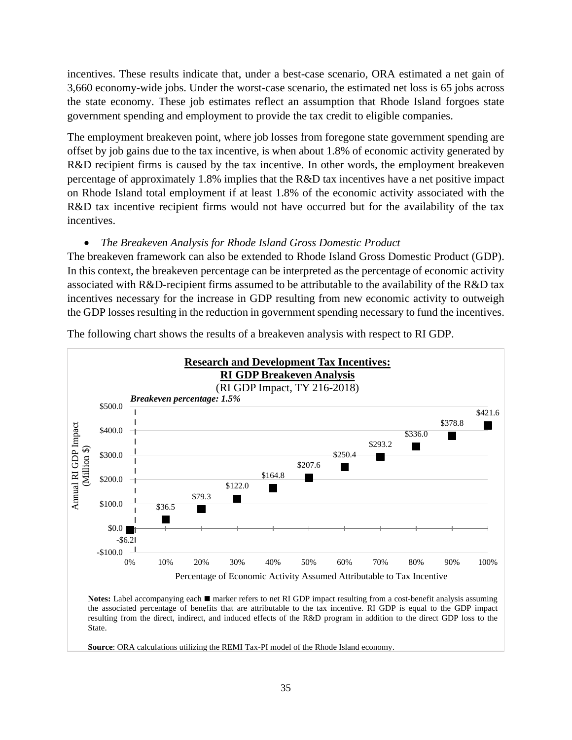incentives. These results indicate that, under a best-case scenario, ORA estimated a net gain of 3,660 economy-wide jobs. Under the worst-case scenario, the estimated net loss is 65 jobs across the state economy. These job estimates reflect an assumption that Rhode Island forgoes state government spending and employment to provide the tax credit to eligible companies.

The employment breakeven point, where job losses from foregone state government spending are offset by job gains due to the tax incentive, is when about 1.8% of economic activity generated by R&D recipient firms is caused by the tax incentive. In other words, the employment breakeven percentage of approximately 1.8% implies that the R&D tax incentives have a net positive impact on Rhode Island total employment if at least 1.8% of the economic activity associated with the R&D tax incentive recipient firms would not have occurred but for the availability of the tax incentives.

- *The Breakeven Analysis for Rhode Island Gross Domestic Product*

The breakeven framework can also be extended to Rhode Island Gross Domestic Product (GDP). In this context, the breakeven percentage can be interpreted as the percentage of economic activity associated with R&D-recipient firms assumed to be attributable to the availability of the R&D tax incentives necessary for the increase in GDP resulting from new economic activity to outweigh the GDP losses resulting in the reduction in government spending necessary to fund the incentives.

The following chart shows the results of a breakeven analysis with respect to RI GDP.

**Research and Development Tax Incentives: RI GDP Breakeven Analysis**
(RI GDP Impact, TY 216-2018)

***Breakeven percentage: 1.5%***

| Percentage of Economic Activity Assumed Attributable to Tax Incentive | Annual RI GDP Impact (Million $) |
|---|---|
| 0% | -$6.2 |
| 10% | $36.5 |
| 20% | $79.3 |
| 30% | $122.0 |
| 40% | $164.8 |
| 50% | $207.6 |
| 60% | $250.4 |
| 70% | $293.2 |
| 80% | $336.0 |
| 90% | $378.8 |
| 100% | $421.6 |

**Notes:** Label accompanying each ■ marker refers to net RI GDP impact resulting from a cost-benefit analysis assuming the associated percentage of benefits that are attributable to the tax incentive. RI GDP is equal to the GDP impact resulting from the direct, indirect, and induced effects of the R&D program in addition to the direct GDP loss to the State.

**Source**: ORA calculations utilizing the REMI Tax-PI model of the Rhode Island economy.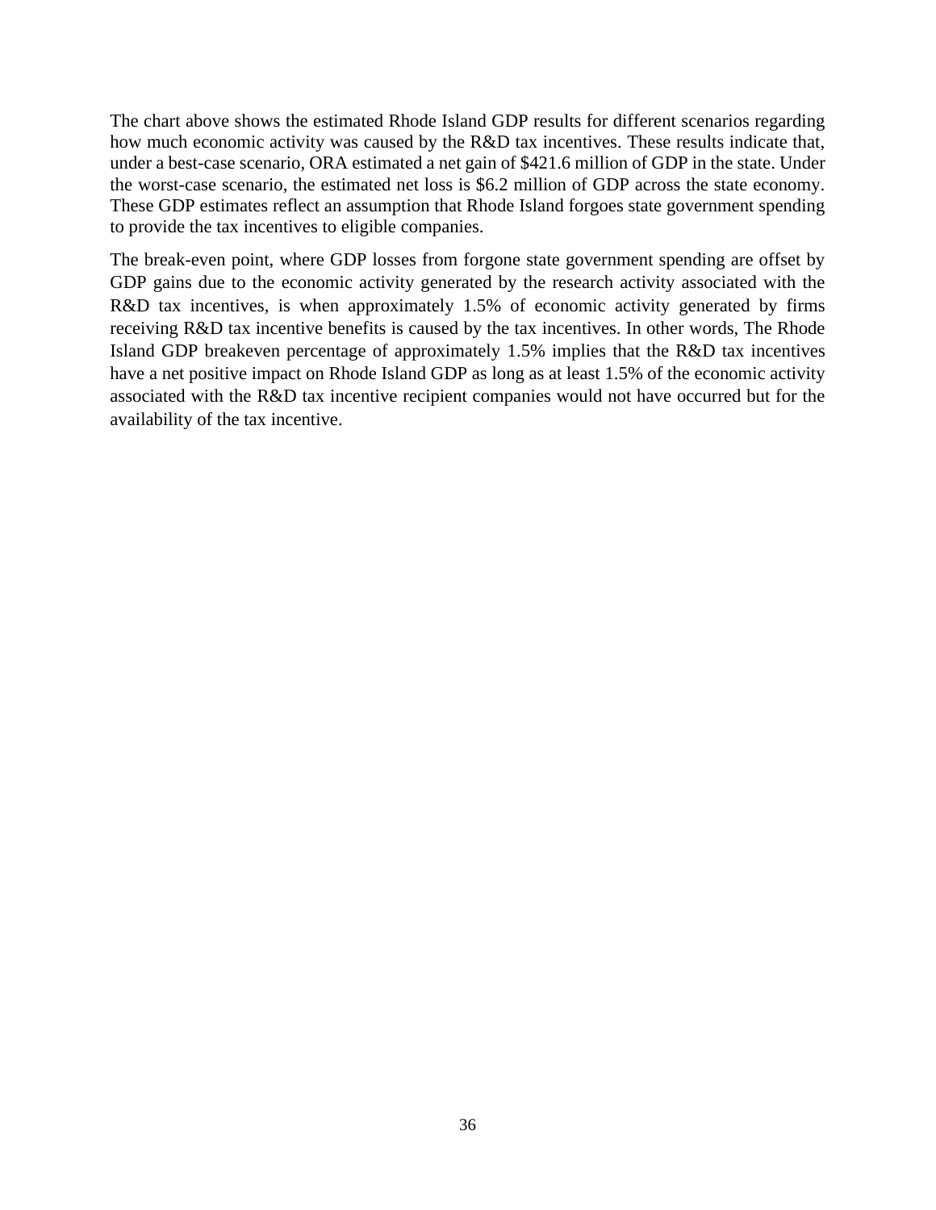The chart above shows the estimated Rhode Island GDP results for different scenarios regarding how much economic activity was caused by the R&D tax incentives. These results indicate that, under a best-case scenario, ORA estimated a net gain of $421.6 million of GDP in the state. Under the worst-case scenario, the estimated net loss is $6.2 million of GDP across the state economy. These GDP estimates reflect an assumption that Rhode Island forgoes state government spending to provide the tax incentives to eligible companies.

The break-even point, where GDP losses from forgone state government spending are offset by GDP gains due to the economic activity generated by the research activity associated with the R&D tax incentives, is when approximately 1.5% of economic activity generated by firms receiving R&D tax incentive benefits is caused by the tax incentives. In other words, The Rhode Island GDP breakeven percentage of approximately 1.5% implies that the R&D tax incentives have a net positive impact on Rhode Island GDP as long as at least 1.5% of the economic activity associated with the R&D tax incentive recipient companies would not have occurred but for the availability of the tax incentive.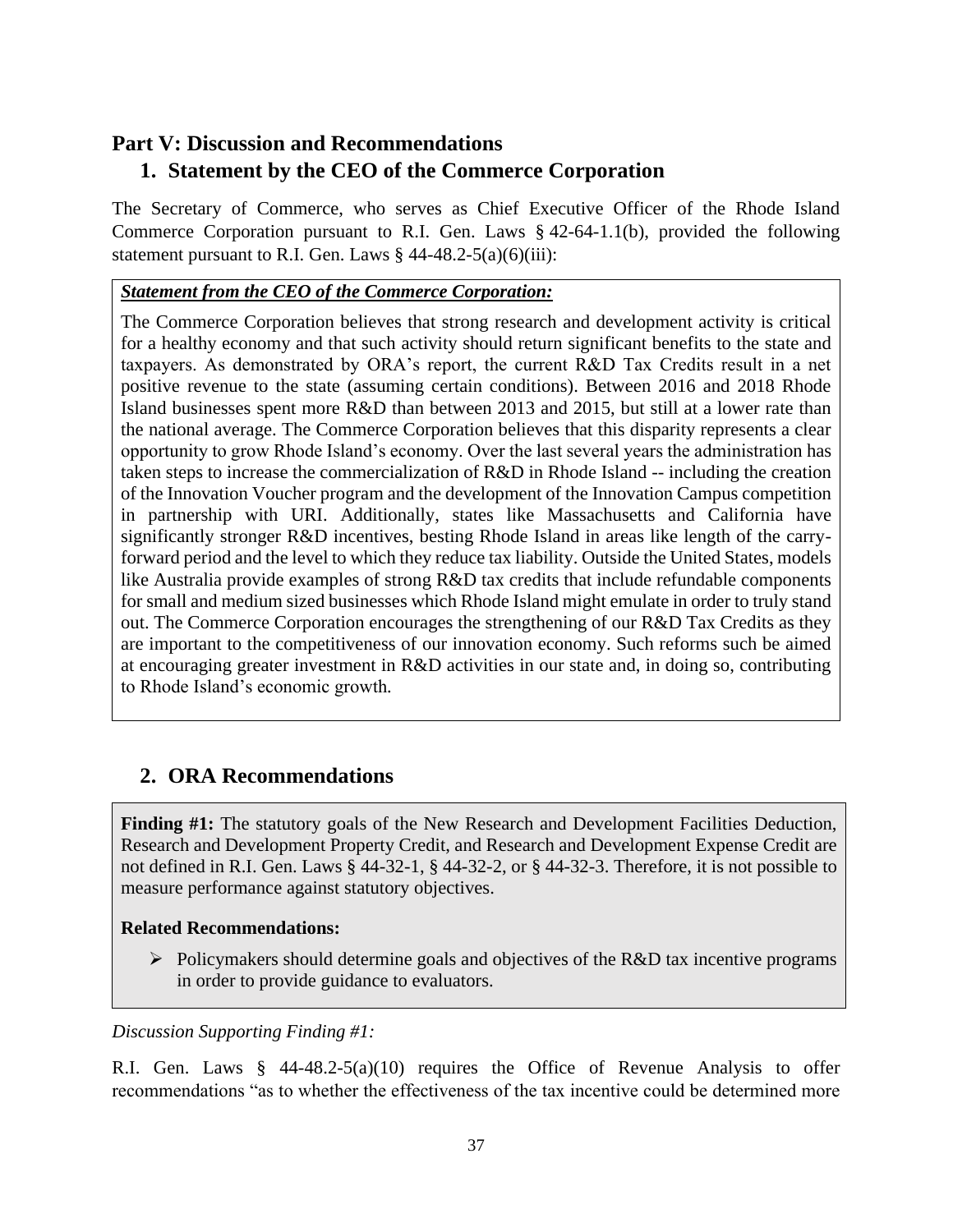# Part V: Discussion and Recommendations

## 1. Statement by the CEO of the Commerce Corporation

The Secretary of Commerce, who serves as Chief Executive Officer of the Rhode Island Commerce Corporation pursuant to R.I. Gen. Laws § 42-64-1.1(b), provided the following statement pursuant to R.I. Gen. Laws § 44-48.2-5(a)(6)(iii):

> ***Statement from the CEO of the Commerce Corporation:***
>
> The Commerce Corporation believes that strong research and development activity is critical for a healthy economy and that such activity should return significant benefits to the state and taxpayers. As demonstrated by ORA's report, the current R&D Tax Credits result in a net positive revenue to the state (assuming certain conditions). Between 2016 and 2018 Rhode Island businesses spent more R&D than between 2013 and 2015, but still at a lower rate than the national average. The Commerce Corporation believes that this disparity represents a clear opportunity to grow Rhode Island's economy. Over the last several years the administration has taken steps to increase the commercialization of R&D in Rhode Island -- including the creation of the Innovation Voucher program and the development of the Innovation Campus competition in partnership with URI. Additionally, states like Massachusetts and California have significantly stronger R&D incentives, besting Rhode Island in areas like length of the carry-forward period and the level to which they reduce tax liability. Outside the United States, models like Australia provide examples of strong R&D tax credits that include refundable components for small and medium sized businesses which Rhode Island might emulate in order to truly stand out. The Commerce Corporation encourages the strengthening of our R&D Tax Credits as they are important to the competitiveness of our innovation economy. Such reforms such be aimed at encouraging greater investment in R&D activities in our state and, in doing so, contributing to Rhode Island's economic growth.

## 2. ORA Recommendations

> **Finding #1:** The statutory goals of the New Research and Development Facilities Deduction, Research and Development Property Credit, and Research and Development Expense Credit are not defined in R.I. Gen. Laws § 44-32-1, § 44-32-2, or § 44-32-3. Therefore, it is not possible to measure performance against statutory objectives.
>
> **Related Recommendations:**
>
> - Policymakers should determine goals and objectives of the R&D tax incentive programs in order to provide guidance to evaluators.

*Discussion Supporting Finding #1:*

R.I. Gen. Laws § 44-48.2-5(a)(10) requires the Office of Revenue Analysis to offer recommendations "as to whether the effectiveness of the tax incentive could be determined more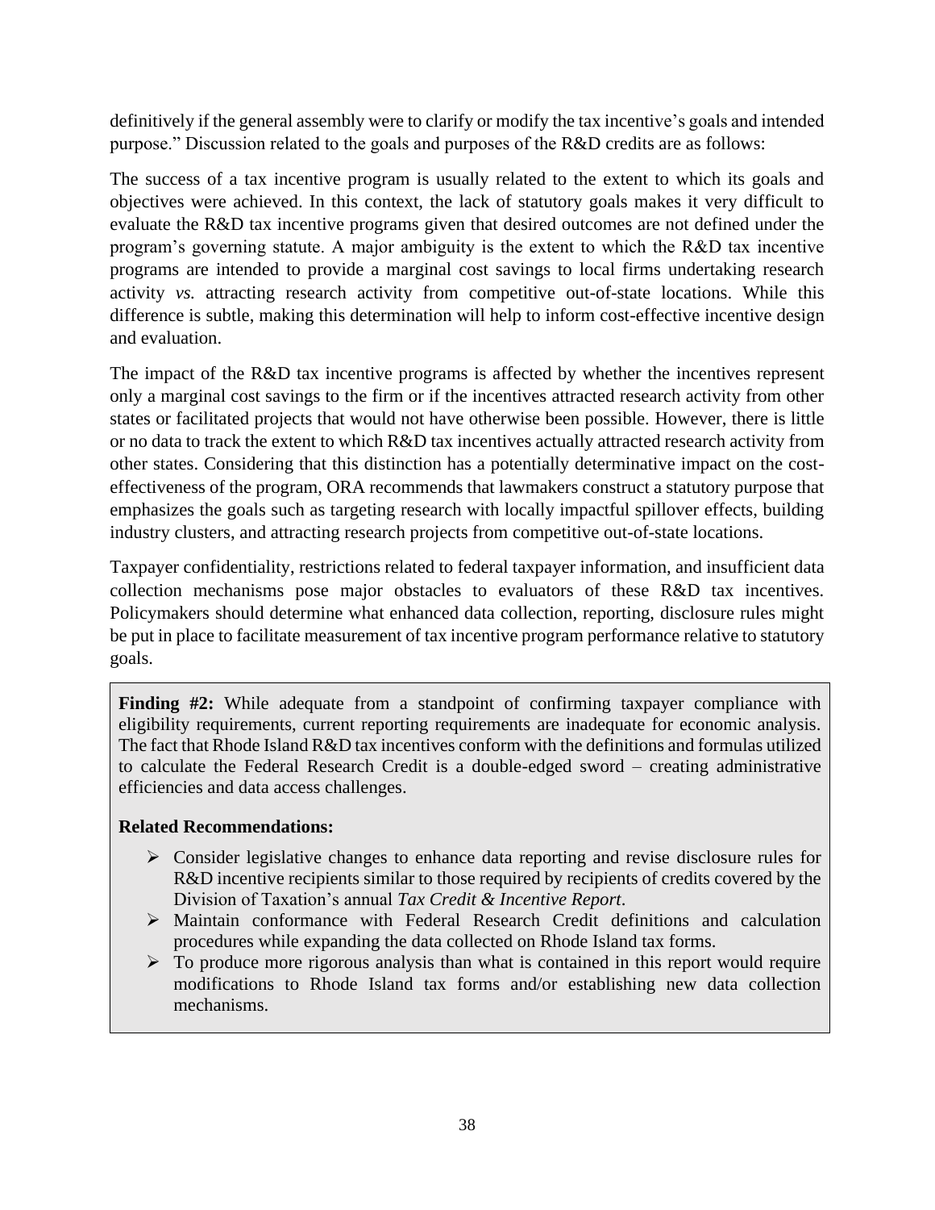definitively if the general assembly were to clarify or modify the tax incentive's goals and intended purpose." Discussion related to the goals and purposes of the R&D credits are as follows:

The success of a tax incentive program is usually related to the extent to which its goals and objectives were achieved. In this context, the lack of statutory goals makes it very difficult to evaluate the R&D tax incentive programs given that desired outcomes are not defined under the program's governing statute. A major ambiguity is the extent to which the R&D tax incentive programs are intended to provide a marginal cost savings to local firms undertaking research activity *vs.* attracting research activity from competitive out-of-state locations. While this difference is subtle, making this determination will help to inform cost-effective incentive design and evaluation.

The impact of the R&D tax incentive programs is affected by whether the incentives represent only a marginal cost savings to the firm or if the incentives attracted research activity from other states or facilitated projects that would not have otherwise been possible. However, there is little or no data to track the extent to which R&D tax incentives actually attracted research activity from other states. Considering that this distinction has a potentially determinative impact on the cost-effectiveness of the program, ORA recommends that lawmakers construct a statutory purpose that emphasizes the goals such as targeting research with locally impactful spillover effects, building industry clusters, and attracting research projects from competitive out-of-state locations.

Taxpayer confidentiality, restrictions related to federal taxpayer information, and insufficient data collection mechanisms pose major obstacles to evaluators of these R&D tax incentives. Policymakers should determine what enhanced data collection, reporting, disclosure rules might be put in place to facilitate measurement of tax incentive program performance relative to statutory goals.

**Finding #2:** While adequate from a standpoint of confirming taxpayer compliance with eligibility requirements, current reporting requirements are inadequate for economic analysis. The fact that Rhode Island R&D tax incentives conform with the definitions and formulas utilized to calculate the Federal Research Credit is a double-edged sword – creating administrative efficiencies and data access challenges.

**Related Recommendations:**

- Consider legislative changes to enhance data reporting and revise disclosure rules for R&D incentive recipients similar to those required by recipients of credits covered by the Division of Taxation's annual *Tax Credit & Incentive Report*.
- Maintain conformance with Federal Research Credit definitions and calculation procedures while expanding the data collected on Rhode Island tax forms.
- To produce more rigorous analysis than what is contained in this report would require modifications to Rhode Island tax forms and/or establishing new data collection mechanisms.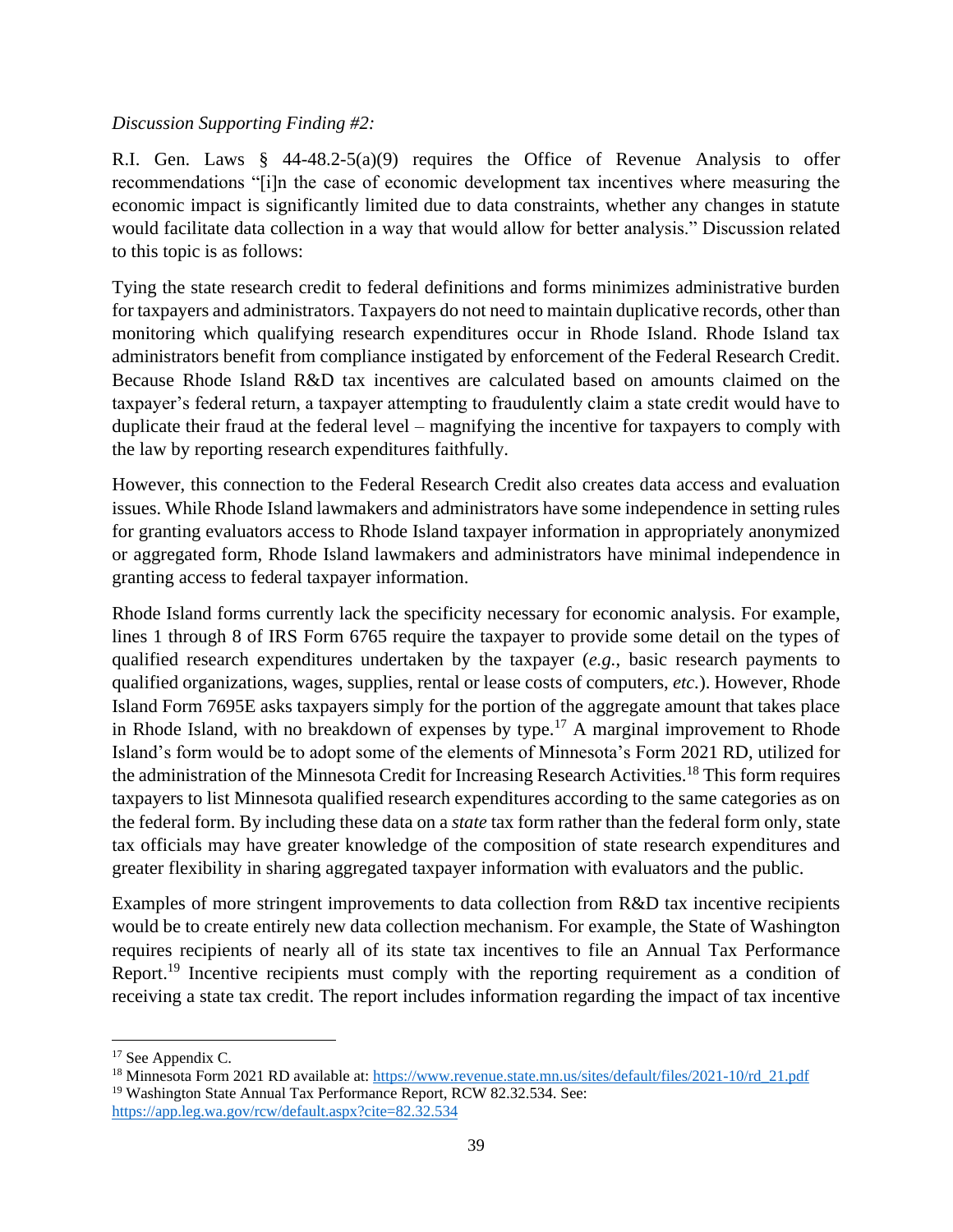*Discussion Supporting Finding #2:*

R.I. Gen. Laws § 44-48.2-5(a)(9) requires the Office of Revenue Analysis to offer recommendations "[i]n the case of economic development tax incentives where measuring the economic impact is significantly limited due to data constraints, whether any changes in statute would facilitate data collection in a way that would allow for better analysis." Discussion related to this topic is as follows:

Tying the state research credit to federal definitions and forms minimizes administrative burden for taxpayers and administrators. Taxpayers do not need to maintain duplicative records, other than monitoring which qualifying research expenditures occur in Rhode Island. Rhode Island tax administrators benefit from compliance instigated by enforcement of the Federal Research Credit. Because Rhode Island R&D tax incentives are calculated based on amounts claimed on the taxpayer's federal return, a taxpayer attempting to fraudulently claim a state credit would have to duplicate their fraud at the federal level – magnifying the incentive for taxpayers to comply with the law by reporting research expenditures faithfully.

However, this connection to the Federal Research Credit also creates data access and evaluation issues. While Rhode Island lawmakers and administrators have some independence in setting rules for granting evaluators access to Rhode Island taxpayer information in appropriately anonymized or aggregated form, Rhode Island lawmakers and administrators have minimal independence in granting access to federal taxpayer information.

Rhode Island forms currently lack the specificity necessary for economic analysis. For example, lines 1 through 8 of IRS Form 6765 require the taxpayer to provide some detail on the types of qualified research expenditures undertaken by the taxpayer (*e.g.*, basic research payments to qualified organizations, wages, supplies, rental or lease costs of computers, *etc.*). However, Rhode Island Form 7695E asks taxpayers simply for the portion of the aggregate amount that takes place in Rhode Island, with no breakdown of expenses by type.[17] A marginal improvement to Rhode Island's form would be to adopt some of the elements of Minnesota's Form 2021 RD, utilized for the administration of the Minnesota Credit for Increasing Research Activities.[18] This form requires taxpayers to list Minnesota qualified research expenditures according to the same categories as on the federal form. By including these data on a *state* tax form rather than the federal form only, state tax officials may have greater knowledge of the composition of state research expenditures and greater flexibility in sharing aggregated taxpayer information with evaluators and the public.

Examples of more stringent improvements to data collection from R&D tax incentive recipients would be to create entirely new data collection mechanism. For example, the State of Washington requires recipients of nearly all of its state tax incentives to file an Annual Tax Performance Report.[19] Incentive recipients must comply with the reporting requirement as a condition of receiving a state tax credit. The report includes information regarding the impact of tax incentive

---

[17] See Appendix C.

[18] Minnesota Form 2021 RD available at: https://www.revenue.state.mn.us/sites/default/files/2021-10/rd_21.pdf

[19] Washington State Annual Tax Performance Report, RCW 82.32.534. See: https://app.leg.wa.gov/rcw/default.aspx?cite=82.32.534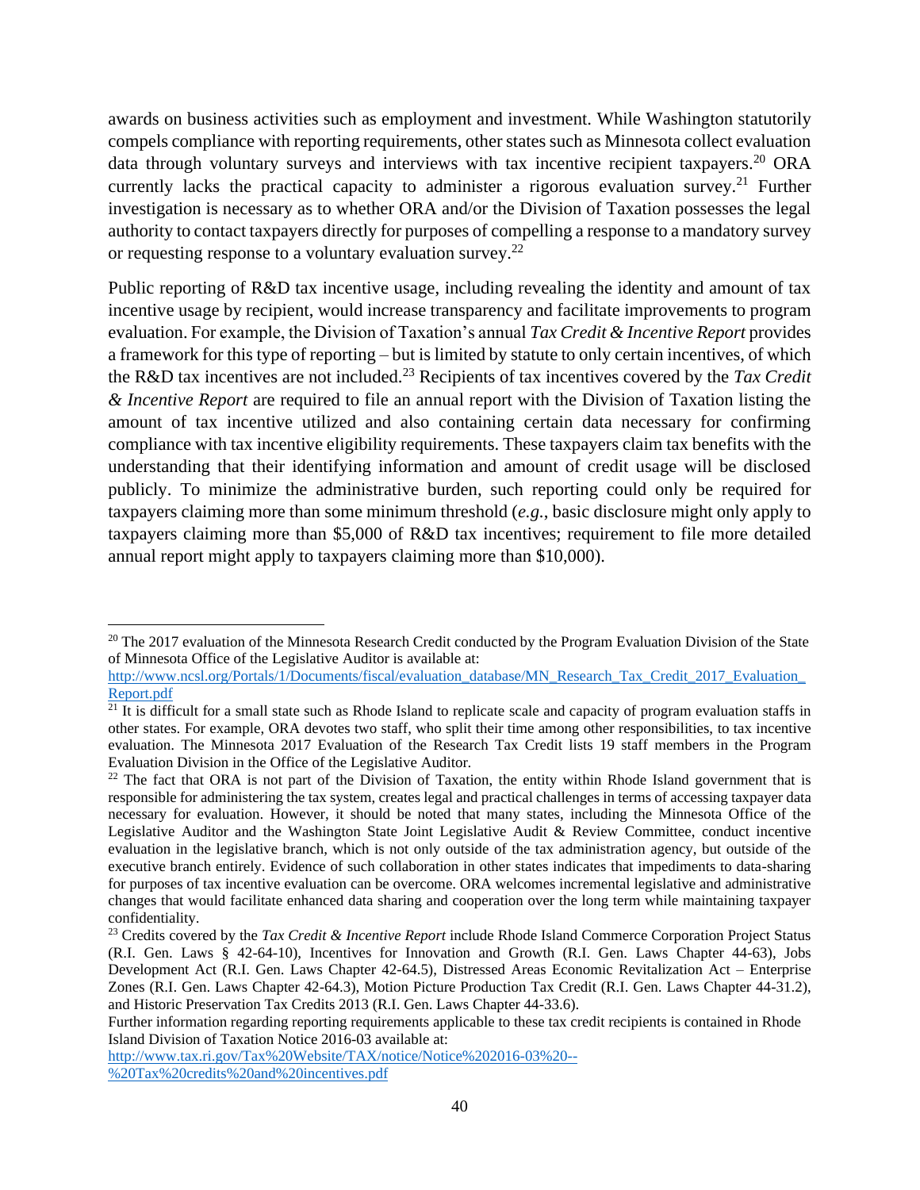awards on business activities such as employment and investment. While Washington statutorily compels compliance with reporting requirements, other states such as Minnesota collect evaluation data through voluntary surveys and interviews with tax incentive recipient taxpayers.[20] ORA currently lacks the practical capacity to administer a rigorous evaluation survey.[21] Further investigation is necessary as to whether ORA and/or the Division of Taxation possesses the legal authority to contact taxpayers directly for purposes of compelling a response to a mandatory survey or requesting response to a voluntary evaluation survey.[22]

Public reporting of R&D tax incentive usage, including revealing the identity and amount of tax incentive usage by recipient, would increase transparency and facilitate improvements to program evaluation. For example, the Division of Taxation's annual *Tax Credit & Incentive Report* provides a framework for this type of reporting – but is limited by statute to only certain incentives, of which the R&D tax incentives are not included.[23] Recipients of tax incentives covered by the *Tax Credit & Incentive Report* are required to file an annual report with the Division of Taxation listing the amount of tax incentive utilized and also containing certain data necessary for confirming compliance with tax incentive eligibility requirements. These taxpayers claim tax benefits with the understanding that their identifying information and amount of credit usage will be disclosed publicly. To minimize the administrative burden, such reporting could only be required for taxpayers claiming more than some minimum threshold (*e.g.*, basic disclosure might only apply to taxpayers claiming more than $5,000 of R&D tax incentives; requirement to file more detailed annual report might apply to taxpayers claiming more than $10,000).

---

[20] The 2017 evaluation of the Minnesota Research Credit conducted by the Program Evaluation Division of the State of Minnesota Office of the Legislative Auditor is available at: http://www.ncsl.org/Portals/1/Documents/fiscal/evaluation_database/MN_Research_Tax_Credit_2017_Evaluation_Report.pdf

[21] It is difficult for a small state such as Rhode Island to replicate scale and capacity of program evaluation staffs in other states. For example, ORA devotes two staff, who split their time among other responsibilities, to tax incentive evaluation. The Minnesota 2017 Evaluation of the Research Tax Credit lists 19 staff members in the Program Evaluation Division in the Office of the Legislative Auditor.

[22] The fact that ORA is not part of the Division of Taxation, the entity within Rhode Island government that is responsible for administering the tax system, creates legal and practical challenges in terms of accessing taxpayer data necessary for evaluation. However, it should be noted that many states, including the Minnesota Office of the Legislative Auditor and the Washington State Joint Legislative Audit & Review Committee, conduct incentive evaluation in the legislative branch, which is not only outside of the tax administration agency, but outside of the executive branch entirely. Evidence of such collaboration in other states indicates that impediments to data-sharing for purposes of tax incentive evaluation can be overcome. ORA welcomes incremental legislative and administrative changes that would facilitate enhanced data sharing and cooperation over the long term while maintaining taxpayer confidentiality.

[23] Credits covered by the *Tax Credit & Incentive Report* include Rhode Island Commerce Corporation Project Status (R.I. Gen. Laws § 42-64-10), Incentives for Innovation and Growth (R.I. Gen. Laws Chapter 44-63), Jobs Development Act (R.I. Gen. Laws Chapter 42-64.5), Distressed Areas Economic Revitalization Act – Enterprise Zones (R.I. Gen. Laws Chapter 42-64.3), Motion Picture Production Tax Credit (R.I. Gen. Laws Chapter 44-31.2), and Historic Preservation Tax Credits 2013 (R.I. Gen. Laws Chapter 44-33.6).

Further information regarding reporting requirements applicable to these tax credit recipients is contained in Rhode Island Division of Taxation Notice 2016-03 available at: http://www.tax.ri.gov/Tax%20Website/TAX/notice/Notice%202016-03%20--%20Tax%20credits%20and%20incentives.pdf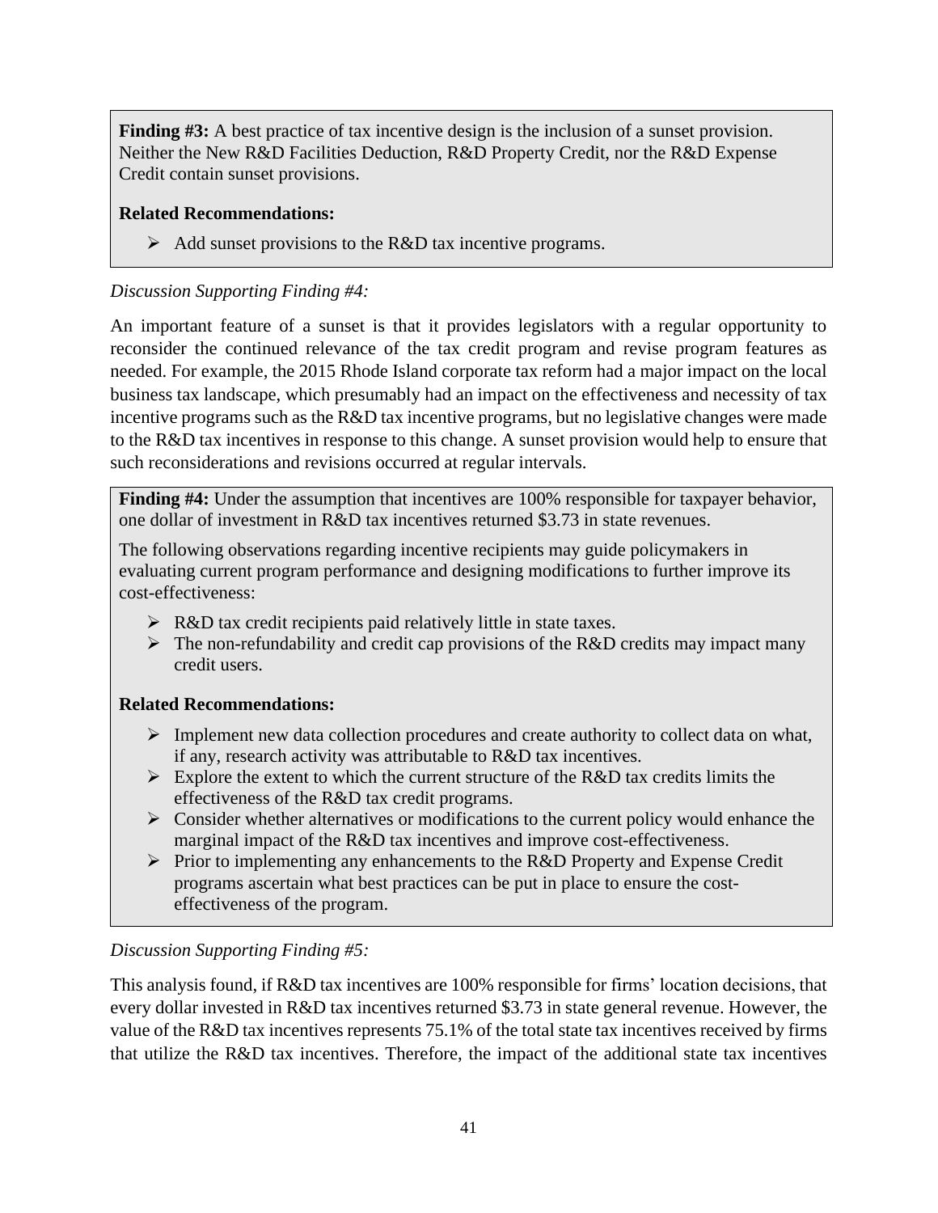**Finding #3:** A best practice of tax incentive design is the inclusion of a sunset provision. Neither the New R&D Facilities Deduction, R&D Property Credit, nor the R&D Expense Credit contain sunset provisions.

**Related Recommendations:**

- Add sunset provisions to the R&D tax incentive programs.

*Discussion Supporting Finding #4:*

An important feature of a sunset is that it provides legislators with a regular opportunity to reconsider the continued relevance of the tax credit program and revise program features as needed. For example, the 2015 Rhode Island corporate tax reform had a major impact on the local business tax landscape, which presumably had an impact on the effectiveness and necessity of tax incentive programs such as the R&D tax incentive programs, but no legislative changes were made to the R&D tax incentives in response to this change. A sunset provision would help to ensure that such reconsiderations and revisions occurred at regular intervals.

**Finding #4:** Under the assumption that incentives are 100% responsible for taxpayer behavior, one dollar of investment in R&D tax incentives returned $3.73 in state revenues.

The following observations regarding incentive recipients may guide policymakers in evaluating current program performance and designing modifications to further improve its cost-effectiveness:

- R&D tax credit recipients paid relatively little in state taxes.
- The non-refundability and credit cap provisions of the R&D credits may impact many credit users.

**Related Recommendations:**

- Implement new data collection procedures and create authority to collect data on what, if any, research activity was attributable to R&D tax incentives.
- Explore the extent to which the current structure of the R&D tax credits limits the effectiveness of the R&D tax credit programs.
- Consider whether alternatives or modifications to the current policy would enhance the marginal impact of the R&D tax incentives and improve cost-effectiveness.
- Prior to implementing any enhancements to the R&D Property and Expense Credit programs ascertain what best practices can be put in place to ensure the cost-effectiveness of the program.

*Discussion Supporting Finding #5:*

This analysis found, if R&D tax incentives are 100% responsible for firms' location decisions, that every dollar invested in R&D tax incentives returned $3.73 in state general revenue. However, the value of the R&D tax incentives represents 75.1% of the total state tax incentives received by firms that utilize the R&D tax incentives. Therefore, the impact of the additional state tax incentives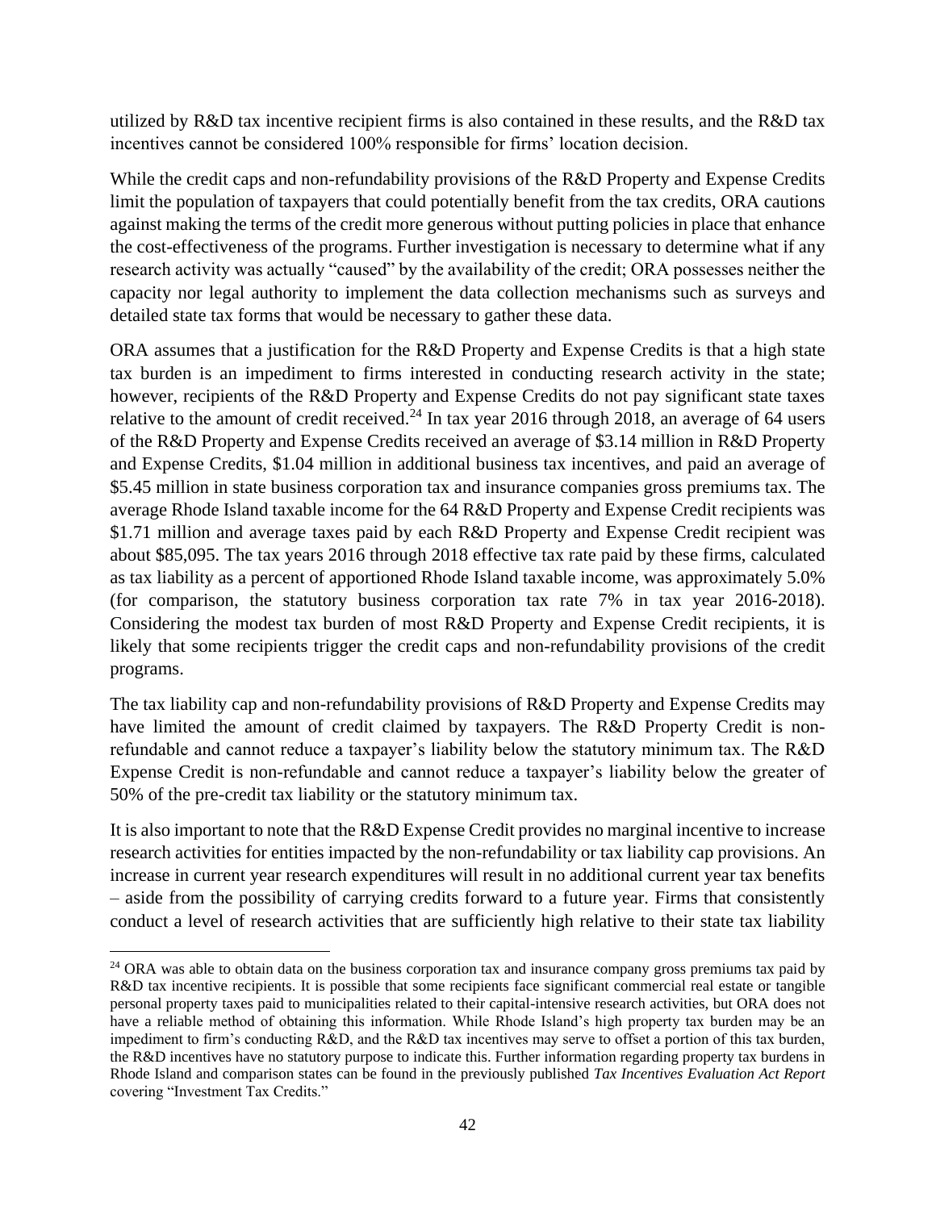utilized by R&D tax incentive recipient firms is also contained in these results, and the R&D tax incentives cannot be considered 100% responsible for firms' location decision.

While the credit caps and non-refundability provisions of the R&D Property and Expense Credits limit the population of taxpayers that could potentially benefit from the tax credits, ORA cautions against making the terms of the credit more generous without putting policies in place that enhance the cost-effectiveness of the programs. Further investigation is necessary to determine what if any research activity was actually "caused" by the availability of the credit; ORA possesses neither the capacity nor legal authority to implement the data collection mechanisms such as surveys and detailed state tax forms that would be necessary to gather these data.

ORA assumes that a justification for the R&D Property and Expense Credits is that a high state tax burden is an impediment to firms interested in conducting research activity in the state; however, recipients of the R&D Property and Expense Credits do not pay significant state taxes relative to the amount of credit received.[24] In tax year 2016 through 2018, an average of 64 users of the R&D Property and Expense Credits received an average of $3.14 million in R&D Property and Expense Credits, $1.04 million in additional business tax incentives, and paid an average of $5.45 million in state business corporation tax and insurance companies gross premiums tax. The average Rhode Island taxable income for the 64 R&D Property and Expense Credit recipients was $1.71 million and average taxes paid by each R&D Property and Expense Credit recipient was about $85,095. The tax years 2016 through 2018 effective tax rate paid by these firms, calculated as tax liability as a percent of apportioned Rhode Island taxable income, was approximately 5.0% (for comparison, the statutory business corporation tax rate 7% in tax year 2016-2018). Considering the modest tax burden of most R&D Property and Expense Credit recipients, it is likely that some recipients trigger the credit caps and non-refundability provisions of the credit programs.

The tax liability cap and non-refundability provisions of R&D Property and Expense Credits may have limited the amount of credit claimed by taxpayers. The R&D Property Credit is non-refundable and cannot reduce a taxpayer's liability below the statutory minimum tax. The R&D Expense Credit is non-refundable and cannot reduce a taxpayer's liability below the greater of 50% of the pre-credit tax liability or the statutory minimum tax.

It is also important to note that the R&D Expense Credit provides no marginal incentive to increase research activities for entities impacted by the non-refundability or tax liability cap provisions. An increase in current year research expenditures will result in no additional current year tax benefits – aside from the possibility of carrying credits forward to a future year. Firms that consistently conduct a level of research activities that are sufficiently high relative to their state tax liability

[24] ORA was able to obtain data on the business corporation tax and insurance company gross premiums tax paid by R&D tax incentive recipients. It is possible that some recipients face significant commercial real estate or tangible personal property taxes paid to municipalities related to their capital-intensive research activities, but ORA does not have a reliable method of obtaining this information. While Rhode Island's high property tax burden may be an impediment to firm's conducting R&D, and the R&D tax incentives may serve to offset a portion of this tax burden, the R&D incentives have no statutory purpose to indicate this. Further information regarding property tax burdens in Rhode Island and comparison states can be found in the previously published *Tax Incentives Evaluation Act Report* covering "Investment Tax Credits."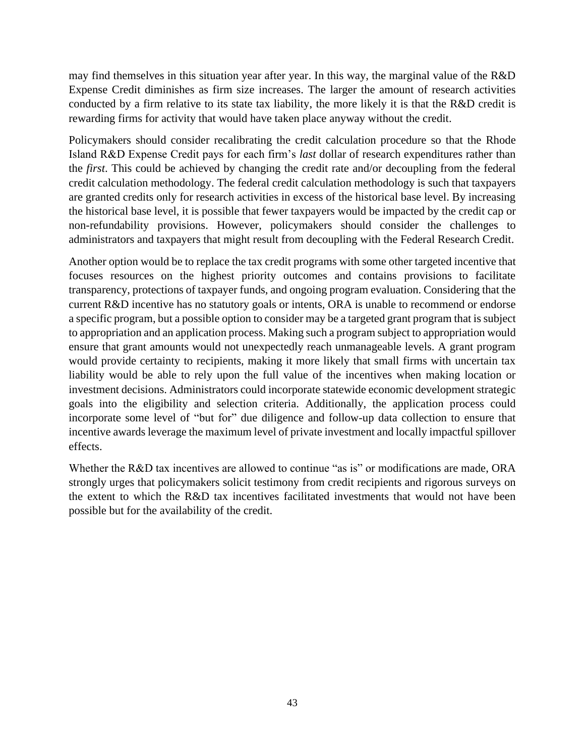may find themselves in this situation year after year. In this way, the marginal value of the R&D Expense Credit diminishes as firm size increases. The larger the amount of research activities conducted by a firm relative to its state tax liability, the more likely it is that the R&D credit is rewarding firms for activity that would have taken place anyway without the credit.

Policymakers should consider recalibrating the credit calculation procedure so that the Rhode Island R&D Expense Credit pays for each firm's *last* dollar of research expenditures rather than the *first*. This could be achieved by changing the credit rate and/or decoupling from the federal credit calculation methodology. The federal credit calculation methodology is such that taxpayers are granted credits only for research activities in excess of the historical base level. By increasing the historical base level, it is possible that fewer taxpayers would be impacted by the credit cap or non-refundability provisions. However, policymakers should consider the challenges to administrators and taxpayers that might result from decoupling with the Federal Research Credit.

Another option would be to replace the tax credit programs with some other targeted incentive that focuses resources on the highest priority outcomes and contains provisions to facilitate transparency, protections of taxpayer funds, and ongoing program evaluation. Considering that the current R&D incentive has no statutory goals or intents, ORA is unable to recommend or endorse a specific program, but a possible option to consider may be a targeted grant program that is subject to appropriation and an application process. Making such a program subject to appropriation would ensure that grant amounts would not unexpectedly reach unmanageable levels. A grant program would provide certainty to recipients, making it more likely that small firms with uncertain tax liability would be able to rely upon the full value of the incentives when making location or investment decisions. Administrators could incorporate statewide economic development strategic goals into the eligibility and selection criteria. Additionally, the application process could incorporate some level of "but for" due diligence and follow-up data collection to ensure that incentive awards leverage the maximum level of private investment and locally impactful spillover effects.

Whether the R&D tax incentives are allowed to continue "as is" or modifications are made, ORA strongly urges that policymakers solicit testimony from credit recipients and rigorous surveys on the extent to which the R&D tax incentives facilitated investments that would not have been possible but for the availability of the credit.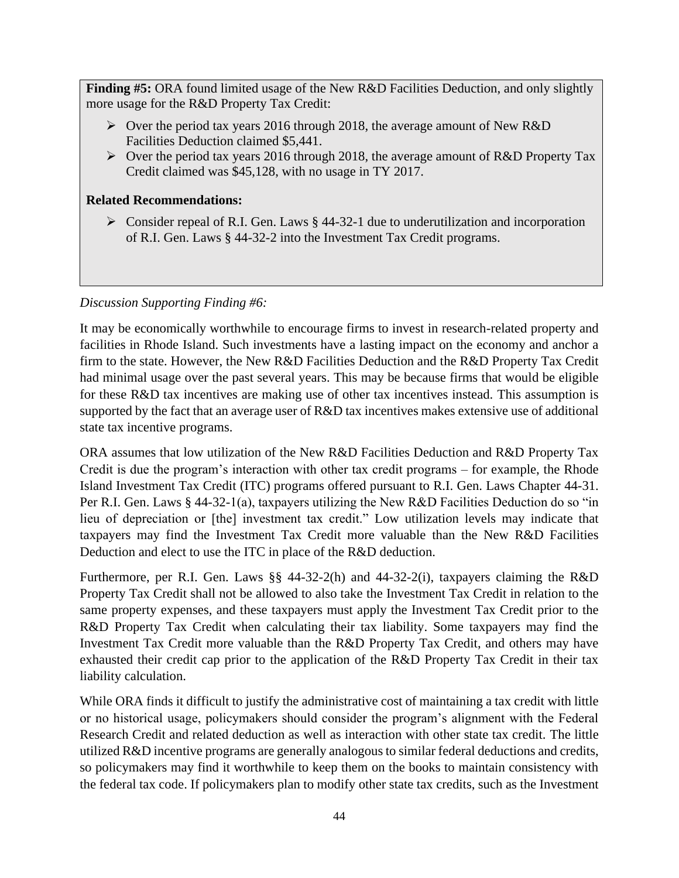**Finding #5:** ORA found limited usage of the New R&D Facilities Deduction, and only slightly more usage for the R&D Property Tax Credit:

- Over the period tax years 2016 through 2018, the average amount of New R&D Facilities Deduction claimed $5,441.
- Over the period tax years 2016 through 2018, the average amount of R&D Property Tax Credit claimed was $45,128, with no usage in TY 2017.

**Related Recommendations:**

- Consider repeal of R.I. Gen. Laws § 44-32-1 due to underutilization and incorporation of R.I. Gen. Laws § 44-32-2 into the Investment Tax Credit programs.

*Discussion Supporting Finding #6:*

It may be economically worthwhile to encourage firms to invest in research-related property and facilities in Rhode Island. Such investments have a lasting impact on the economy and anchor a firm to the state. However, the New R&D Facilities Deduction and the R&D Property Tax Credit had minimal usage over the past several years. This may be because firms that would be eligible for these R&D tax incentives are making use of other tax incentives instead. This assumption is supported by the fact that an average user of R&D tax incentives makes extensive use of additional state tax incentive programs.

ORA assumes that low utilization of the New R&D Facilities Deduction and R&D Property Tax Credit is due the program's interaction with other tax credit programs – for example, the Rhode Island Investment Tax Credit (ITC) programs offered pursuant to R.I. Gen. Laws Chapter 44-31. Per R.I. Gen. Laws § 44-32-1(a), taxpayers utilizing the New R&D Facilities Deduction do so "in lieu of depreciation or [the] investment tax credit." Low utilization levels may indicate that taxpayers may find the Investment Tax Credit more valuable than the New R&D Facilities Deduction and elect to use the ITC in place of the R&D deduction.

Furthermore, per R.I. Gen. Laws §§ 44-32-2(h) and 44-32-2(i), taxpayers claiming the R&D Property Tax Credit shall not be allowed to also take the Investment Tax Credit in relation to the same property expenses, and these taxpayers must apply the Investment Tax Credit prior to the R&D Property Tax Credit when calculating their tax liability. Some taxpayers may find the Investment Tax Credit more valuable than the R&D Property Tax Credit, and others may have exhausted their credit cap prior to the application of the R&D Property Tax Credit in their tax liability calculation.

While ORA finds it difficult to justify the administrative cost of maintaining a tax credit with little or no historical usage, policymakers should consider the program's alignment with the Federal Research Credit and related deduction as well as interaction with other state tax credit. The little utilized R&D incentive programs are generally analogous to similar federal deductions and credits, so policymakers may find it worthwhile to keep them on the books to maintain consistency with the federal tax code. If policymakers plan to modify other state tax credits, such as the Investment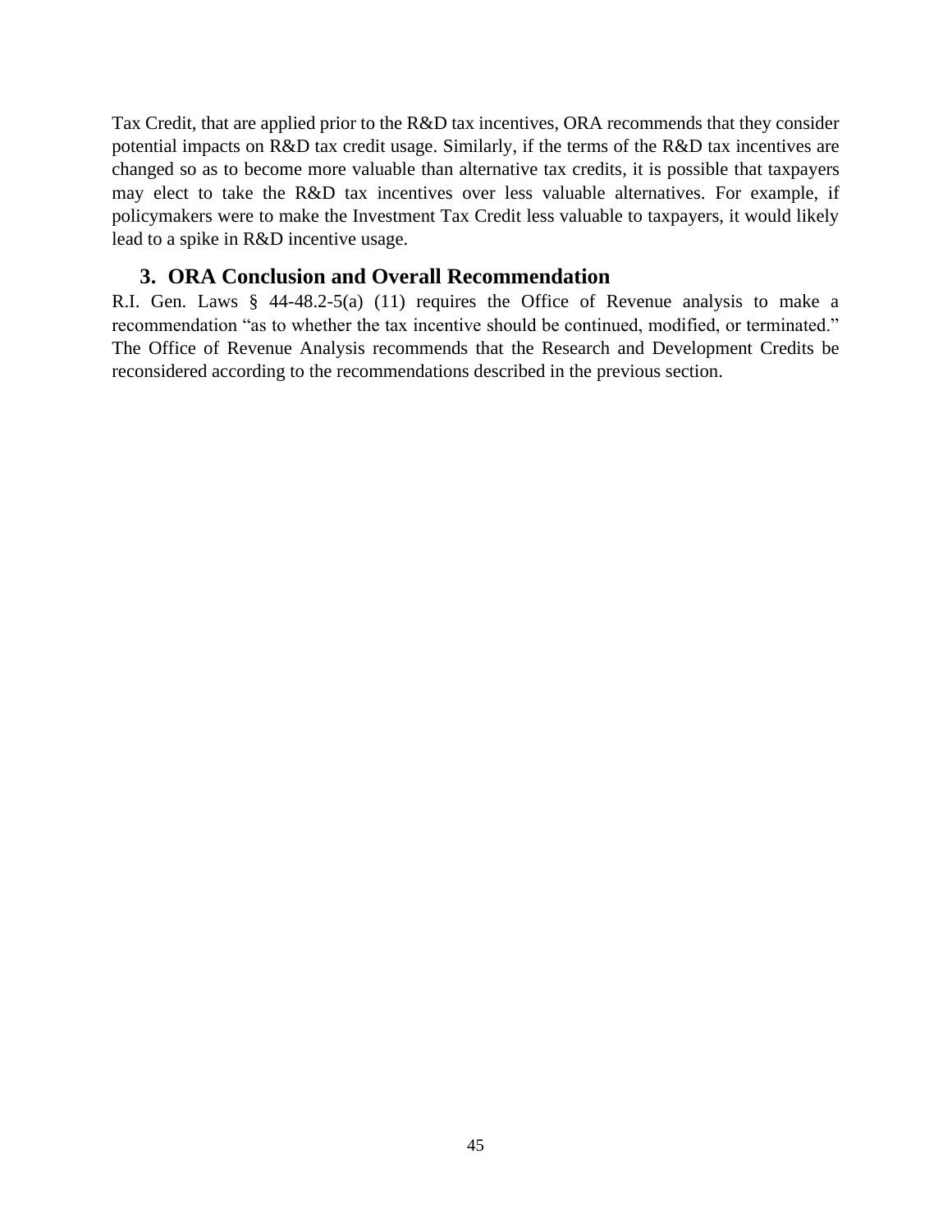Tax Credit, that are applied prior to the R&D tax incentives, ORA recommends that they consider potential impacts on R&D tax credit usage. Similarly, if the terms of the R&D tax incentives are changed so as to become more valuable than alternative tax credits, it is possible that taxpayers may elect to take the R&D tax incentives over less valuable alternatives. For example, if policymakers were to make the Investment Tax Credit less valuable to taxpayers, it would likely lead to a spike in R&D incentive usage.

## 3. ORA Conclusion and Overall Recommendation

R.I. Gen. Laws § 44-48.2-5(a) (11) requires the Office of Revenue analysis to make a recommendation "as to whether the tax incentive should be continued, modified, or terminated." The Office of Revenue Analysis recommends that the Research and Development Credits be reconsidered according to the recommendations described in the previous section.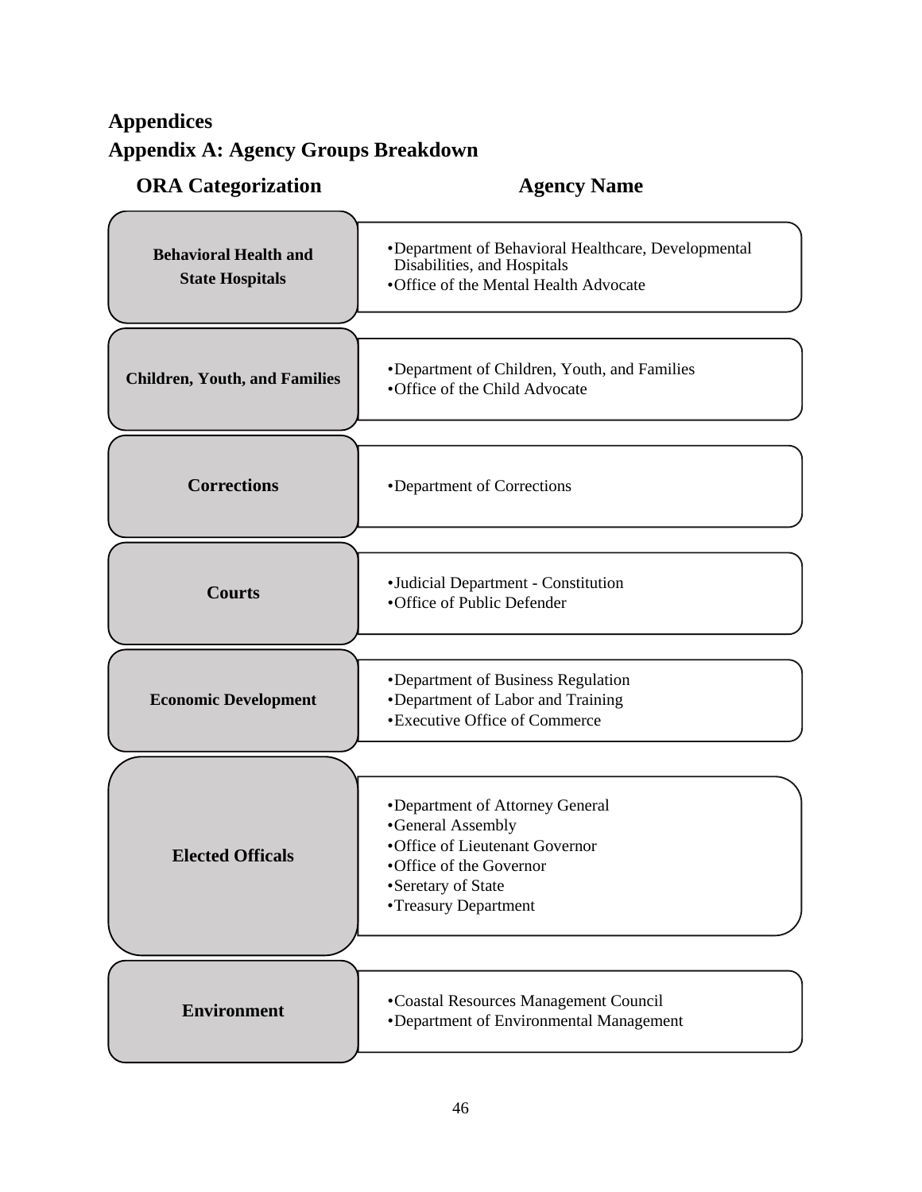# Appendices

## Appendix A: Agency Groups Breakdown

| ORA Categorization | Agency Name |
| --- | --- |
| **Behavioral Health and State Hospitals** | • Department of Behavioral Healthcare, Developmental Disabilities, and Hospitals<br>• Office of the Mental Health Advocate |
| **Children, Youth, and Families** | • Department of Children, Youth, and Families<br>• Office of the Child Advocate |
| **Corrections** | • Department of Corrections |
| **Courts** | • Judicial Department - Constitution<br>• Office of Public Defender |
| **Economic Development** | • Department of Business Regulation<br>• Department of Labor and Training<br>• Executive Office of Commerce |
| **Elected Officals** | • Department of Attorney General<br>• General Assembly<br>• Office of Lieutenant Governor<br>• Office of the Governor<br>• Seretary of State<br>• Treasury Department |
| **Environment** | • Coastal Resources Management Council<br>• Department of Environmental Management |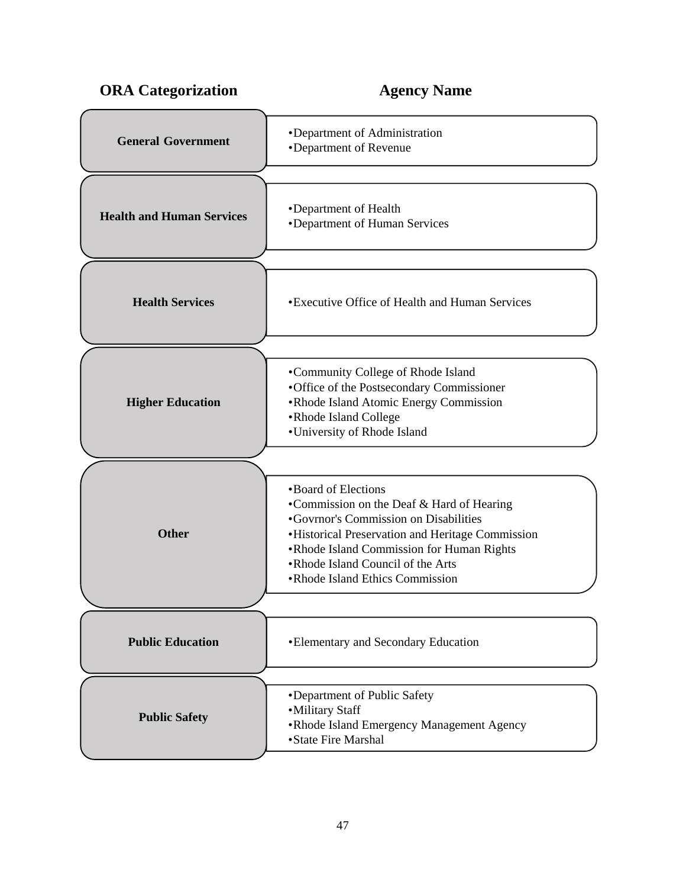| ORA Categorization | Agency Name |
| --- | --- |
| **General Government** | •Department of Administration<br>•Department of Revenue |
| **Health and Human Services** | •Department of Health<br>•Department of Human Services |
| **Health Services** | •Executive Office of Health and Human Services |
| **Higher Education** | •Community College of Rhode Island<br>•Office of the Postsecondary Commissioner<br>•Rhode Island Atomic Energy Commission<br>•Rhode Island College<br>•University of Rhode Island |
| **Other** | •Board of Elections<br>•Commission on the Deaf & Hard of Hearing<br>•Govrnor's Commission on Disabilities<br>•Historical Preservation and Heritage Commission<br>•Rhode Island Commission for Human Rights<br>•Rhode Island Council of the Arts<br>•Rhode Island Ethics Commission |
| **Public Education** | •Elementary and Secondary Education |
| **Public Safety** | •Department of Public Safety<br>•Military Staff<br>•Rhode Island Emergency Management Agency<br>•State Fire Marshal |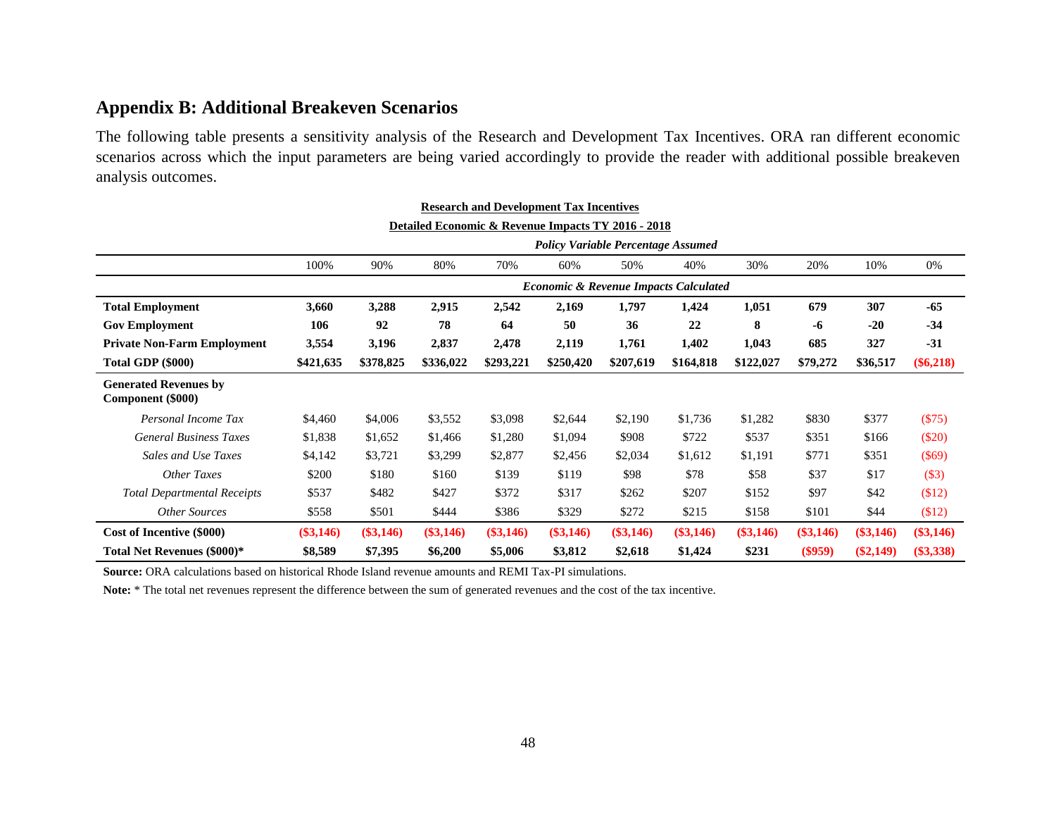## Appendix B: Additional Breakeven Scenarios

The following table presents a sensitivity analysis of the Research and Development Tax Incentives. ORA ran different economic scenarios across which the input parameters are being varied accordingly to provide the reader with additional possible breakeven analysis outcomes.

**Research and Development Tax Incentives**

**Detailed Economic & Revenue Impacts TY 2016 - 2018**

| | *Policy Variable Percentage Assumed* | | | | | | | | | | |
|---|---|---|---|---|---|---|---|---|---|---|---|
| | 100% | 90% | 80% | 70% | 60% | 50% | 40% | 30% | 20% | 10% | 0% |
| | *Economic & Revenue Impacts Calculated* | | | | | | | | | | |
| **Total Employment** | **3,660** | **3,288** | **2,915** | **2,542** | **2,169** | **1,797** | **1,424** | **1,051** | **679** | **307** | **-65** |
| **Gov Employment** | **106** | **92** | **78** | **64** | **50** | **36** | **22** | **8** | **-6** | **-20** | **-34** |
| **Private Non-Farm Employment** | **3,554** | **3,196** | **2,837** | **2,478** | **2,119** | **1,761** | **1,402** | **1,043** | **685** | **327** | **-31** |
| **Total GDP ($000)** | **$421,635** | **$378,825** | **$336,022** | **$293,221** | **$250,420** | **$207,619** | **$164,818** | **$122,027** | **$79,272** | **$36,517** | **($6,218)** |
| **Generated Revenues by Component ($000)** | | | | | | | | | | | |
| *Personal Income Tax* | $4,460 | $4,006 | $3,552 | $3,098 | $2,644 | $2,190 | $1,736 | $1,282 | $830 | $377 | ($75) |
| *General Business Taxes* | $1,838 | $1,652 | $1,466 | $1,280 | $1,094 | $908 | $722 | $537 | $351 | $166 | ($20) |
| *Sales and Use Taxes* | $4,142 | $3,721 | $3,299 | $2,877 | $2,456 | $2,034 | $1,612 | $1,191 | $771 | $351 | ($69) |
| *Other Taxes* | $200 | $180 | $160 | $139 | $119 | $98 | $78 | $58 | $37 | $17 | ($3) |
| *Total Departmental Receipts* | $537 | $482 | $427 | $372 | $317 | $262 | $207 | $152 | $97 | $42 | ($12) |
| *Other Sources* | $558 | $501 | $444 | $386 | $329 | $272 | $215 | $158 | $101 | $44 | ($12) |
| **Cost of Incentive ($000)** | **($3,146)** | **($3,146)** | **($3,146)** | **($3,146)** | **($3,146)** | **($3,146)** | **($3,146)** | **($3,146)** | **($3,146)** | **($3,146)** | **($3,146)** |
| **Total Net Revenues ($000)*** | **$8,589** | **$7,395** | **$6,200** | **$5,006** | **$3,812** | **$2,618** | **$1,424** | **$231** | **($959)** | **($2,149)** | **($3,338)** |

**Source:** ORA calculations based on historical Rhode Island revenue amounts and REMI Tax-PI simulations.

**Note:** * The total net revenues represent the difference between the sum of generated revenues and the cost of the tax incentive.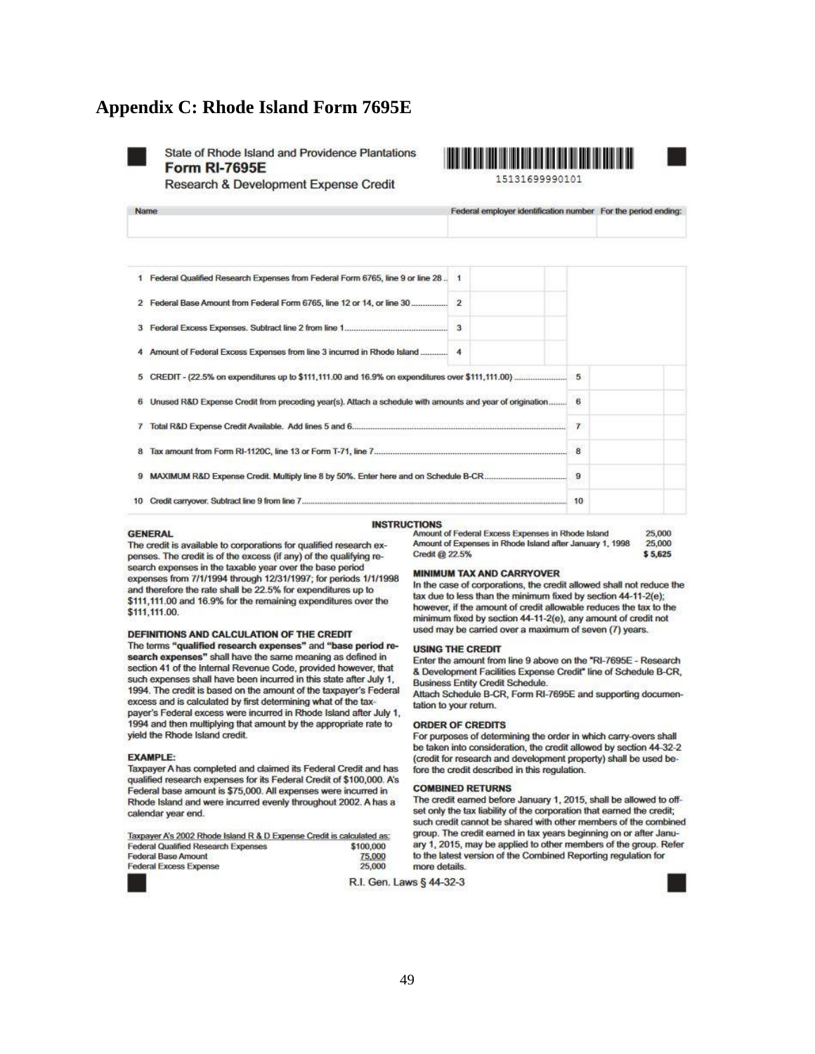# Appendix C: Rhode Island Form 7695E

State of Rhode Island and Providence Plantations

**Form RI-7695E**

Research & Development Expense Credit

15131699990101

| Name | Federal employer identification number | For the period ending: |
|---|---|---|
| | | |

| | | | |
|---|---|---|---|
| 1 Federal Qualified Research Expenses from Federal Form 6765, line 9 or line 28 | 1 | | |
| 2 Federal Base Amount from Federal Form 6765, line 12 or 14, or line 30 | 2 | | |
| 3 Federal Excess Expenses. Subtract line 2 from line 1 | 3 | | |
| 4 Amount of Federal Excess Expenses from line 3 incurred in Rhode Island | 4 | | |
| 5 CREDIT - (22.5% on expenditures up to $111,111.00 and 16.9% on expenditures over $111,111.00) | | 5 | |
| 6 Unused R&D Expense Credit from preceding year(s). Attach a schedule with amounts and year of origination | | 6 | |
| 7 Total R&D Expense Credit Available. Add lines 5 and 6 | | 7 | |
| 8 Tax amount from Form RI-1120C, line 13 or Form T-71, line 7 | | 8 | |
| 9 MAXIMUM R&D Expense Credit. Multiply line 8 by 50%. Enter here and on Schedule B-CR | | 9 | |
| 10 Credit carryover. Subtract line 9 from line 7 | | 10 | |

## INSTRUCTIONS

### GENERAL

The credit is available to corporations for qualified research expenses. The credit is of the excess (if any) of the qualifying research expenses in the taxable year over the base period expenses from 7/1/1994 through 12/31/1997; for periods 1/1/1998 and therefore the rate shall be 22.5% for expenditures up to $111,111.00 and 16.9% for the remaining expenditures over the $111,111.00.

### DEFINITIONS AND CALCULATION OF THE CREDIT

The terms **"qualified research expenses"** and **"base period research expenses"** shall have the same meaning as defined in section 41 of the Internal Revenue Code, provided however, that such expenses shall have been incurred in this state after July 1, 1994. The credit is based on the amount of the taxpayer's Federal excess and is calculated by first determining what of the taxpayer's Federal excess were incurred in Rhode Island after July 1, 1994 and then multiplying that amount by the appropriate rate to yield the Rhode Island credit.

### EXAMPLE:

Taxpayer A has completed and claimed its Federal Credit and has qualified research expenses for its Federal Credit of $100,000. A's Federal base amount is $75,000. All expenses were incurred in Rhode Island and were incurred evenly throughout 2002. A has a calendar year end.

| Taxpayer A's 2002 Rhode Island R & D Expense Credit is calculated as: | |
|---|---|
| Federal Qualified Research Expenses | $100,000 |
| Federal Base Amount | 75,000 |
| Federal Excess Expense | 25,000 |
| Amount of Federal Excess Expenses in Rhode Island | 25,000 |
| Amount of Expenses in Rhode Island after January 1, 1998 | 25,000 |
| Credit @ 22.5% | $ 5,625 |

### MINIMUM TAX AND CARRYOVER

In the case of corporations, the credit allowed shall not reduce the tax due to less than the minimum fixed by section 44-11-2(e); however, if the amount of credit allowable reduces the tax to the minimum fixed by section 44-11-2(e), any amount of credit not used may be carried over a maximum of seven (7) years.

### USING THE CREDIT

Enter the amount from line 9 above on the "RI-7695E - Research & Development Facilities Expense Credit" line of Schedule B-CR, Business Entity Credit Schedule.

Attach Schedule B-CR, Form RI-7695E and supporting documentation to your return.

### ORDER OF CREDITS

For purposes of determining the order in which carry-overs shall be taken into consideration, the credit allowed by section 44-32-2 (credit for research and development property) shall be used before the credit described in this regulation.

### COMBINED RETURNS

The credit earned before January 1, 2015, shall be allowed to offset only the tax liability of the corporation that earned the credit; such credit cannot be shared with other members of the combined group. The credit earned in tax years beginning on or after January 1, 2015, may be applied to other members of the group. Refer to the latest version of the Combined Reporting regulation for more details.

R.I. Gen. Laws § 44-32-3